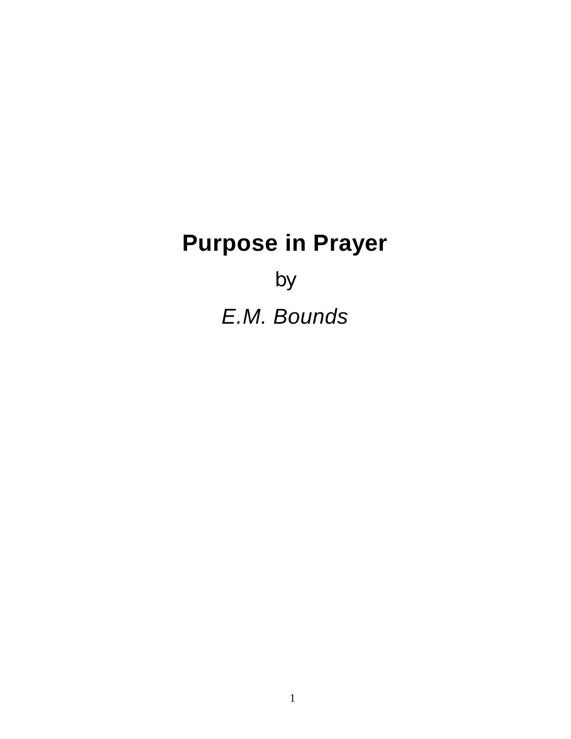# Purpose in Prayer

by

*E.M. Bounds*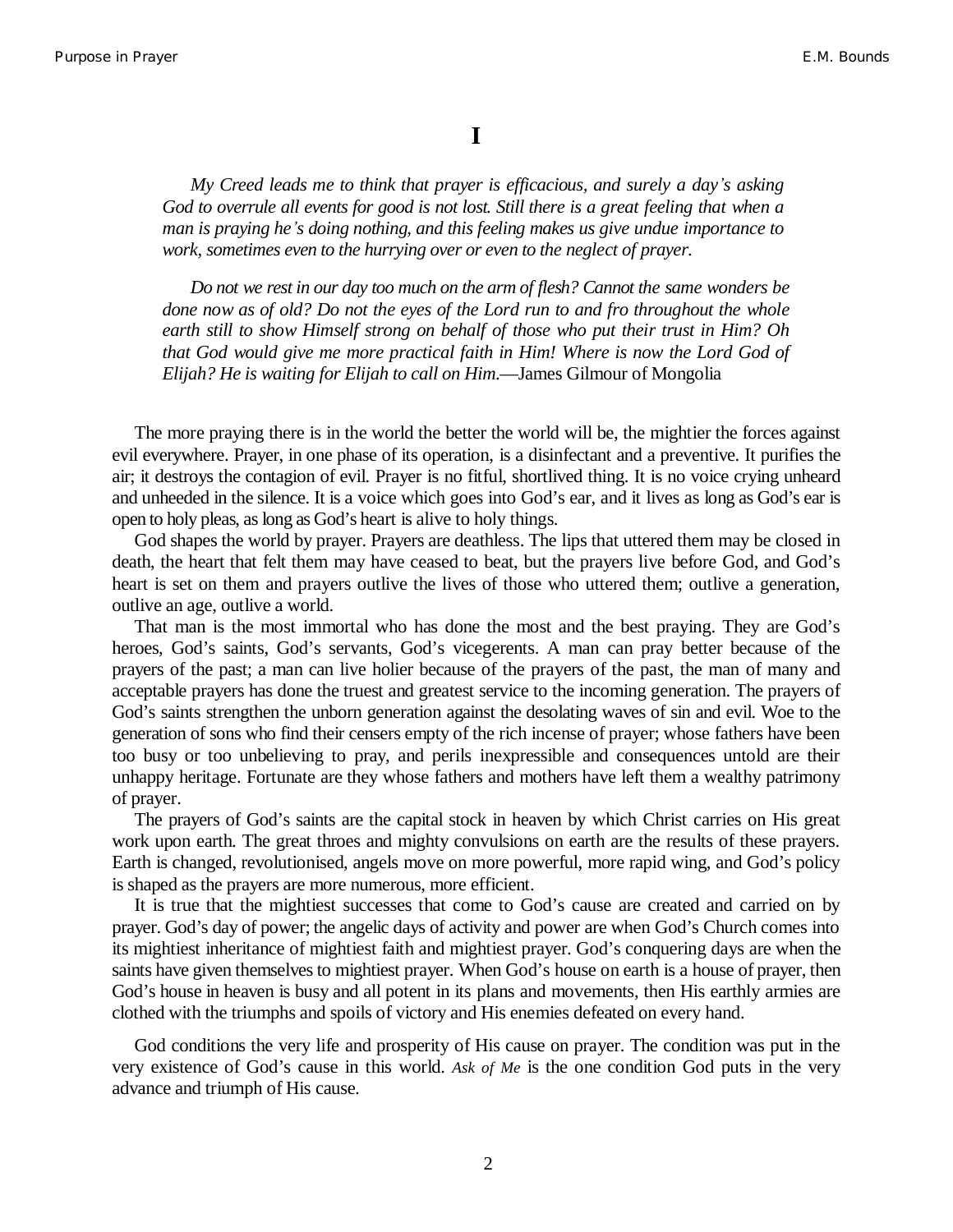# I

*My Creed leads me to think that prayer is efficacious, and surely a day's asking God to overrule all events for good is not lost. Still there is a great feeling that when a man is praying he's doing nothing, and this feeling makes us give undue importance to work, sometimes even to the hurrying over or even to the neglect of prayer.*

*Do not we rest in our day too much on the arm of flesh? Cannot the same wonders be done now as of old? Do not the eyes of the Lord run to and fro throughout the whole earth still to show Himself strong on behalf of those who put their trust in Him? Oh that God would give me more practical faith in Him! Where is now the Lord God of Elijah? He is waiting for Elijah to call on Him.*—James Gilmour of Mongolia

The more praying there is in the world the better the world will be, the mightier the forces against evil everywhere. Prayer, in one phase of its operation, is a disinfectant and a preventive. It purifies the air; it destroys the contagion of evil. Prayer is no fitful, shortlived thing. It is no voice crying unheard and unheeded in the silence. It is a voice which goes into God's ear, and it lives as long as God's ear is open to holy pleas, as long as God's heart is alive to holy things.

God shapes the world by prayer. Prayers are deathless. The lips that uttered them may be closed in death, the heart that felt them may have ceased to beat, but the prayers live before God, and God's heart is set on them and prayers outlive the lives of those who uttered them; outlive a generation, outlive an age, outlive a world.

That man is the most immortal who has done the most and the best praying. They are God's heroes, God's saints, God's servants, God's vicegerents. A man can pray better because of the prayers of the past; a man can live holier because of the prayers of the past, the man of many and acceptable prayers has done the truest and greatest service to the incoming generation. The prayers of God's saints strengthen the unborn generation against the desolating waves of sin and evil. Woe to the generation of sons who find their censers empty of the rich incense of prayer; whose fathers have been too busy or too unbelieving to pray, and perils inexpressible and consequences untold are their unhappy heritage. Fortunate are they whose fathers and mothers have left them a wealthy patrimony of prayer.

The prayers of God's saints are the capital stock in heaven by which Christ carries on His great work upon earth. The great throes and mighty convulsions on earth are the results of these prayers. Earth is changed, revolutionised, angels move on more powerful, more rapid wing, and God's policy is shaped as the prayers are more numerous, more efficient.

It is true that the mightiest successes that come to God's cause are created and carried on by prayer. God's day of power; the angelic days of activity and power are when God's Church comes into its mightiest inheritance of mightiest faith and mightiest prayer. God's conquering days are when the saints have given themselves to mightiest prayer. When God's house on earth is a house of prayer, then God's house in heaven is busy and all potent in its plans and movements, then His earthly armies are clothed with the triumphs and spoils of victory and His enemies defeated on every hand.

God conditions the very life and prosperity of His cause on prayer. The condition was put in the very existence of God's cause in this world. *Ask of Me* is the one condition God puts in the very advance and triumph of His cause.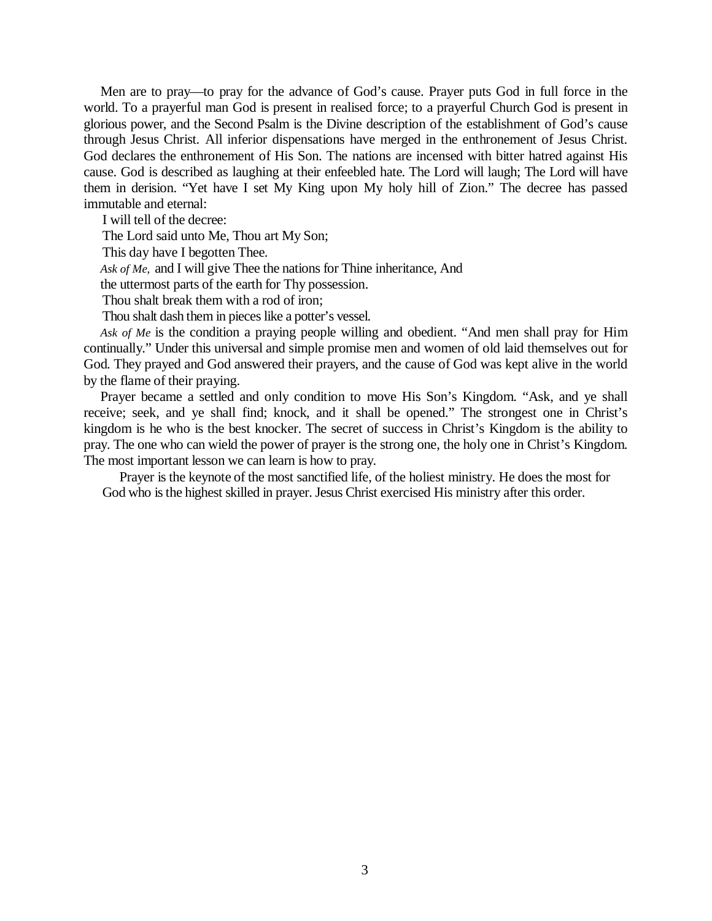Men are to pray—to pray for the advance of God's cause. Prayer puts God in full force in the world. To a prayerful man God is present in realised force; to a prayerful Church God is present in glorious power, and the Second Psalm is the Divine description of the establishment of God's cause through Jesus Christ. All inferior dispensations have merged in the enthronement of Jesus Christ. God declares the enthronement of His Son. The nations are incensed with bitter hatred against His cause. God is described as laughing at their enfeebled hate. The Lord will laugh; The Lord will have them in derision. "Yet have I set My King upon My holy hill of Zion." The decree has passed immutable and eternal:

I will tell of the decree:  
The Lord said unto Me, Thou art My Son;  
This day have I begotten Thee.  
*Ask of Me,* and I will give Thee the nations for Thine inheritance, And  
the uttermost parts of the earth for Thy possession.  
Thou shalt break them with a rod of iron;  
Thou shalt dash them in pieces like a potter's vessel.

*Ask of Me* is the condition a praying people willing and obedient. "And men shall pray for Him continually." Under this universal and simple promise men and women of old laid themselves out for God. They prayed and God answered their prayers, and the cause of God was kept alive in the world by the flame of their praying.

Prayer became a settled and only condition to move His Son's Kingdom. "Ask, and ye shall receive; seek, and ye shall find; knock, and it shall be opened." The strongest one in Christ's kingdom is he who is the best knocker. The secret of success in Christ's Kingdom is the ability to pray. The one who can wield the power of prayer is the strong one, the holy one in Christ's Kingdom. The most important lesson we can learn is how to pray.

Prayer is the keynote of the most sanctified life, of the holiest ministry. He does the most for God who is the highest skilled in prayer. Jesus Christ exercised His ministry after this order.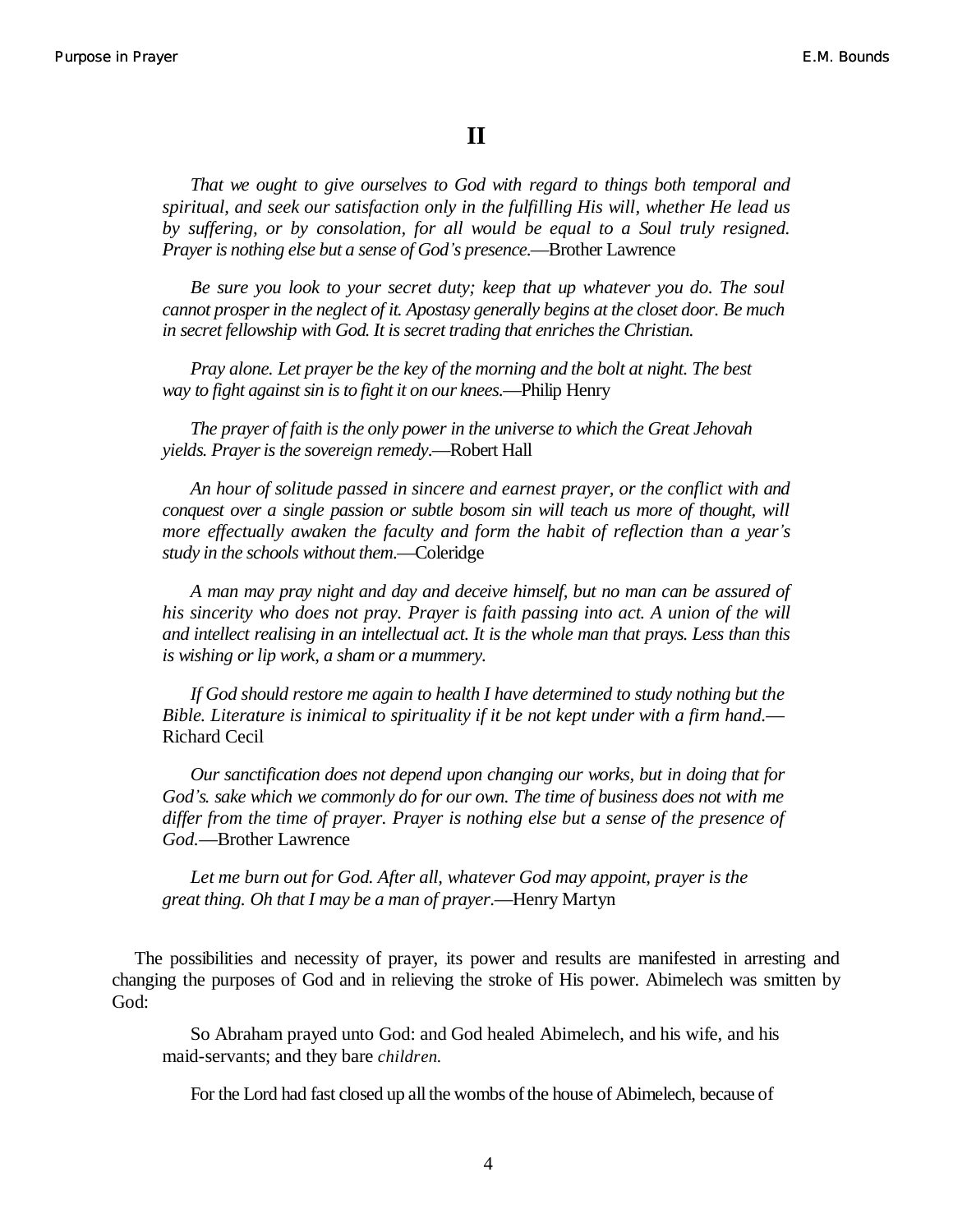# II

*That we ought to give ourselves to God with regard to things both temporal and spiritual, and seek our satisfaction only in the fulfilling His will, whether He lead us by suffering, or by consolation, for all would be equal to a Soul truly resigned. Prayer is nothing else but a sense of God's presence.*—Brother Lawrence

*Be sure you look to your secret duty; keep that up whatever you do. The soul cannot prosper in the neglect of it. Apostasy generally begins at the closet door. Be much in secret fellowship with God. It is secret trading that enriches the Christian.*

*Pray alone. Let prayer be the key of the morning and the bolt at night. The best way to fight against sin is to fight it on our knees.*—Philip Henry

*The prayer of faith is the only power in the universe to which the Great Jehovah yields. Prayer is the sovereign remedy.*—Robert Hall

*An hour of solitude passed in sincere and earnest prayer, or the conflict with and conquest over a single passion or subtle bosom sin will teach us more of thought, will more effectually awaken the faculty and form the habit of reflection than a year's study in the schools without them.*—Coleridge

*A man may pray night and day and deceive himself, but no man can be assured of his sincerity who does not pray. Prayer is faith passing into act. A union of the will and intellect realising in an intellectual act. It is the whole man that prays. Less than this is wishing or lip work, a sham or a mummery.*

*If God should restore me again to health I have determined to study nothing but the Bible. Literature is inimical to spirituality if it be not kept under with a firm hand.*—Richard Cecil

*Our sanctification does not depend upon changing our works, but in doing that for God's. sake which we commonly do for our own. The time of business does not with me differ from the time of prayer. Prayer is nothing else but a sense of the presence of God.*—Brother Lawrence

*Let me burn out for God. After all, whatever God may appoint, prayer is the great thing. Oh that I may be a man of prayer.*—Henry Martyn

The possibilities and necessity of prayer, its power and results are manifested in arresting and changing the purposes of God and in relieving the stroke of His power. Abimelech was smitten by God:

> So Abraham prayed unto God: and God healed Abimelech, and his wife, and his maid-servants; and they bare *children.*
>
> For the Lord had fast closed up all the wombs of the house of Abimelech, because of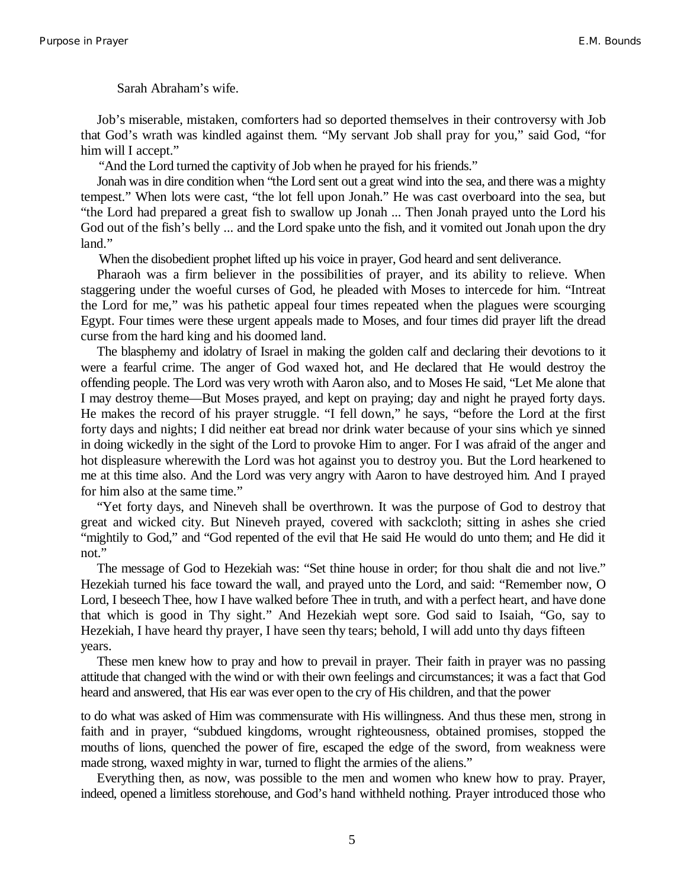Sarah Abraham's wife.

Job's miserable, mistaken, comforters had so deported themselves in their controversy with Job that God's wrath was kindled against them. "My servant Job shall pray for you," said God, "for him will I accept."

"And the Lord turned the captivity of Job when he prayed for his friends."

Jonah was in dire condition when "the Lord sent out a great wind into the sea, and there was a mighty tempest." When lots were cast, "the lot fell upon Jonah." He was cast overboard into the sea, but "the Lord had prepared a great fish to swallow up Jonah ... Then Jonah prayed unto the Lord his God out of the fish's belly ... and the Lord spake unto the fish, and it vomited out Jonah upon the dry land."

When the disobedient prophet lifted up his voice in prayer, God heard and sent deliverance.

Pharaoh was a firm believer in the possibilities of prayer, and its ability to relieve. When staggering under the woeful curses of God, he pleaded with Moses to intercede for him. "Intreat the Lord for me," was his pathetic appeal four times repeated when the plagues were scourging Egypt. Four times were these urgent appeals made to Moses, and four times did prayer lift the dread curse from the hard king and his doomed land.

The blasphemy and idolatry of Israel in making the golden calf and declaring their devotions to it were a fearful crime. The anger of God waxed hot, and He declared that He would destroy the offending people. The Lord was very wroth with Aaron also, and to Moses He said, "Let Me alone that I may destroy theme—But Moses prayed, and kept on praying; day and night he prayed forty days. He makes the record of his prayer struggle. "I fell down," he says, "before the Lord at the first forty days and nights; I did neither eat bread nor drink water because of your sins which ye sinned in doing wickedly in the sight of the Lord to provoke Him to anger. For I was afraid of the anger and hot displeasure wherewith the Lord was hot against you to destroy you. But the Lord hearkened to me at this time also. And the Lord was very angry with Aaron to have destroyed him. And I prayed for him also at the same time."

"Yet forty days, and Nineveh shall be overthrown. It was the purpose of God to destroy that great and wicked city. But Nineveh prayed, covered with sackcloth; sitting in ashes she cried "mightily to God," and "God repented of the evil that He said He would do unto them; and He did it not."

The message of God to Hezekiah was: "Set thine house in order; for thou shalt die and not live." Hezekiah turned his face toward the wall, and prayed unto the Lord, and said: "Remember now, O Lord, I beseech Thee, how I have walked before Thee in truth, and with a perfect heart, and have done that which is good in Thy sight." And Hezekiah wept sore. God said to Isaiah, "Go, say to Hezekiah, I have heard thy prayer, I have seen thy tears; behold, I will add unto thy days fifteen years.

These men knew how to pray and how to prevail in prayer. Their faith in prayer was no passing attitude that changed with the wind or with their own feelings and circumstances; it was a fact that God heard and answered, that His ear was ever open to the cry of His children, and that the power to do what was asked of Him was commensurate with His willingness. And thus these men, strong in faith and in prayer, "subdued kingdoms, wrought righteousness, obtained promises, stopped the mouths of lions, quenched the power of fire, escaped the edge of the sword, from weakness were made strong, waxed mighty in war, turned to flight the armies of the aliens."

Everything then, as now, was possible to the men and women who knew how to pray. Prayer, indeed, opened a limitless storehouse, and God's hand withheld nothing. Prayer introduced those who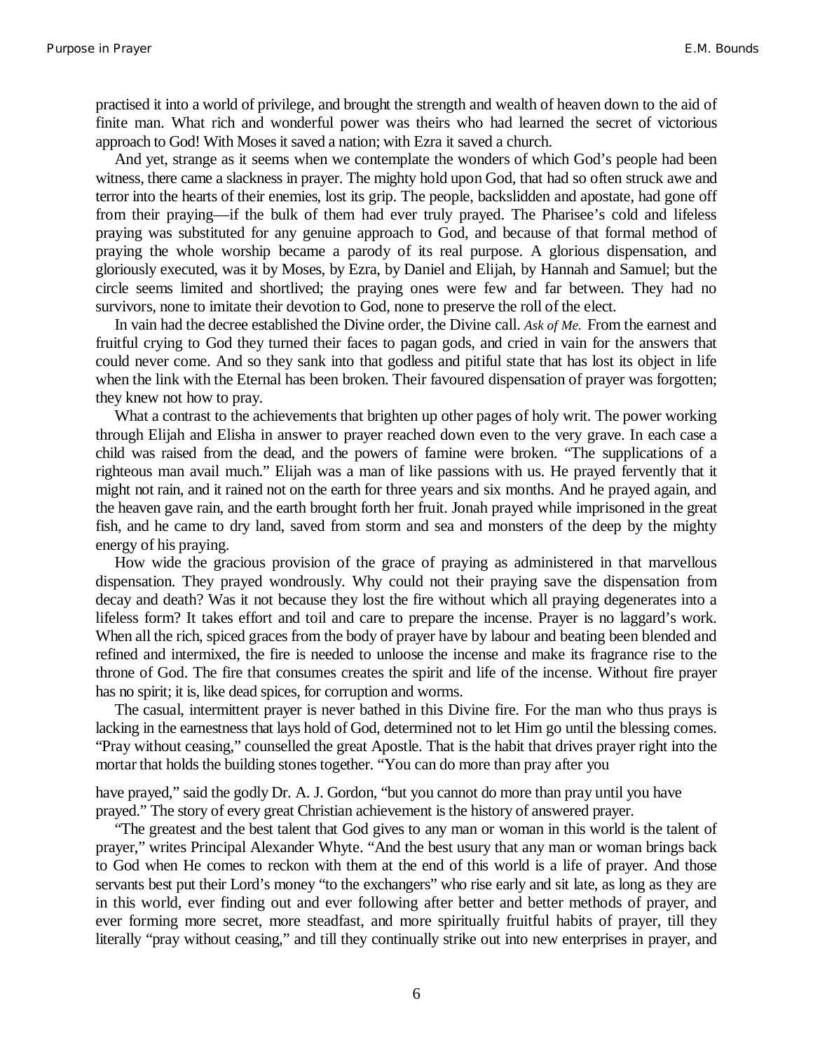practised it into a world of privilege, and brought the strength and wealth of heaven down to the aid of finite man. What rich and wonderful power was theirs who had learned the secret of victorious approach to God! With Moses it saved a nation; with Ezra it saved a church.

And yet, strange as it seems when we contemplate the wonders of which God's people had been witness, there came a slackness in prayer. The mighty hold upon God, that had so often struck awe and terror into the hearts of their enemies, lost its grip. The people, backslidden and apostate, had gone off from their praying—if the bulk of them had ever truly prayed. The Pharisee's cold and lifeless praying was substituted for any genuine approach to God, and because of that formal method of praying the whole worship became a parody of its real purpose. A glorious dispensation, and gloriously executed, was it by Moses, by Ezra, by Daniel and Elijah, by Hannah and Samuel; but the circle seems limited and shortlived; the praying ones were few and far between. They had no survivors, none to imitate their devotion to God, none to preserve the roll of the elect.

In vain had the decree established the Divine order, the Divine call. *Ask of Me.* From the earnest and fruitful crying to God they turned their faces to pagan gods, and cried in vain for the answers that could never come. And so they sank into that godless and pitiful state that has lost its object in life when the link with the Eternal has been broken. Their favoured dispensation of prayer was forgotten; they knew not how to pray.

What a contrast to the achievements that brighten up other pages of holy writ. The power working through Elijah and Elisha in answer to prayer reached down even to the very grave. In each case a child was raised from the dead, and the powers of famine were broken. "The supplications of a righteous man avail much." Elijah was a man of like passions with us. He prayed fervently that it might not rain, and it rained not on the earth for three years and six months. And he prayed again, and the heaven gave rain, and the earth brought forth her fruit. Jonah prayed while imprisoned in the great fish, and he came to dry land, saved from storm and sea and monsters of the deep by the mighty energy of his praying.

How wide the gracious provision of the grace of praying as administered in that marvellous dispensation. They prayed wondrously. Why could not their praying save the dispensation from decay and death? Was it not because they lost the fire without which all praying degenerates into a lifeless form? It takes effort and toil and care to prepare the incense. Prayer is no laggard's work. When all the rich, spiced graces from the body of prayer have by labour and beating been blended and refined and intermixed, the fire is needed to unloose the incense and make its fragrance rise to the throne of God. The fire that consumes creates the spirit and life of the incense. Without fire prayer has no spirit; it is, like dead spices, for corruption and worms.

The casual, intermittent prayer is never bathed in this Divine fire. For the man who thus prays is lacking in the earnestness that lays hold of God, determined not to let Him go until the blessing comes. "Pray without ceasing," counselled the great Apostle. That is the habit that drives prayer right into the mortar that holds the building stones together. "You can do more than pray after you have prayed," said the godly Dr. A. J. Gordon, "but you cannot do more than pray until you have prayed." The story of every great Christian achievement is the history of answered prayer.

"The greatest and the best talent that God gives to any man or woman in this world is the talent of prayer," writes Principal Alexander Whyte. "And the best usury that any man or woman brings back to God when He comes to reckon with them at the end of this world is a life of prayer. And those servants best put their Lord's money "to the exchangers" who rise early and sit late, as long as they are in this world, ever finding out and ever following after better and better methods of prayer, and ever forming more secret, more steadfast, and more spiritually fruitful habits of prayer, till they literally "pray without ceasing," and till they continually strike out into new enterprises in prayer, and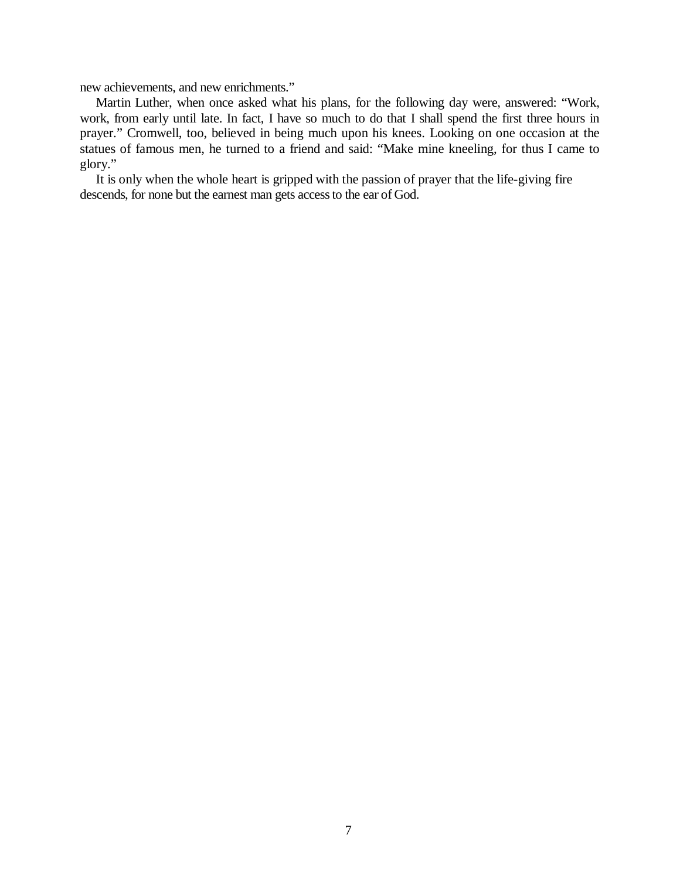new achievements, and new enrichments."

Martin Luther, when once asked what his plans, for the following day were, answered: "Work, work, from early until late. In fact, I have so much to do that I shall spend the first three hours in prayer." Cromwell, too, believed in being much upon his knees. Looking on one occasion at the statues of famous men, he turned to a friend and said: "Make mine kneeling, for thus I came to glory."

It is only when the whole heart is gripped with the passion of prayer that the life-giving fire descends, for none but the earnest man gets access to the ear of God.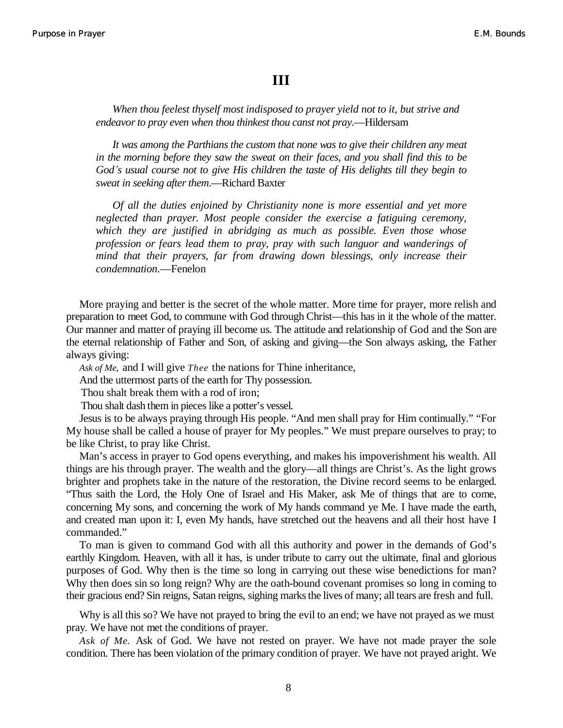# III

*When thou feelest thyself most indisposed to prayer yield not to it, but strive and endeavor to pray even when thou thinkest thou canst not pray.*—Hildersam

*It was among the Parthians the custom that none was to give their children any meat in the morning before they saw the sweat on their faces, and you shall find this to be God's usual course not to give His children the taste of His delights till they begin to sweat in seeking after them.*—Richard Baxter

*Of all the duties enjoined by Christianity none is more essential and yet more neglected than prayer. Most people consider the exercise a fatiguing ceremony, which they are justified in abridging as much as possible. Even those whose profession or fears lead them to pray, pray with such languor and wanderings of mind that their prayers, far from drawing down blessings, only increase their condemnation.*—Fenelon

More praying and better is the secret of the whole matter. More time for prayer, more relish and preparation to meet God, to commune with God through Christ—this has in it the whole of the matter. Our manner and matter of praying ill become us. The attitude and relationship of God and the Son are the eternal relationship of Father and Son, of asking and giving—the Son always asking, the Father always giving:

*Ask of Me,* and I will give *Thee* the nations for Thine inheritance,
And the uttermost parts of the earth for Thy possession.
Thou shalt break them with a rod of iron;
Thou shalt dash them in pieces like a potter's vessel.

Jesus is to be always praying through His people. "And men shall pray for Him continually." "For My house shall be called a house of prayer for My peoples." We must prepare ourselves to pray; to be like Christ, to pray like Christ.

Man's access in prayer to God opens everything, and makes his impoverishment his wealth. All things are his through prayer. The wealth and the glory—all things are Christ's. As the light grows brighter and prophets take in the nature of the restoration, the Divine record seems to be enlarged. "Thus saith the Lord, the Holy One of Israel and His Maker, ask Me of things that are to come, concerning My sons, and concerning the work of My hands command ye Me. I have made the earth, and created man upon it: I, even My hands, have stretched out the heavens and all their host have I commanded."

To man is given to command God with all this authority and power in the demands of God's earthly Kingdom. Heaven, with all it has, is under tribute to carry out the ultimate, final and glorious purposes of God. Why then is the time so long in carrying out these wise benedictions for man? Why then does sin so long reign? Why are the oath-bound covenant promises so long in coming to their gracious end? Sin reigns, Satan reigns, sighing marks the lives of many; all tears are fresh and full.

Why is all this so? We have not prayed to bring the evil to an end; we have not prayed as we must pray. We have not met the conditions of prayer.

*Ask of Me.* Ask of God. We have not rested on prayer. We have not made prayer the sole condition. There has been violation of the primary condition of prayer. We have not prayed aright. We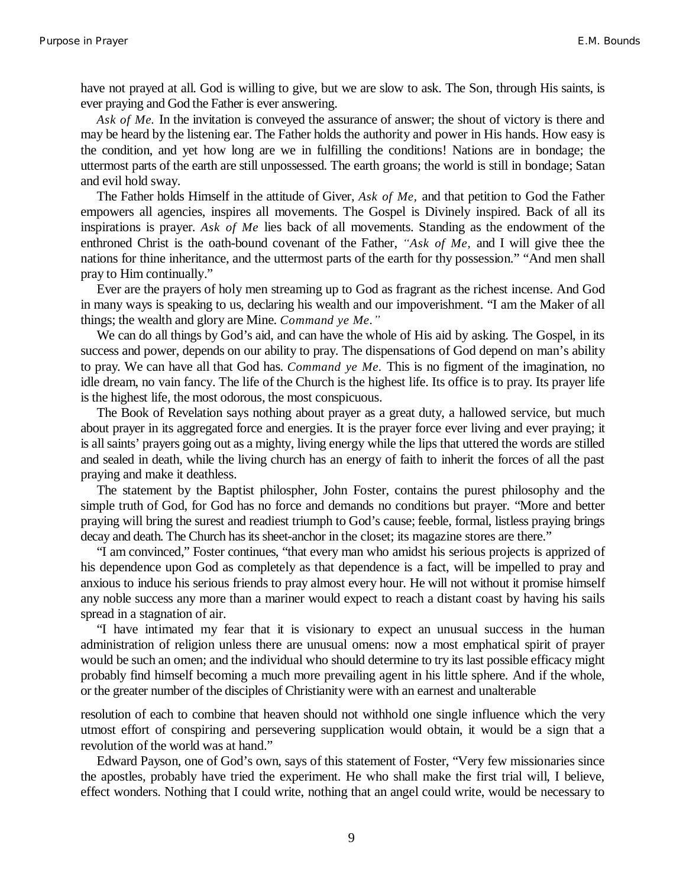have not prayed at all. God is willing to give, but we are slow to ask. The Son, through His saints, is ever praying and God the Father is ever answering.

*Ask of Me.* In the invitation is conveyed the assurance of answer; the shout of victory is there and may be heard by the listening ear. The Father holds the authority and power in His hands. How easy is the condition, and yet how long are we in fulfilling the conditions! Nations are in bondage; the uttermost parts of the earth are still unpossessed. The earth groans; the world is still in bondage; Satan and evil hold sway.

The Father holds Himself in the attitude of Giver, *Ask of Me,* and that petition to God the Father empowers all agencies, inspires all movements. The Gospel is Divinely inspired. Back of all its inspirations is prayer. *Ask of Me* lies back of all movements. Standing as the endowment of the enthroned Christ is the oath-bound covenant of the Father, *"Ask of Me,* and I will give thee the nations for thine inheritance, and the uttermost parts of the earth for thy possession." "And men shall pray to Him continually."

Ever are the prayers of holy men streaming up to God as fragrant as the richest incense. And God in many ways is speaking to us, declaring his wealth and our impoverishment. "I am the Maker of all things; the wealth and glory are Mine. *Command ye Me."*

We can do all things by God's aid, and can have the whole of His aid by asking. The Gospel, in its success and power, depends on our ability to pray. The dispensations of God depend on man's ability to pray. We can have all that God has. *Command ye Me.* This is no figment of the imagination, no idle dream, no vain fancy. The life of the Church is the highest life. Its office is to pray. Its prayer life is the highest life, the most odorous, the most conspicuous.

The Book of Revelation says nothing about prayer as a great duty, a hallowed service, but much about prayer in its aggregated force and energies. It is the prayer force ever living and ever praying; it is all saints' prayers going out as a mighty, living energy while the lips that uttered the words are stilled and sealed in death, while the living church has an energy of faith to inherit the forces of all the past praying and make it deathless.

The statement by the Baptist philospher, John Foster, contains the purest philosophy and the simple truth of God, for God has no force and demands no conditions but prayer. "More and better praying will bring the surest and readiest triumph to God's cause; feeble, formal, listless praying brings decay and death. The Church has its sheet-anchor in the closet; its magazine stores are there."

"I am convinced," Foster continues, "that every man who amidst his serious projects is apprized of his dependence upon God as completely as that dependence is a fact, will be impelled to pray and anxious to induce his serious friends to pray almost every hour. He will not without it promise himself any noble success any more than a mariner would expect to reach a distant coast by having his sails spread in a stagnation of air.

"I have intimated my fear that it is visionary to expect an unusual success in the human administration of religion unless there are unusual omens: now a most emphatical spirit of prayer would be such an omen; and the individual who should determine to try its last possible efficacy might probably find himself becoming a much more prevailing agent in his little sphere. And if the whole, or the greater number of the disciples of Christianity were with an earnest and unalterable resolution of each to combine that heaven should not withhold one single influence which the very utmost effort of conspiring and persevering supplication would obtain, it would be a sign that a revolution of the world was at hand."

Edward Payson, one of God's own, says of this statement of Foster, "Very few missionaries since the apostles, probably have tried the experiment. He who shall make the first trial will, I believe, effect wonders. Nothing that I could write, nothing that an angel could write, would be necessary to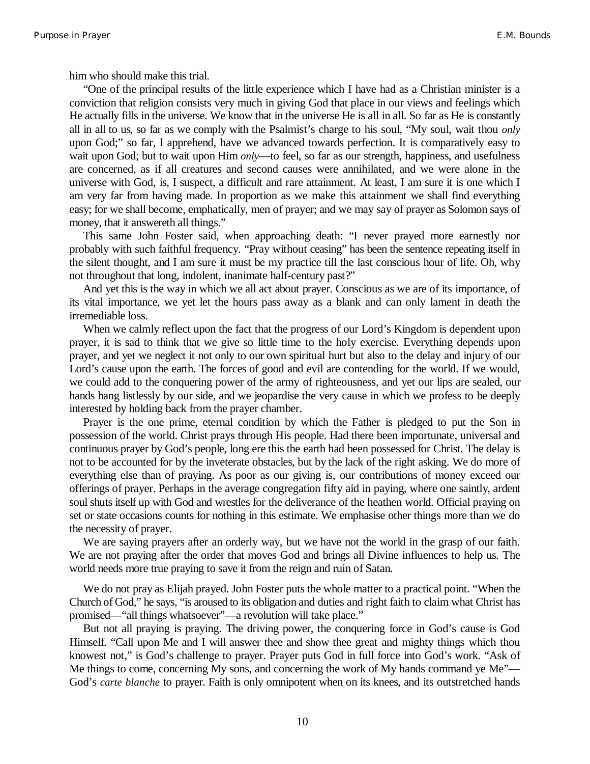him who should make this trial.

"One of the principal results of the little experience which I have had as a Christian minister is a conviction that religion consists very much in giving God that place in our views and feelings which He actually fills in the universe. We know that in the universe He is all in all. So far as He is constantly all in all to us, so far as we comply with the Psalmist's charge to his soul, "My soul, wait thou *only* upon God;" so far, I apprehend, have we advanced towards perfection. It is comparatively easy to wait upon God; but to wait upon Him *only*—to feel, so far as our strength, happiness, and usefulness are concerned, as if all creatures and second causes were annihilated, and we were alone in the universe with God, is, I suspect, a difficult and rare attainment. At least, I am sure it is one which I am very far from having made. In proportion as we make this attainment we shall find everything easy; for we shall become, emphatically, men of prayer; and we may say of prayer as Solomon says of money, that it answereth all things."

This same John Foster said, when approaching death: "I never prayed more earnestly nor probably with such faithful frequency. "Pray without ceasing" has been the sentence repeating itself in the silent thought, and I am sure it must be my practice till the last conscious hour of life. Oh, why not throughout that long, indolent, inanimate half-century past?"

And yet this is the way in which we all act about prayer. Conscious as we are of its importance, of its vital importance, we yet let the hours pass away as a blank and can only lament in death the irremediable loss.

When we calmly reflect upon the fact that the progress of our Lord's Kingdom is dependent upon prayer, it is sad to think that we give so little time to the holy exercise. Everything depends upon prayer, and yet we neglect it not only to our own spiritual hurt but also to the delay and injury of our Lord's cause upon the earth. The forces of good and evil are contending for the world. If we would, we could add to the conquering power of the army of righteousness, and yet our lips are sealed, our hands hang listlessly by our side, and we jeopardise the very cause in which we profess to be deeply interested by holding back from the prayer chamber.

Prayer is the one prime, eternal condition by which the Father is pledged to put the Son in possession of the world. Christ prays through His people. Had there been importunate, universal and continuous prayer by God's people, long ere this the earth had been possessed for Christ. The delay is not to be accounted for by the inveterate obstacles, but by the lack of the right asking. We do more of everything else than of praying. As poor as our giving is, our contributions of money exceed our offerings of prayer. Perhaps in the average congregation fifty aid in paying, where one saintly, ardent soul shuts itself up with God and wrestles for the deliverance of the heathen world. Official praying on set or state occasions counts for nothing in this estimate. We emphasise other things more than we do the necessity of prayer.

We are saying prayers after an orderly way, but we have not the world in the grasp of our faith. We are not praying after the order that moves God and brings all Divine influences to help us. The world needs more true praying to save it from the reign and ruin of Satan.

We do not pray as Elijah prayed. John Foster puts the whole matter to a practical point. "When the Church of God," he says, "is aroused to its obligation and duties and right faith to claim what Christ has promised—"all things whatsoever"—a revolution will take place."

But not all praying is praying. The driving power, the conquering force in God's cause is God Himself. "Call upon Me and I will answer thee and show thee great and mighty things which thou knowest not," is God's challenge to prayer. Prayer puts God in full force into God's work. "Ask of Me things to come, concerning My sons, and concerning the work of My hands command ye Me"—God's *carte blanche* to prayer. Faith is only omnipotent when on its knees, and its outstretched hands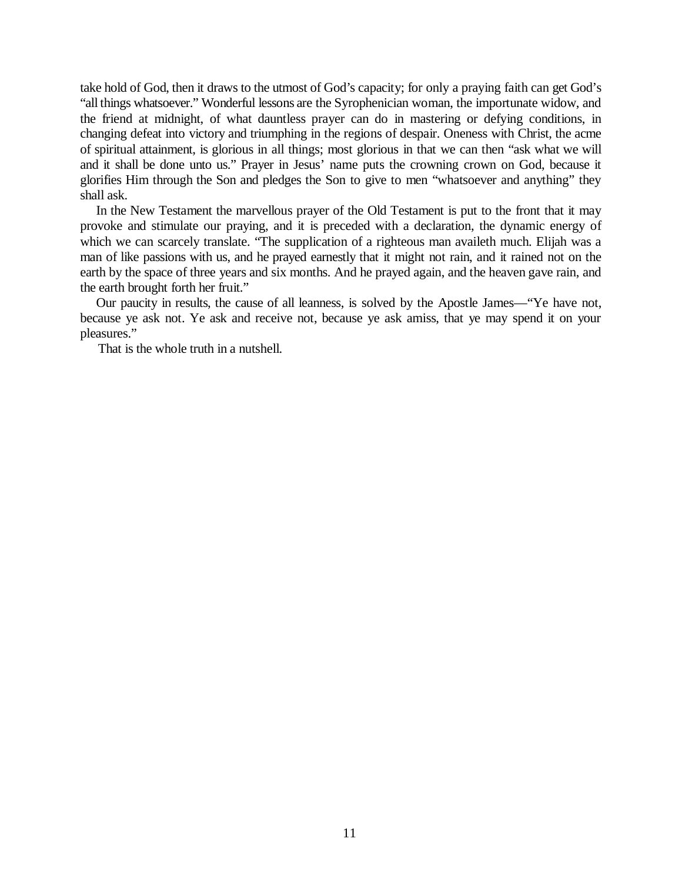take hold of God, then it draws to the utmost of God's capacity; for only a praying faith can get God's "all things whatsoever." Wonderful lessons are the Syrophenician woman, the importunate widow, and the friend at midnight, of what dauntless prayer can do in mastering or defying conditions, in changing defeat into victory and triumphing in the regions of despair. Oneness with Christ, the acme of spiritual attainment, is glorious in all things; most glorious in that we can then "ask what we will and it shall be done unto us." Prayer in Jesus' name puts the crowning crown on God, because it glorifies Him through the Son and pledges the Son to give to men "whatsoever and anything" they shall ask.

In the New Testament the marvellous prayer of the Old Testament is put to the front that it may provoke and stimulate our praying, and it is preceded with a declaration, the dynamic energy of which we can scarcely translate. "The supplication of a righteous man availeth much. Elijah was a man of like passions with us, and he prayed earnestly that it might not rain, and it rained not on the earth by the space of three years and six months. And he prayed again, and the heaven gave rain, and the earth brought forth her fruit."

Our paucity in results, the cause of all leanness, is solved by the Apostle James—"Ye have not, because ye ask not. Ye ask and receive not, because ye ask amiss, that ye may spend it on your pleasures."

That is the whole truth in a nutshell.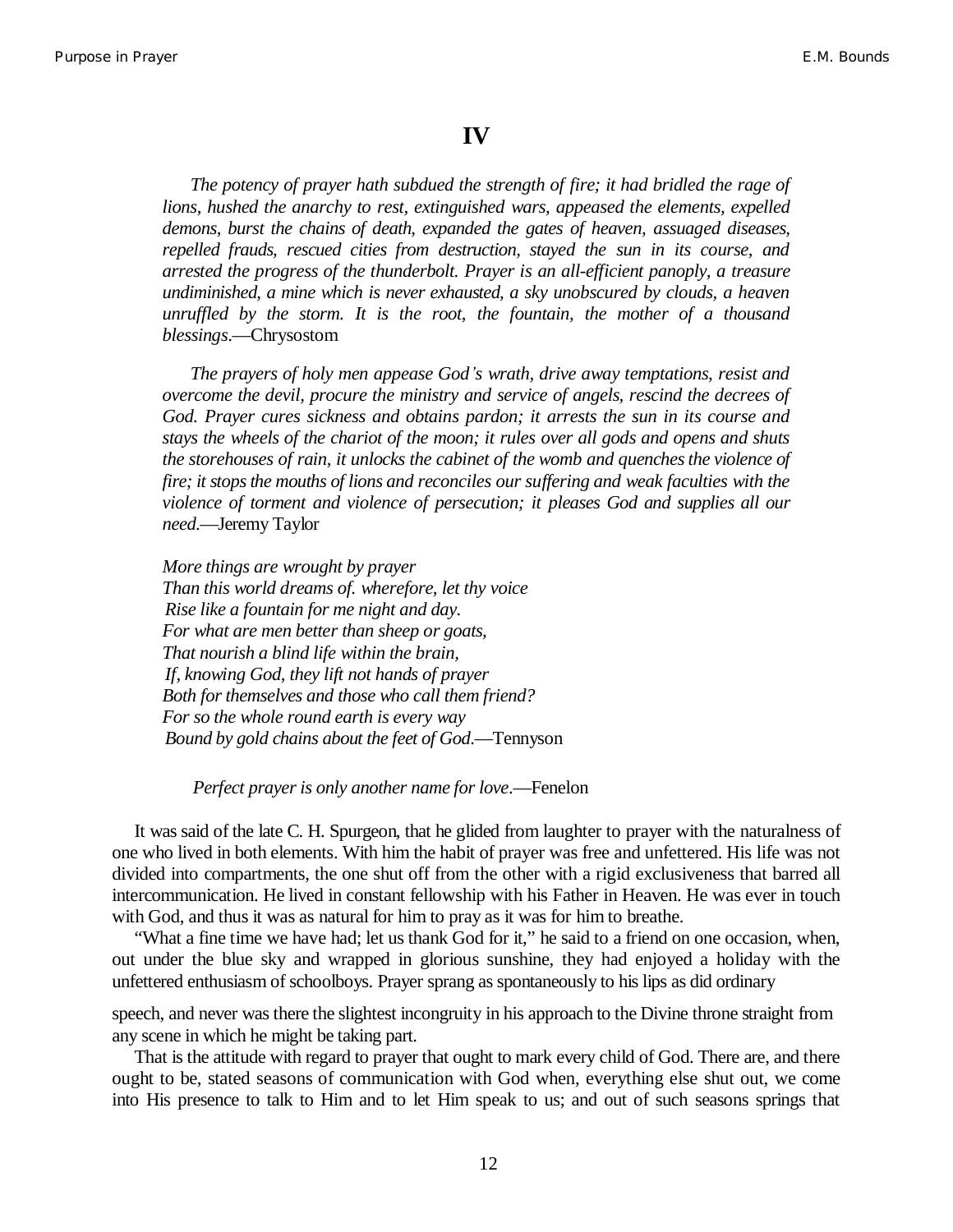# IV

*The potency of prayer hath subdued the strength of fire; it had bridled the rage of lions, hushed the anarchy to rest, extinguished wars, appeased the elements, expelled demons, burst the chains of death, expanded the gates of heaven, assuaged diseases, repelled frauds, rescued cities from destruction, stayed the sun in its course, and arrested the progress of the thunderbolt. Prayer is an all-efficient panoply, a treasure undiminished, a mine which is never exhausted, a sky unobscured by clouds, a heaven unruffled by the storm. It is the root, the fountain, the mother of a thousand blessings*.—Chrysostom

*The prayers of holy men appease God's wrath, drive away temptations, resist and overcome the devil, procure the ministry and service of angels, rescind the decrees of God. Prayer cures sickness and obtains pardon; it arrests the sun in its course and stays the wheels of the chariot of the moon; it rules over all gods and opens and shuts the storehouses of rain, it unlocks the cabinet of the womb and quenches the violence of fire; it stops the mouths of lions and reconciles our suffering and weak faculties with the violence of torment and violence of persecution; it pleases God and supplies all our need.*—Jeremy Taylor

*More things are wrought by prayer*
*Than this world dreams of. wherefore, let thy voice*
*Rise like a fountain for me night and day.*
*For what are men better than sheep or goats,*
*That nourish a blind life within the brain,*
*If, knowing God, they lift not hands of prayer*
*Both for themselves and those who call them friend?*
*For so the whole round earth is every way*
*Bound by gold chains about the feet of God.*—Tennyson

*Perfect prayer is only another name for love*.—Fenelon

It was said of the late C. H. Spurgeon, that he glided from laughter to prayer with the naturalness of one who lived in both elements. With him the habit of prayer was free and unfettered. His life was not divided into compartments, the one shut off from the other with a rigid exclusiveness that barred all intercommunication. He lived in constant fellowship with his Father in Heaven. He was ever in touch with God, and thus it was as natural for him to pray as it was for him to breathe.

"What a fine time we have had; let us thank God for it," he said to a friend on one occasion, when, out under the blue sky and wrapped in glorious sunshine, they had enjoyed a holiday with the unfettered enthusiasm of schoolboys. Prayer sprang as spontaneously to his lips as did ordinary speech, and never was there the slightest incongruity in his approach to the Divine throne straight from any scene in which he might be taking part.

That is the attitude with regard to prayer that ought to mark every child of God. There are, and there ought to be, stated seasons of communication with God when, everything else shut out, we come into His presence to talk to Him and to let Him speak to us; and out of such seasons springs that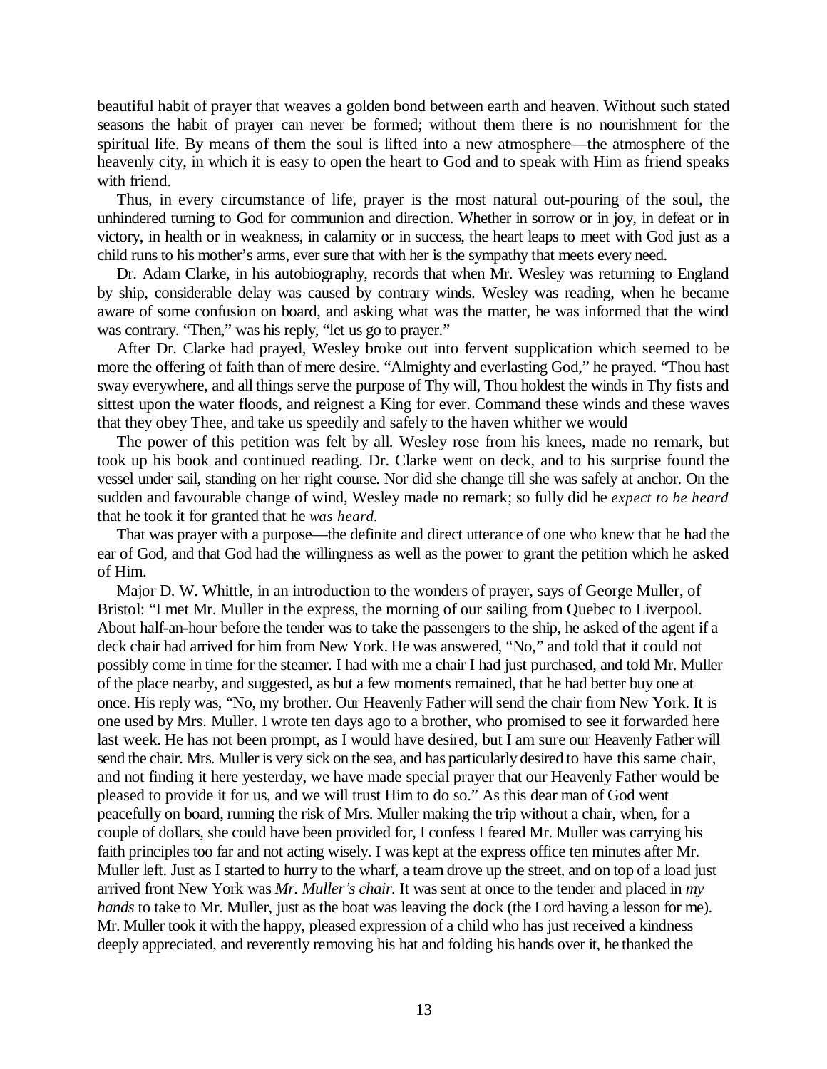beautiful habit of prayer that weaves a golden bond between earth and heaven. Without such stated seasons the habit of prayer can never be formed; without them there is no nourishment for the spiritual life. By means of them the soul is lifted into a new atmosphere—the atmosphere of the heavenly city, in which it is easy to open the heart to God and to speak with Him as friend speaks with friend.

Thus, in every circumstance of life, prayer is the most natural out-pouring of the soul, the unhindered turning to God for communion and direction. Whether in sorrow or in joy, in defeat or in victory, in health or in weakness, in calamity or in success, the heart leaps to meet with God just as a child runs to his mother's arms, ever sure that with her is the sympathy that meets every need.

Dr. Adam Clarke, in his autobiography, records that when Mr. Wesley was returning to England by ship, considerable delay was caused by contrary winds. Wesley was reading, when he became aware of some confusion on board, and asking what was the matter, he was informed that the wind was contrary. "Then," was his reply, "let us go to prayer."

After Dr. Clarke had prayed, Wesley broke out into fervent supplication which seemed to be more the offering of faith than of mere desire. "Almighty and everlasting God," he prayed. "Thou hast sway everywhere, and all things serve the purpose of Thy will, Thou holdest the winds in Thy fists and sittest upon the water floods, and reignest a King for ever. Command these winds and these waves that they obey Thee, and take us speedily and safely to the haven whither we would

The power of this petition was felt by all. Wesley rose from his knees, made no remark, but took up his book and continued reading. Dr. Clarke went on deck, and to his surprise found the vessel under sail, standing on her right course. Nor did she change till she was safely at anchor. On the sudden and favourable change of wind, Wesley made no remark; so fully did he *expect to be heard* that he took it for granted that he *was heard*.

That was prayer with a purpose—the definite and direct utterance of one who knew that he had the ear of God, and that God had the willingness as well as the power to grant the petition which he asked of Him.

Major D. W. Whittle, in an introduction to the wonders of prayer, says of George Muller, of Bristol: "I met Mr. Muller in the express, the morning of our sailing from Quebec to Liverpool. About half-an-hour before the tender was to take the passengers to the ship, he asked of the agent if a deck chair had arrived for him from New York. He was answered, "No," and told that it could not possibly come in time for the steamer. I had with me a chair I had just purchased, and told Mr. Muller of the place nearby, and suggested, as but a few moments remained, that he had better buy one at once. His reply was, "No, my brother. Our Heavenly Father will send the chair from New York. It is one used by Mrs. Muller. I wrote ten days ago to a brother, who promised to see it forwarded here last week. He has not been prompt, as I would have desired, but I am sure our Heavenly Father will send the chair. Mrs. Muller is very sick on the sea, and has particularly desired to have this same chair, and not finding it here yesterday, we have made special prayer that our Heavenly Father would be pleased to provide it for us, and we will trust Him to do so." As this dear man of God went peacefully on board, running the risk of Mrs. Muller making the trip without a chair, when, for a couple of dollars, she could have been provided for, I confess I feared Mr. Muller was carrying his faith principles too far and not acting wisely. I was kept at the express office ten minutes after Mr. Muller left. Just as I started to hurry to the wharf, a team drove up the street, and on top of a load just arrived front New York was *Mr. Muller's chair.* It was sent at once to the tender and placed in *my hands* to take to Mr. Muller, just as the boat was leaving the dock (the Lord having a lesson for me). Mr. Muller took it with the happy, pleased expression of a child who has just received a kindness deeply appreciated, and reverently removing his hat and folding his hands over it, he thanked the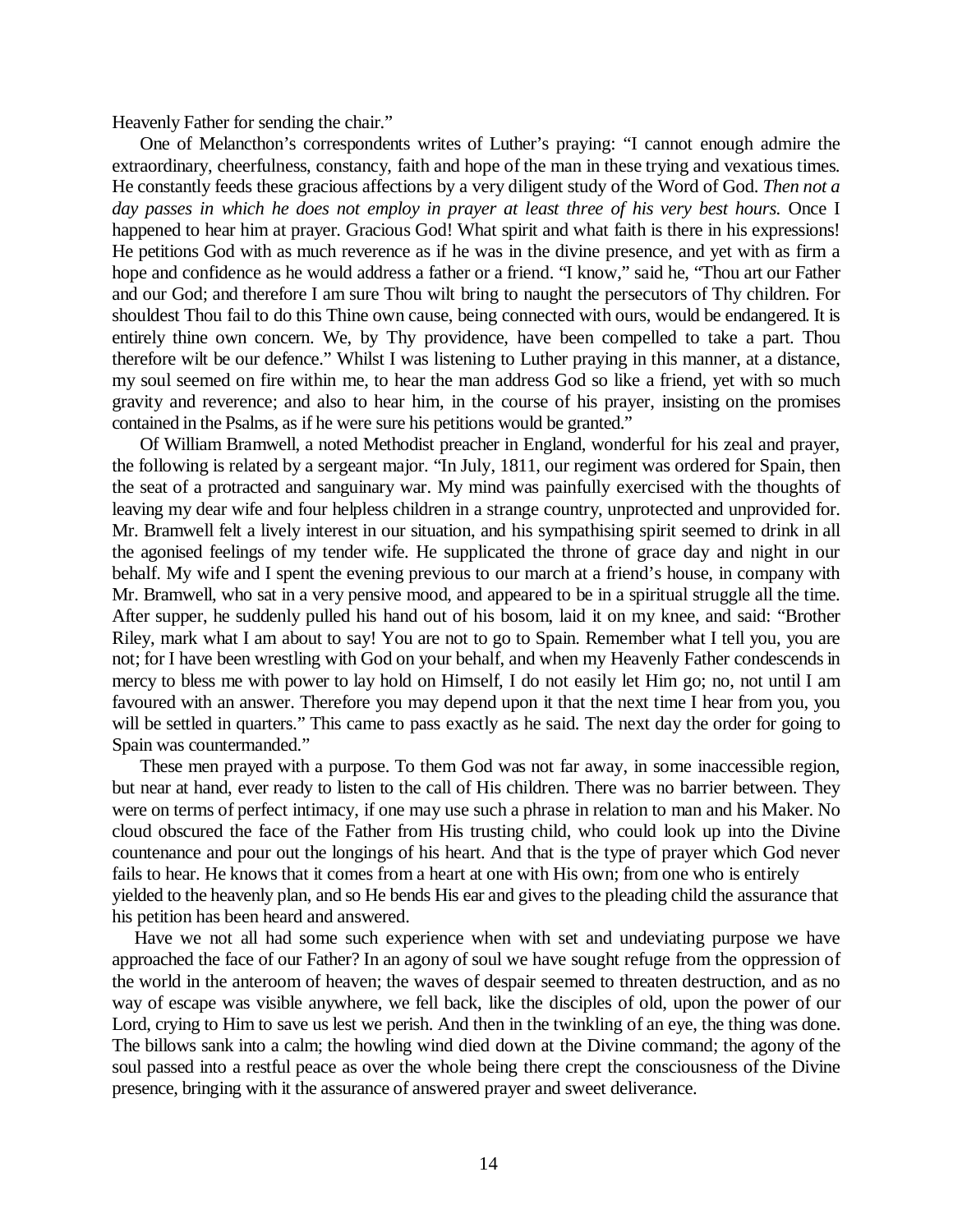Heavenly Father for sending the chair."

One of Melancthon's correspondents writes of Luther's praying: "I cannot enough admire the extraordinary, cheerfulness, constancy, faith and hope of the man in these trying and vexatious times. He constantly feeds these gracious affections by a very diligent study of the Word of God. *Then not a day passes in which he does not employ in prayer at least three of his very best hours.* Once I happened to hear him at prayer. Gracious God! What spirit and what faith is there in his expressions! He petitions God with as much reverence as if he was in the divine presence, and yet with as firm a hope and confidence as he would address a father or a friend. "I know," said he, "Thou art our Father and our God; and therefore I am sure Thou wilt bring to naught the persecutors of Thy children. For shouldest Thou fail to do this Thine own cause, being connected with ours, would be endangered. It is entirely thine own concern. We, by Thy providence, have been compelled to take a part. Thou therefore wilt be our defence." Whilst I was listening to Luther praying in this manner, at a distance, my soul seemed on fire within me, to hear the man address God so like a friend, yet with so much gravity and reverence; and also to hear him, in the course of his prayer, insisting on the promises contained in the Psalms, as if he were sure his petitions would be granted."

Of William Bramwell, a noted Methodist preacher in England, wonderful for his zeal and prayer, the following is related by a sergeant major. "In July, 1811, our regiment was ordered for Spain, then the seat of a protracted and sanguinary war. My mind was painfully exercised with the thoughts of leaving my dear wife and four helpless children in a strange country, unprotected and unprovided for. Mr. Bramwell felt a lively interest in our situation, and his sympathising spirit seemed to drink in all the agonised feelings of my tender wife. He supplicated the throne of grace day and night in our behalf. My wife and I spent the evening previous to our march at a friend's house, in company with Mr. Bramwell, who sat in a very pensive mood, and appeared to be in a spiritual struggle all the time. After supper, he suddenly pulled his hand out of his bosom, laid it on my knee, and said: "Brother Riley, mark what I am about to say! You are not to go to Spain. Remember what I tell you, you are not; for I have been wrestling with God on your behalf, and when my Heavenly Father condescends in mercy to bless me with power to lay hold on Himself, I do not easily let Him go; no, not until I am favoured with an answer. Therefore you may depend upon it that the next time I hear from you, you will be settled in quarters." This came to pass exactly as he said. The next day the order for going to Spain was countermanded."

These men prayed with a purpose. To them God was not far away, in some inaccessible region, but near at hand, ever ready to listen to the call of His children. There was no barrier between. They were on terms of perfect intimacy, if one may use such a phrase in relation to man and his Maker. No cloud obscured the face of the Father from His trusting child, who could look up into the Divine countenance and pour out the longings of his heart. And that is the type of prayer which God never fails to hear. He knows that it comes from a heart at one with His own; from one who is entirely yielded to the heavenly plan, and so He bends His ear and gives to the pleading child the assurance that his petition has been heard and answered.

Have we not all had some such experience when with set and undeviating purpose we have approached the face of our Father? In an agony of soul we have sought refuge from the oppression of the world in the anteroom of heaven; the waves of despair seemed to threaten destruction, and as no way of escape was visible anywhere, we fell back, like the disciples of old, upon the power of our Lord, crying to Him to save us lest we perish. And then in the twinkling of an eye, the thing was done. The billows sank into a calm; the howling wind died down at the Divine command; the agony of the soul passed into a restful peace as over the whole being there crept the consciousness of the Divine presence, bringing with it the assurance of answered prayer and sweet deliverance.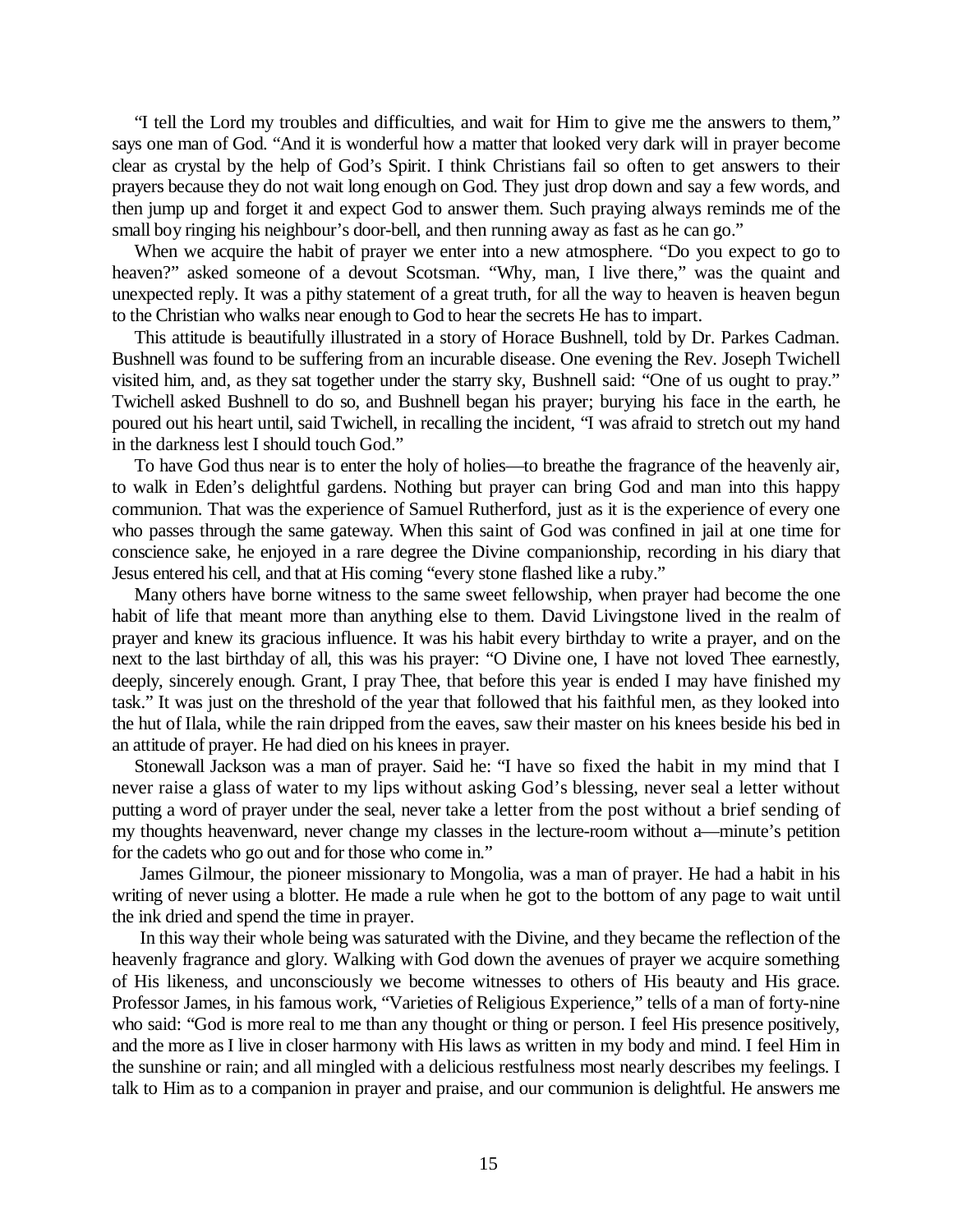"I tell the Lord my troubles and difficulties, and wait for Him to give me the answers to them," says one man of God. "And it is wonderful how a matter that looked very dark will in prayer become clear as crystal by the help of God's Spirit. I think Christians fail so often to get answers to their prayers because they do not wait long enough on God. They just drop down and say a few words, and then jump up and forget it and expect God to answer them. Such praying always reminds me of the small boy ringing his neighbour's door-bell, and then running away as fast as he can go."

When we acquire the habit of prayer we enter into a new atmosphere. "Do you expect to go to heaven?" asked someone of a devout Scotsman. "Why, man, I live there," was the quaint and unexpected reply. It was a pithy statement of a great truth, for all the way to heaven is heaven begun to the Christian who walks near enough to God to hear the secrets He has to impart.

This attitude is beautifully illustrated in a story of Horace Bushnell, told by Dr. Parkes Cadman. Bushnell was found to be suffering from an incurable disease. One evening the Rev. Joseph Twichell visited him, and, as they sat together under the starry sky, Bushnell said: "One of us ought to pray." Twichell asked Bushnell to do so, and Bushnell began his prayer; burying his face in the earth, he poured out his heart until, said Twichell, in recalling the incident, "I was afraid to stretch out my hand in the darkness lest I should touch God."

To have God thus near is to enter the holy of holies—to breathe the fragrance of the heavenly air, to walk in Eden's delightful gardens. Nothing but prayer can bring God and man into this happy communion. That was the experience of Samuel Rutherford, just as it is the experience of every one who passes through the same gateway. When this saint of God was confined in jail at one time for conscience sake, he enjoyed in a rare degree the Divine companionship, recording in his diary that Jesus entered his cell, and that at His coming "every stone flashed like a ruby."

Many others have borne witness to the same sweet fellowship, when prayer had become the one habit of life that meant more than anything else to them. David Livingstone lived in the realm of prayer and knew its gracious influence. It was his habit every birthday to write a prayer, and on the next to the last birthday of all, this was his prayer: "O Divine one, I have not loved Thee earnestly, deeply, sincerely enough. Grant, I pray Thee, that before this year is ended I may have finished my task." It was just on the threshold of the year that followed that his faithful men, as they looked into the hut of Ilala, while the rain dripped from the eaves, saw their master on his knees beside his bed in an attitude of prayer. He had died on his knees in prayer.

Stonewall Jackson was a man of prayer. Said he: "I have so fixed the habit in my mind that I never raise a glass of water to my lips without asking God's blessing, never seal a letter without putting a word of prayer under the seal, never take a letter from the post without a brief sending of my thoughts heavenward, never change my classes in the lecture-room without a—minute's petition for the cadets who go out and for those who come in."

James Gilmour, the pioneer missionary to Mongolia, was a man of prayer. He had a habit in his writing of never using a blotter. He made a rule when he got to the bottom of any page to wait until the ink dried and spend the time in prayer.

In this way their whole being was saturated with the Divine, and they became the reflection of the heavenly fragrance and glory. Walking with God down the avenues of prayer we acquire something of His likeness, and unconsciously we become witnesses to others of His beauty and His grace. Professor James, in his famous work, "Varieties of Religious Experience," tells of a man of forty-nine who said: "God is more real to me than any thought or thing or person. I feel His presence positively, and the more as I live in closer harmony with His laws as written in my body and mind. I feel Him in the sunshine or rain; and all mingled with a delicious restfulness most nearly describes my feelings. I talk to Him as to a companion in prayer and praise, and our communion is delightful. He answers me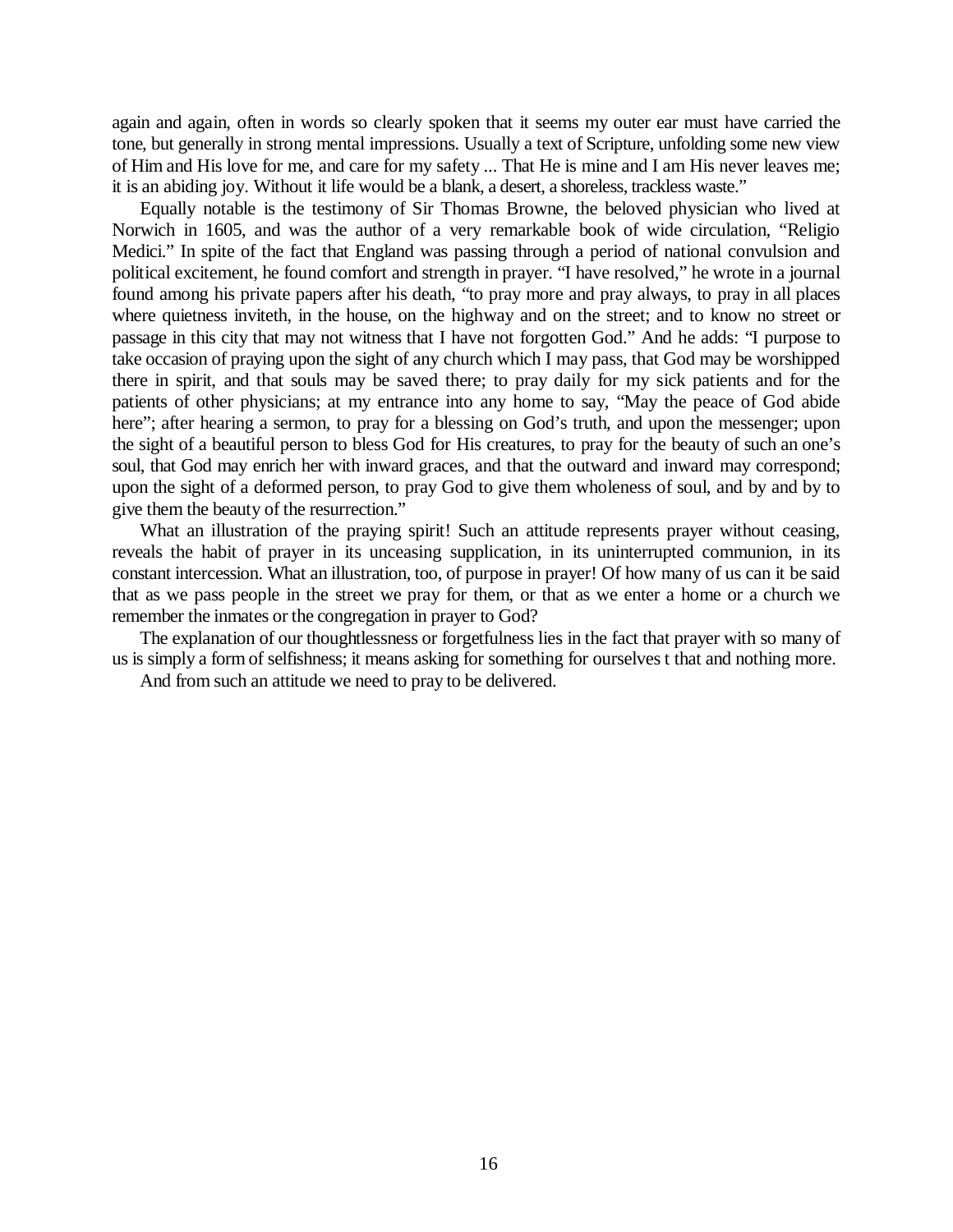again and again, often in words so clearly spoken that it seems my outer ear must have carried the tone, but generally in strong mental impressions. Usually a text of Scripture, unfolding some new view of Him and His love for me, and care for my safety ... That He is mine and I am His never leaves me; it is an abiding joy. Without it life would be a blank, a desert, a shoreless, trackless waste."

Equally notable is the testimony of Sir Thomas Browne, the beloved physician who lived at Norwich in 1605, and was the author of a very remarkable book of wide circulation, "Religio Medici." In spite of the fact that England was passing through a period of national convulsion and political excitement, he found comfort and strength in prayer. "I have resolved," he wrote in a journal found among his private papers after his death, "to pray more and pray always, to pray in all places where quietness inviteth, in the house, on the highway and on the street; and to know no street or passage in this city that may not witness that I have not forgotten God." And he adds: "I purpose to take occasion of praying upon the sight of any church which I may pass, that God may be worshipped there in spirit, and that souls may be saved there; to pray daily for my sick patients and for the patients of other physicians; at my entrance into any home to say, "May the peace of God abide here"; after hearing a sermon, to pray for a blessing on God's truth, and upon the messenger; upon the sight of a beautiful person to bless God for His creatures, to pray for the beauty of such an one's soul, that God may enrich her with inward graces, and that the outward and inward may correspond; upon the sight of a deformed person, to pray God to give them wholeness of soul, and by and by to give them the beauty of the resurrection."

What an illustration of the praying spirit! Such an attitude represents prayer without ceasing, reveals the habit of prayer in its unceasing supplication, in its uninterrupted communion, in its constant intercession. What an illustration, too, of purpose in prayer! Of how many of us can it be said that as we pass people in the street we pray for them, or that as we enter a home or a church we remember the inmates or the congregation in prayer to God?

The explanation of our thoughtlessness or forgetfulness lies in the fact that prayer with so many of us is simply a form of selfishness; it means asking for something for ourselves t that and nothing more.

And from such an attitude we need to pray to be delivered.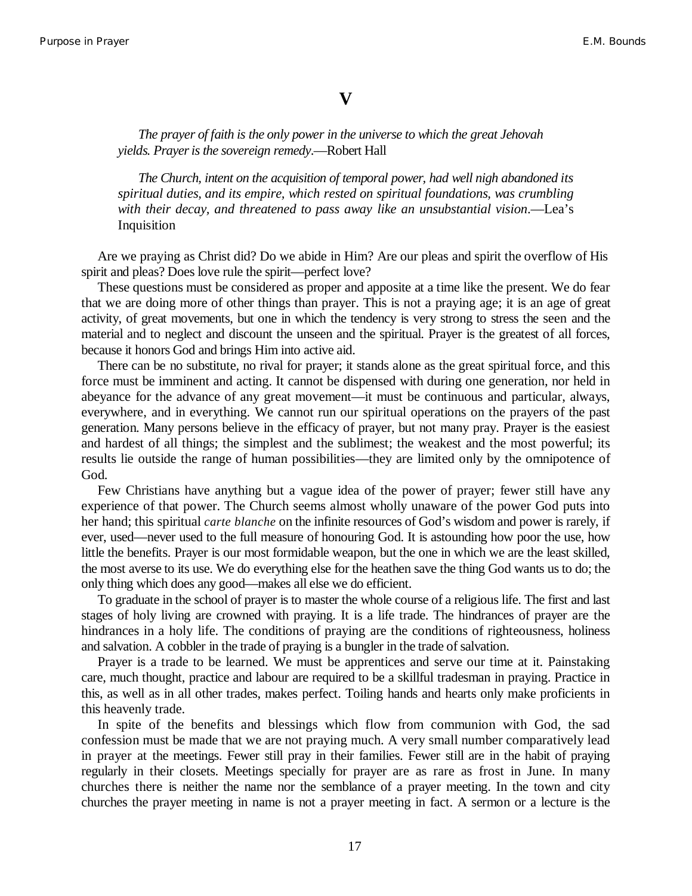# V

*The prayer of faith is the only power in the universe to which the great Jehovah yields. Prayer is the sovereign remedy*.—Robert Hall

*The Church, intent on the acquisition of temporal power, had well nigh abandoned its spiritual duties, and its empire, which rested on spiritual foundations, was crumbling with their decay, and threatened to pass away like an unsubstantial vision*.—Lea's Inquisition

Are we praying as Christ did? Do we abide in Him? Are our pleas and spirit the overflow of His spirit and pleas? Does love rule the spirit—perfect love?

These questions must be considered as proper and apposite at a time like the present. We do fear that we are doing more of other things than prayer. This is not a praying age; it is an age of great activity, of great movements, but one in which the tendency is very strong to stress the seen and the material and to neglect and discount the unseen and the spiritual. Prayer is the greatest of all forces, because it honors God and brings Him into active aid.

There can be no substitute, no rival for prayer; it stands alone as the great spiritual force, and this force must be imminent and acting. It cannot be dispensed with during one generation, nor held in abeyance for the advance of any great movement—it must be continuous and particular, always, everywhere, and in everything. We cannot run our spiritual operations on the prayers of the past generation. Many persons believe in the efficacy of prayer, but not many pray. Prayer is the easiest and hardest of all things; the simplest and the sublimest; the weakest and the most powerful; its results lie outside the range of human possibilities—they are limited only by the omnipotence of God.

Few Christians have anything but a vague idea of the power of prayer; fewer still have any experience of that power. The Church seems almost wholly unaware of the power God puts into her hand; this spiritual *carte blanche* on the infinite resources of God's wisdom and power is rarely, if ever, used—never used to the full measure of honouring God. It is astounding how poor the use, how little the benefits. Prayer is our most formidable weapon, but the one in which we are the least skilled, the most averse to its use. We do everything else for the heathen save the thing God wants us to do; the only thing which does any good—makes all else we do efficient.

To graduate in the school of prayer is to master the whole course of a religious life. The first and last stages of holy living are crowned with praying. It is a life trade. The hindrances of prayer are the hindrances in a holy life. The conditions of praying are the conditions of righteousness, holiness and salvation. A cobbler in the trade of praying is a bungler in the trade of salvation.

Prayer is a trade to be learned. We must be apprentices and serve our time at it. Painstaking care, much thought, practice and labour are required to be a skillful tradesman in praying. Practice in this, as well as in all other trades, makes perfect. Toiling hands and hearts only make proficients in this heavenly trade.

In spite of the benefits and blessings which flow from communion with God, the sad confession must be made that we are not praying much. A very small number comparatively lead in prayer at the meetings. Fewer still pray in their families. Fewer still are in the habit of praying regularly in their closets. Meetings specially for prayer are as rare as frost in June. In many churches there is neither the name nor the semblance of a prayer meeting. In the town and city churches the prayer meeting in name is not a prayer meeting in fact. A sermon or a lecture is the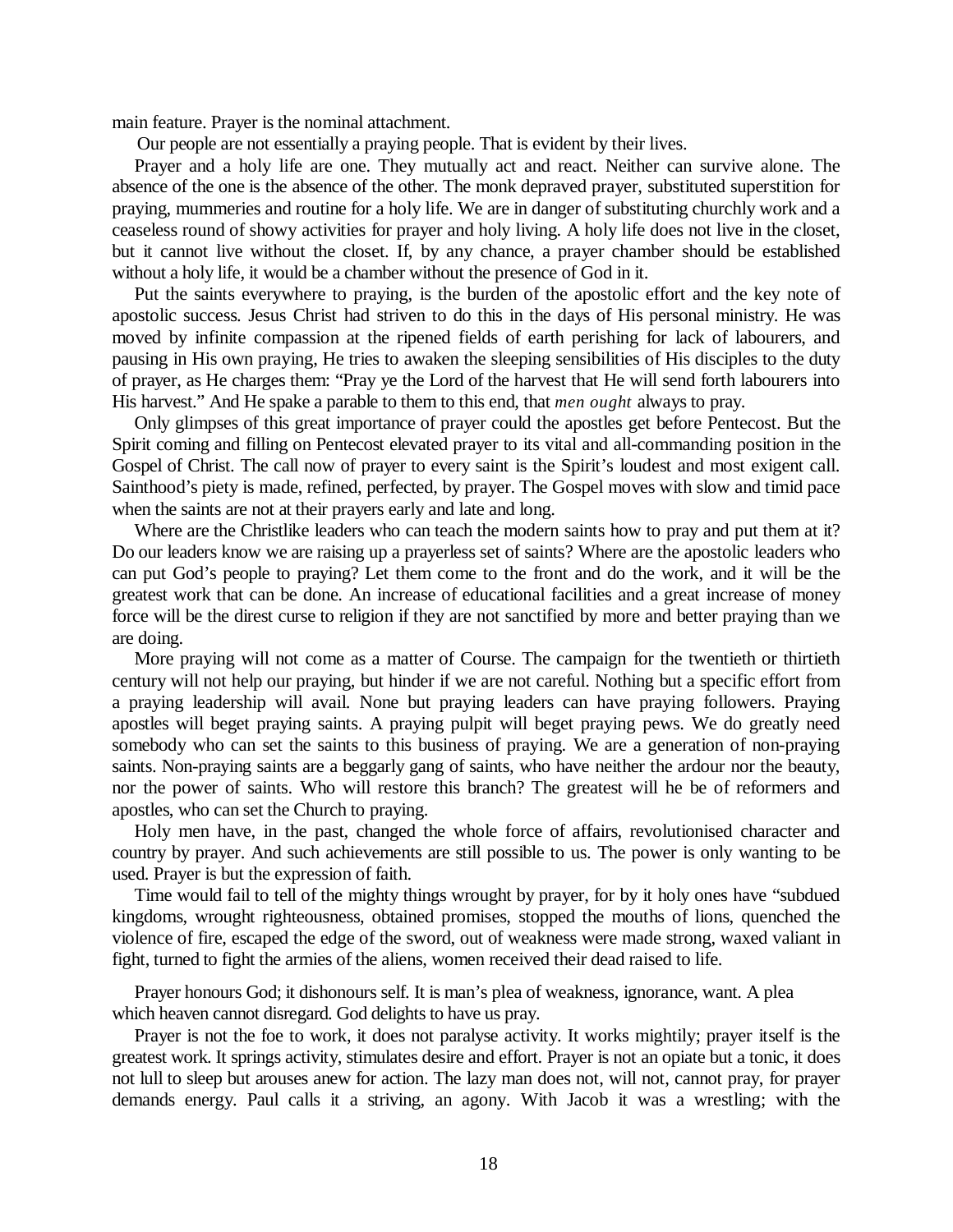main feature. Prayer is the nominal attachment.

Our people are not essentially a praying people. That is evident by their lives.

Prayer and a holy life are one. They mutually act and react. Neither can survive alone. The absence of the one is the absence of the other. The monk depraved prayer, substituted superstition for praying, mummeries and routine for a holy life. We are in danger of substituting churchly work and a ceaseless round of showy activities for prayer and holy living. A holy life does not live in the closet, but it cannot live without the closet. If, by any chance, a prayer chamber should be established without a holy life, it would be a chamber without the presence of God in it.

Put the saints everywhere to praying, is the burden of the apostolic effort and the key note of apostolic success. Jesus Christ had striven to do this in the days of His personal ministry. He was moved by infinite compassion at the ripened fields of earth perishing for lack of labourers, and pausing in His own praying, He tries to awaken the sleeping sensibilities of His disciples to the duty of prayer, as He charges them: "Pray ye the Lord of the harvest that He will send forth labourers into His harvest." And He spake a parable to them to this end, that *men ought* always to pray.

Only glimpses of this great importance of prayer could the apostles get before Pentecost. But the Spirit coming and filling on Pentecost elevated prayer to its vital and all-commanding position in the Gospel of Christ. The call now of prayer to every saint is the Spirit's loudest and most exigent call. Sainthood's piety is made, refined, perfected, by prayer. The Gospel moves with slow and timid pace when the saints are not at their prayers early and late and long.

Where are the Christlike leaders who can teach the modern saints how to pray and put them at it? Do our leaders know we are raising up a prayerless set of saints? Where are the apostolic leaders who can put God's people to praying? Let them come to the front and do the work, and it will be the greatest work that can be done. An increase of educational facilities and a great increase of money force will be the direst curse to religion if they are not sanctified by more and better praying than we are doing.

More praying will not come as a matter of Course. The campaign for the twentieth or thirtieth century will not help our praying, but hinder if we are not careful. Nothing but a specific effort from a praying leadership will avail. None but praying leaders can have praying followers. Praying apostles will beget praying saints. A praying pulpit will beget praying pews. We do greatly need somebody who can set the saints to this business of praying. We are a generation of non-praying saints. Non-praying saints are a beggarly gang of saints, who have neither the ardour nor the beauty, nor the power of saints. Who will restore this branch? The greatest will he be of reformers and apostles, who can set the Church to praying.

Holy men have, in the past, changed the whole force of affairs, revolutionised character and country by prayer. And such achievements are still possible to us. The power is only wanting to be used. Prayer is but the expression of faith.

Time would fail to tell of the mighty things wrought by prayer, for by it holy ones have "subdued kingdoms, wrought righteousness, obtained promises, stopped the mouths of lions, quenched the violence of fire, escaped the edge of the sword, out of weakness were made strong, waxed valiant in fight, turned to fight the armies of the aliens, women received their dead raised to life.

Prayer honours God; it dishonours self. It is man's plea of weakness, ignorance, want. A plea which heaven cannot disregard. God delights to have us pray.

Prayer is not the foe to work, it does not paralyse activity. It works mightily; prayer itself is the greatest work. It springs activity, stimulates desire and effort. Prayer is not an opiate but a tonic, it does not lull to sleep but arouses anew for action. The lazy man does not, will not, cannot pray, for prayer demands energy. Paul calls it a striving, an agony. With Jacob it was a wrestling; with the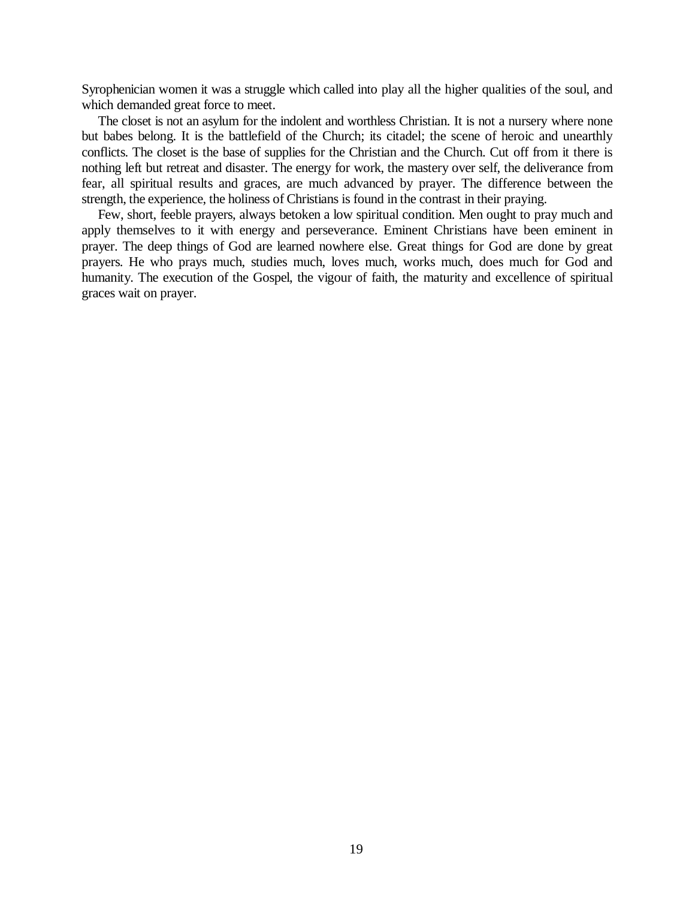Syrophenician women it was a struggle which called into play all the higher qualities of the soul, and which demanded great force to meet.

The closet is not an asylum for the indolent and worthless Christian. It is not a nursery where none but babes belong. It is the battlefield of the Church; its citadel; the scene of heroic and unearthly conflicts. The closet is the base of supplies for the Christian and the Church. Cut off from it there is nothing left but retreat and disaster. The energy for work, the mastery over self, the deliverance from fear, all spiritual results and graces, are much advanced by prayer. The difference between the strength, the experience, the holiness of Christians is found in the contrast in their praying.

Few, short, feeble prayers, always betoken a low spiritual condition. Men ought to pray much and apply themselves to it with energy and perseverance. Eminent Christians have been eminent in prayer. The deep things of God are learned nowhere else. Great things for God are done by great prayers. He who prays much, studies much, loves much, works much, does much for God and humanity. The execution of the Gospel, the vigour of faith, the maturity and excellence of spiritual graces wait on prayer.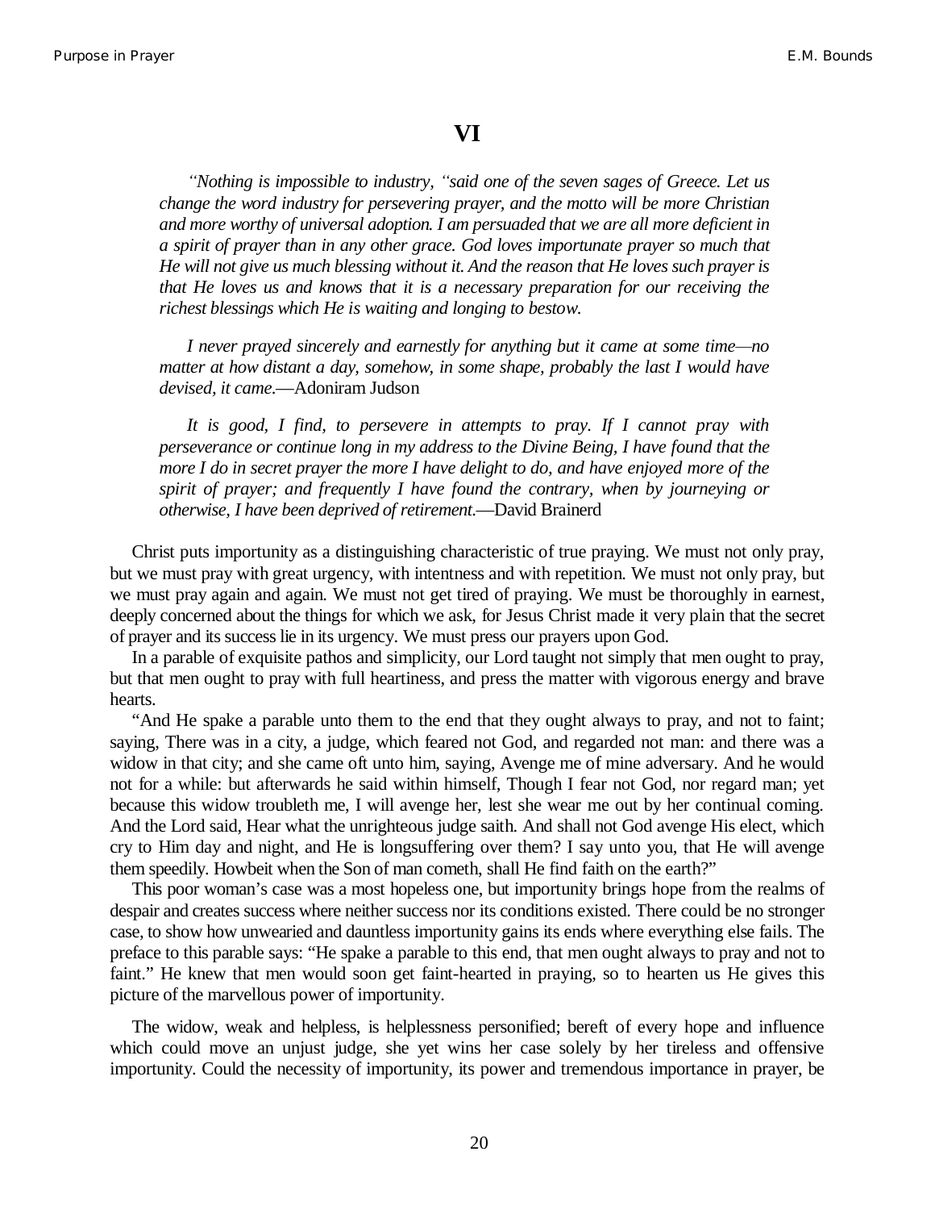# VI

*"Nothing is impossible to industry, "said one of the seven sages of Greece. Let us change the word industry for persevering prayer, and the motto will be more Christian and more worthy of universal adoption. I am persuaded that we are all more deficient in a spirit of prayer than in any other grace. God loves importunate prayer so much that He will not give us much blessing without it. And the reason that He loves such prayer is that He loves us and knows that it is a necessary preparation for our receiving the richest blessings which He is waiting and longing to bestow.*

*I never prayed sincerely and earnestly for anything but it came at some time—no matter at how distant a day, somehow, in some shape, probably the last I would have devised, it came.*—Adoniram Judson

*It is good, I find, to persevere in attempts to pray. If I cannot pray with perseverance or continue long in my address to the Divine Being, I have found that the more I do in secret prayer the more I have delight to do, and have enjoyed more of the spirit of prayer; and frequently I have found the contrary, when by journeying or otherwise, I have been deprived of retirement.*—David Brainerd

Christ puts importunity as a distinguishing characteristic of true praying. We must not only pray, but we must pray with great urgency, with intentness and with repetition. We must not only pray, but we must pray again and again. We must not get tired of praying. We must be thoroughly in earnest, deeply concerned about the things for which we ask, for Jesus Christ made it very plain that the secret of prayer and its success lie in its urgency. We must press our prayers upon God.

In a parable of exquisite pathos and simplicity, our Lord taught not simply that men ought to pray, but that men ought to pray with full heartiness, and press the matter with vigorous energy and brave hearts.

"And He spake a parable unto them to the end that they ought always to pray, and not to faint; saying, There was in a city, a judge, which feared not God, and regarded not man: and there was a widow in that city; and she came oft unto him, saying, Avenge me of mine adversary. And he would not for a while: but afterwards he said within himself, Though I fear not God, nor regard man; yet because this widow troubleth me, I will avenge her, lest she wear me out by her continual coming. And the Lord said, Hear what the unrighteous judge saith. And shall not God avenge His elect, which cry to Him day and night, and He is longsuffering over them? I say unto you, that He will avenge them speedily. Howbeit when the Son of man cometh, shall He find faith on the earth?"

This poor woman's case was a most hopeless one, but importunity brings hope from the realms of despair and creates success where neither success nor its conditions existed. There could be no stronger case, to show how unwearied and dauntless importunity gains its ends where everything else fails. The preface to this parable says: "He spake a parable to this end, that men ought always to pray and not to faint." He knew that men would soon get faint-hearted in praying, so to hearten us He gives this picture of the marvellous power of importunity.

The widow, weak and helpless, is helplessness personified; bereft of every hope and influence which could move an unjust judge, she yet wins her case solely by her tireless and offensive importunity. Could the necessity of importunity, its power and tremendous importance in prayer, be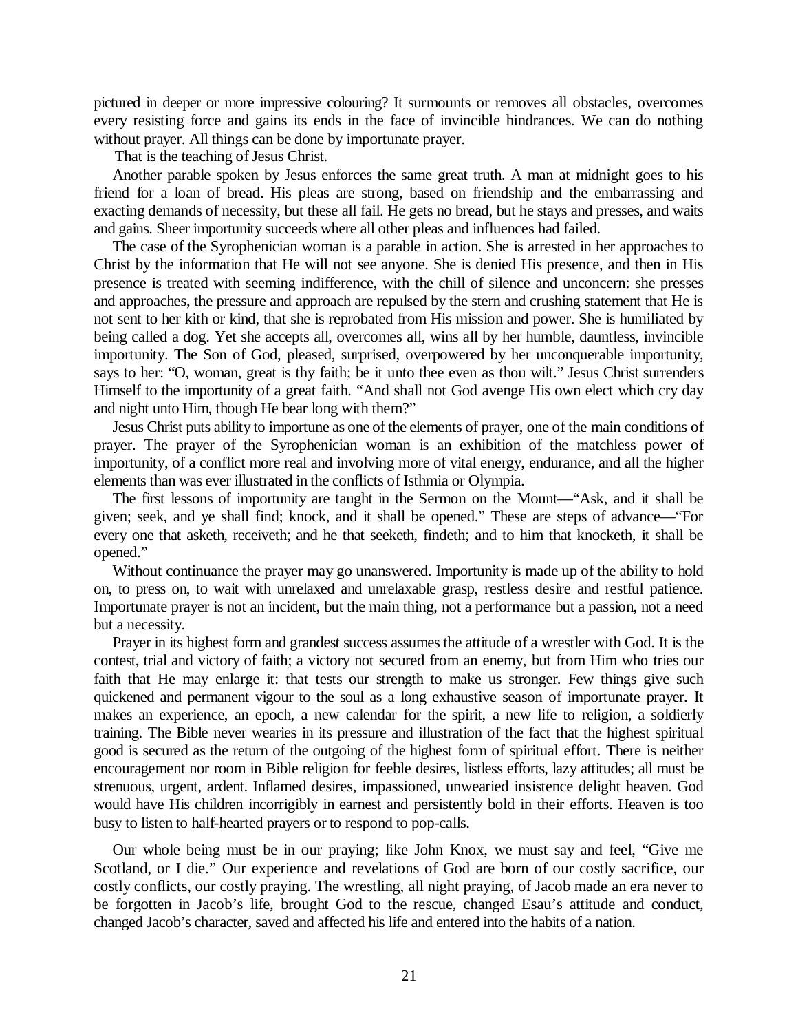pictured in deeper or more impressive colouring? It surmounts or removes all obstacles, overcomes every resisting force and gains its ends in the face of invincible hindrances. We can do nothing without prayer. All things can be done by importunate prayer.

That is the teaching of Jesus Christ.

Another parable spoken by Jesus enforces the same great truth. A man at midnight goes to his friend for a loan of bread. His pleas are strong, based on friendship and the embarrassing and exacting demands of necessity, but these all fail. He gets no bread, but he stays and presses, and waits and gains. Sheer importunity succeeds where all other pleas and influences had failed.

The case of the Syrophenician woman is a parable in action. She is arrested in her approaches to Christ by the information that He will not see anyone. She is denied His presence, and then in His presence is treated with seeming indifference, with the chill of silence and unconcern: she presses and approaches, the pressure and approach are repulsed by the stern and crushing statement that He is not sent to her kith or kind, that she is reprobated from His mission and power. She is humiliated by being called a dog. Yet she accepts all, overcomes all, wins all by her humble, dauntless, invincible importunity. The Son of God, pleased, surprised, overpowered by her unconquerable importunity, says to her: "O, woman, great is thy faith; be it unto thee even as thou wilt." Jesus Christ surrenders Himself to the importunity of a great faith. "And shall not God avenge His own elect which cry day and night unto Him, though He bear long with them?"

Jesus Christ puts ability to importune as one of the elements of prayer, one of the main conditions of prayer. The prayer of the Syrophenician woman is an exhibition of the matchless power of importunity, of a conflict more real and involving more of vital energy, endurance, and all the higher elements than was ever illustrated in the conflicts of Isthmia or Olympia.

The first lessons of importunity are taught in the Sermon on the Mount—"Ask, and it shall be given; seek, and ye shall find; knock, and it shall be opened." These are steps of advance—"For every one that asketh, receiveth; and he that seeketh, findeth; and to him that knocketh, it shall be opened."

Without continuance the prayer may go unanswered. Importunity is made up of the ability to hold on, to press on, to wait with unrelaxed and unrelaxable grasp, restless desire and restful patience. Importunate prayer is not an incident, but the main thing, not a performance but a passion, not a need but a necessity.

Prayer in its highest form and grandest success assumes the attitude of a wrestler with God. It is the contest, trial and victory of faith; a victory not secured from an enemy, but from Him who tries our faith that He may enlarge it: that tests our strength to make us stronger. Few things give such quickened and permanent vigour to the soul as a long exhaustive season of importunate prayer. It makes an experience, an epoch, a new calendar for the spirit, a new life to religion, a soldierly training. The Bible never wearies in its pressure and illustration of the fact that the highest spiritual good is secured as the return of the outgoing of the highest form of spiritual effort. There is neither encouragement nor room in Bible religion for feeble desires, listless efforts, lazy attitudes; all must be strenuous, urgent, ardent. Inflamed desires, impassioned, unwearied insistence delight heaven. God would have His children incorrigibly in earnest and persistently bold in their efforts. Heaven is too busy to listen to half-hearted prayers or to respond to pop-calls.

Our whole being must be in our praying; like John Knox, we must say and feel, "Give me Scotland, or I die." Our experience and revelations of God are born of our costly sacrifice, our costly conflicts, our costly praying. The wrestling, all night praying, of Jacob made an era never to be forgotten in Jacob's life, brought God to the rescue, changed Esau's attitude and conduct, changed Jacob's character, saved and affected his life and entered into the habits of a nation.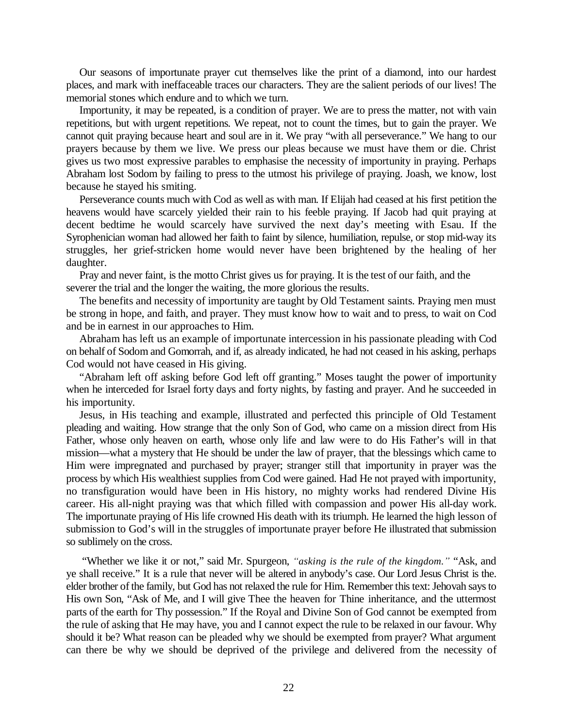Our seasons of importunate prayer cut themselves like the print of a diamond, into our hardest places, and mark with ineffaceable traces our characters. They are the salient periods of our lives! The memorial stones which endure and to which we turn.

Importunity, it may be repeated, is a condition of prayer. We are to press the matter, not with vain repetitions, but with urgent repetitions. We repeat, not to count the times, but to gain the prayer. We cannot quit praying because heart and soul are in it. We pray "with all perseverance." We hang to our prayers because by them we live. We press our pleas because we must have them or die. Christ gives us two most expressive parables to emphasise the necessity of importunity in praying. Perhaps Abraham lost Sodom by failing to press to the utmost his privilege of praying. Joash, we know, lost because he stayed his smiting.

Perseverance counts much with Cod as well as with man. If Elijah had ceased at his first petition the heavens would have scarcely yielded their rain to his feeble praying. If Jacob had quit praying at decent bedtime he would scarcely have survived the next day's meeting with Esau. If the Syrophenician woman had allowed her faith to faint by silence, humiliation, repulse, or stop mid-way its struggles, her grief-stricken home would never have been brightened by the healing of her daughter.

Pray and never faint, is the motto Christ gives us for praying. It is the test of our faith, and the severer the trial and the longer the waiting, the more glorious the results.

The benefits and necessity of importunity are taught by Old Testament saints. Praying men must be strong in hope, and faith, and prayer. They must know how to wait and to press, to wait on Cod and be in earnest in our approaches to Him.

Abraham has left us an example of importunate intercession in his passionate pleading with Cod on behalf of Sodom and Gomorrah, and if, as already indicated, he had not ceased in his asking, perhaps Cod would not have ceased in His giving.

"Abraham left off asking before God left off granting." Moses taught the power of importunity when he interceded for Israel forty days and forty nights, by fasting and prayer. And he succeeded in his importunity.

Jesus, in His teaching and example, illustrated and perfected this principle of Old Testament pleading and waiting. How strange that the only Son of God, who came on a mission direct from His Father, whose only heaven on earth, whose only life and law were to do His Father's will in that mission—what a mystery that He should be under the law of prayer, that the blessings which came to Him were impregnated and purchased by prayer; stranger still that importunity in prayer was the process by which His wealthiest supplies from Cod were gained. Had He not prayed with importunity, no transfiguration would have been in His history, no mighty works had rendered Divine His career. His all-night praying was that which filled with compassion and power His all-day work. The importunate praying of His life crowned His death with its triumph. He learned the high lesson of submission to God's will in the struggles of importunate prayer before He illustrated that submission so sublimely on the cross.

"Whether we like it or not," said Mr. Spurgeon, *"asking is the rule of the kingdom."* "Ask, and ye shall receive." It is a rule that never will be altered in anybody's case. Our Lord Jesus Christ is the. elder brother of the family, but God has not relaxed the rule for Him. Remember this text: Jehovah says to His own Son, "Ask of Me, and I will give Thee the heaven for Thine inheritance, and the uttermost parts of the earth for Thy possession." If the Royal and Divine Son of God cannot be exempted from the rule of asking that He may have, you and I cannot expect the rule to be relaxed in our favour. Why should it be? What reason can be pleaded why we should be exempted from prayer? What argument can there be why we should be deprived of the privilege and delivered from the necessity of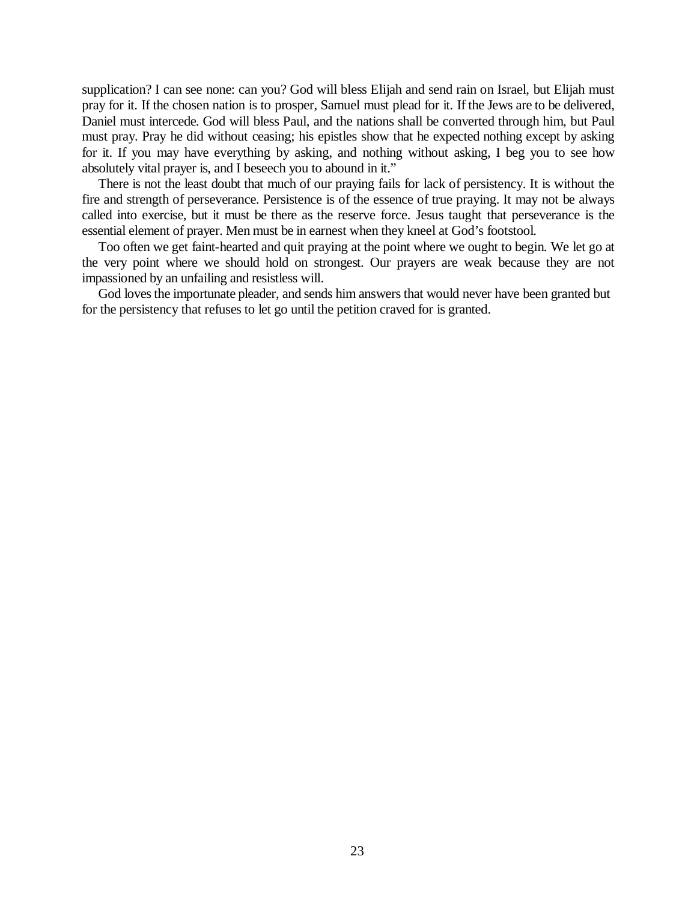supplication? I can see none: can you? God will bless Elijah and send rain on Israel, but Elijah must pray for it. If the chosen nation is to prosper, Samuel must plead for it. If the Jews are to be delivered, Daniel must intercede. God will bless Paul, and the nations shall be converted through him, but Paul must pray. Pray he did without ceasing; his epistles show that he expected nothing except by asking for it. If you may have everything by asking, and nothing without asking, I beg you to see how absolutely vital prayer is, and I beseech you to abound in it."

There is not the least doubt that much of our praying fails for lack of persistency. It is without the fire and strength of perseverance. Persistence is of the essence of true praying. It may not be always called into exercise, but it must be there as the reserve force. Jesus taught that perseverance is the essential element of prayer. Men must be in earnest when they kneel at God's footstool.

Too often we get faint-hearted and quit praying at the point where we ought to begin. We let go at the very point where we should hold on strongest. Our prayers are weak because they are not impassioned by an unfailing and resistless will.

God loves the importunate pleader, and sends him answers that would never have been granted but for the persistency that refuses to let go until the petition craved for is granted.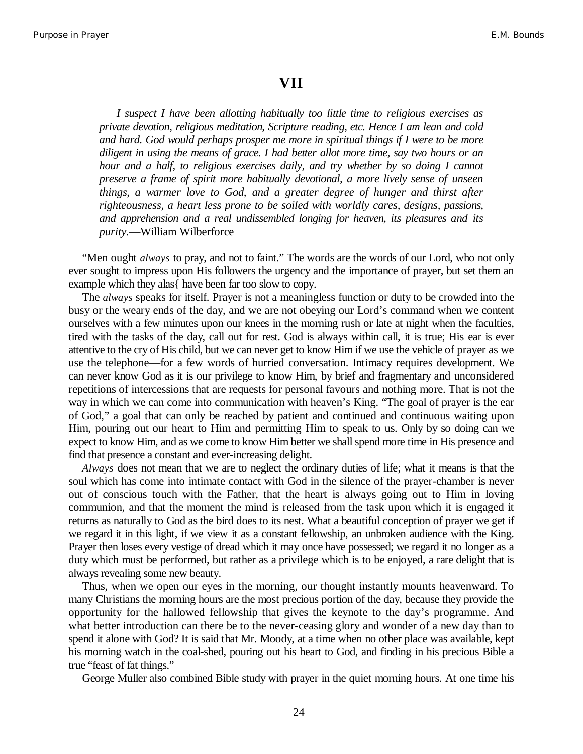# VII

*I suspect I have been allotting habitually too little time to religious exercises as private devotion, religious meditation, Scripture reading, etc. Hence I am lean and cold and hard. God would perhaps prosper me more in spiritual things if I were to be more diligent in using the means of grace. I had better allot more time, say two hours or an hour and a half, to religious exercises daily, and try whether by so doing I cannot preserve a frame of spirit more habitually devotional, a more lively sense of unseen things, a warmer love to God, and a greater degree of hunger and thirst after righteousness, a heart less prone to be soiled with worldly cares, designs, passions, and apprehension and a real undissembled longing for heaven, its pleasures and its purity*.—William Wilberforce

"Men ought *always* to pray, and not to faint." The words are the words of our Lord, who not only ever sought to impress upon His followers the urgency and the importance of prayer, but set them an example which they alas{ have been far too slow to copy.

The *always* speaks for itself. Prayer is not a meaningless function or duty to be crowded into the busy or the weary ends of the day, and we are not obeying our Lord's command when we content ourselves with a few minutes upon our knees in the morning rush or late at night when the faculties, tired with the tasks of the day, call out for rest. God is always within call, it is true; His ear is ever attentive to the cry of His child, but we can never get to know Him if we use the vehicle of prayer as we use the telephone—for a few words of hurried conversation. Intimacy requires development. We can never know God as it is our privilege to know Him, by brief and fragmentary and unconsidered repetitions of intercessions that are requests for personal favours and nothing more. That is not the way in which we can come into communication with heaven's King. "The goal of prayer is the ear of God," a goal that can only be reached by patient and continued and continuous waiting upon Him, pouring out our heart to Him and permitting Him to speak to us. Only by so doing can we expect to know Him, and as we come to know Him better we shall spend more time in His presence and find that presence a constant and ever-increasing delight.

*Always* does not mean that we are to neglect the ordinary duties of life; what it means is that the soul which has come into intimate contact with God in the silence of the prayer-chamber is never out of conscious touch with the Father, that the heart is always going out to Him in loving communion, and that the moment the mind is released from the task upon which it is engaged it returns as naturally to God as the bird does to its nest. What a beautiful conception of prayer we get if we regard it in this light, if we view it as a constant fellowship, an unbroken audience with the King. Prayer then loses every vestige of dread which it may once have possessed; we regard it no longer as a duty which must be performed, but rather as a privilege which is to be enjoyed, a rare delight that is always revealing some new beauty.

Thus, when we open our eyes in the morning, our thought instantly mounts heavenward. To many Christians the morning hours are the most precious portion of the day, because they provide the opportunity for the hallowed fellowship that gives the keynote to the day's programme. And what better introduction can there be to the never-ceasing glory and wonder of a new day than to spend it alone with God? It is said that Mr. Moody, at a time when no other place was available, kept his morning watch in the coal-shed, pouring out his heart to God, and finding in his precious Bible a true "feast of fat things."

George Muller also combined Bible study with prayer in the quiet morning hours. At one time his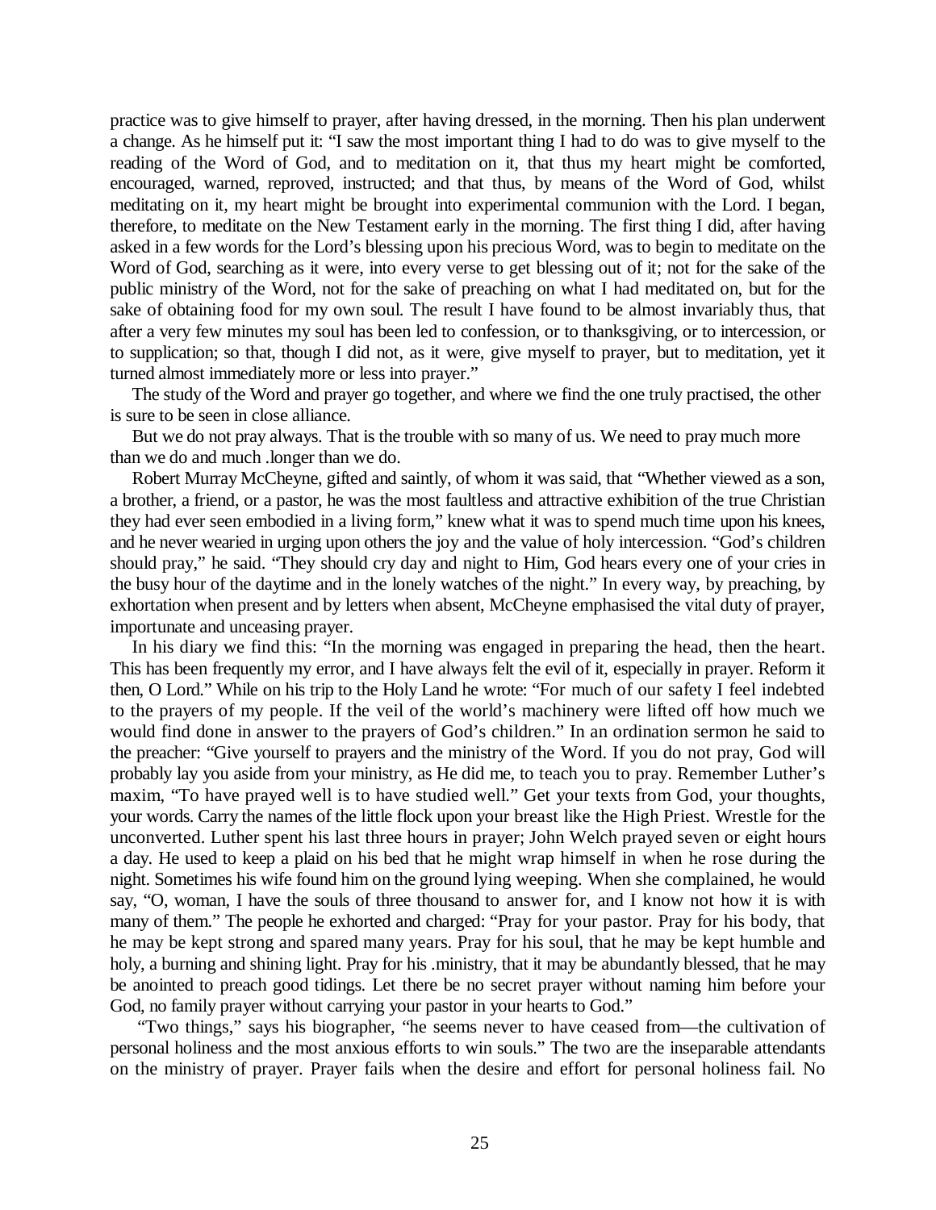practice was to give himself to prayer, after having dressed, in the morning. Then his plan underwent a change. As he himself put it: "I saw the most important thing I had to do was to give myself to the reading of the Word of God, and to meditation on it, that thus my heart might be comforted, encouraged, warned, reproved, instructed; and that thus, by means of the Word of God, whilst meditating on it, my heart might be brought into experimental communion with the Lord. I began, therefore, to meditate on the New Testament early in the morning. The first thing I did, after having asked in a few words for the Lord's blessing upon his precious Word, was to begin to meditate on the Word of God, searching as it were, into every verse to get blessing out of it; not for the sake of the public ministry of the Word, not for the sake of preaching on what I had meditated on, but for the sake of obtaining food for my own soul. The result I have found to be almost invariably thus, that after a very few minutes my soul has been led to confession, or to thanksgiving, or to intercession, or to supplication; so that, though I did not, as it were, give myself to prayer, but to meditation, yet it turned almost immediately more or less into prayer."

The study of the Word and prayer go together, and where we find the one truly practised, the other is sure to be seen in close alliance.

But we do not pray always. That is the trouble with so many of us. We need to pray much more than we do and much .longer than we do.

Robert Murray McCheyne, gifted and saintly, of whom it was said, that "Whether viewed as a son, a brother, a friend, or a pastor, he was the most faultless and attractive exhibition of the true Christian they had ever seen embodied in a living form," knew what it was to spend much time upon his knees, and he never wearied in urging upon others the joy and the value of holy intercession. "God's children should pray," he said. "They should cry day and night to Him, God hears every one of your cries in the busy hour of the daytime and in the lonely watches of the night." In every way, by preaching, by exhortation when present and by letters when absent, McCheyne emphasised the vital duty of prayer, importunate and unceasing prayer.

In his diary we find this: "In the morning was engaged in preparing the head, then the heart. This has been frequently my error, and I have always felt the evil of it, especially in prayer. Reform it then, O Lord." While on his trip to the Holy Land he wrote: "For much of our safety I feel indebted to the prayers of my people. If the veil of the world's machinery were lifted off how much we would find done in answer to the prayers of God's children." In an ordination sermon he said to the preacher: "Give yourself to prayers and the ministry of the Word. If you do not pray, God will probably lay you aside from your ministry, as He did me, to teach you to pray. Remember Luther's maxim, "To have prayed well is to have studied well." Get your texts from God, your thoughts, your words. Carry the names of the little flock upon your breast like the High Priest. Wrestle for the unconverted. Luther spent his last three hours in prayer; John Welch prayed seven or eight hours a day. He used to keep a plaid on his bed that he might wrap himself in when he rose during the night. Sometimes his wife found him on the ground lying weeping. When she complained, he would say, "O, woman, I have the souls of three thousand to answer for, and I know not how it is with many of them." The people he exhorted and charged: "Pray for your pastor. Pray for his body, that he may be kept strong and spared many years. Pray for his soul, that he may be kept humble and holy, a burning and shining light. Pray for his .ministry, that it may be abundantly blessed, that he may be anointed to preach good tidings. Let there be no secret prayer without naming him before your God, no family prayer without carrying your pastor in your hearts to God."

"Two things," says his biographer, "he seems never to have ceased from—the cultivation of personal holiness and the most anxious efforts to win souls." The two are the inseparable attendants on the ministry of prayer. Prayer fails when the desire and effort for personal holiness fail. No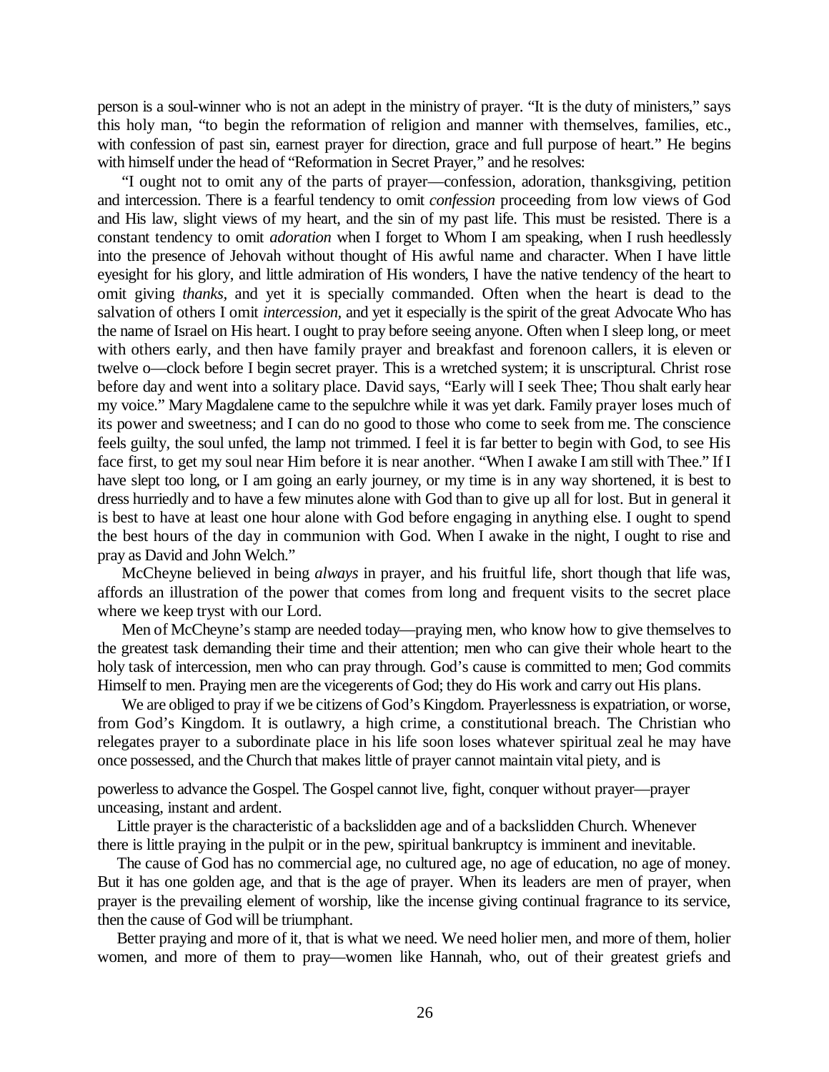person is a soul-winner who is not an adept in the ministry of prayer. "It is the duty of ministers," says this holy man, "to begin the reformation of religion and manner with themselves, families, etc., with confession of past sin, earnest prayer for direction, grace and full purpose of heart." He begins with himself under the head of "Reformation in Secret Prayer," and he resolves:

"I ought not to omit any of the parts of prayer—confession, adoration, thanksgiving, petition and intercession. There is a fearful tendency to omit *confession* proceeding from low views of God and His law, slight views of my heart, and the sin of my past life. This must be resisted. There is a constant tendency to omit *adoration* when I forget to Whom I am speaking, when I rush heedlessly into the presence of Jehovah without thought of His awful name and character. When I have little eyesight for his glory, and little admiration of His wonders, I have the native tendency of the heart to omit giving *thanks*, and yet it is specially commanded. Often when the heart is dead to the salvation of others I omit *intercession*, and yet it especially is the spirit of the great Advocate Who has the name of Israel on His heart. I ought to pray before seeing anyone. Often when I sleep long, or meet with others early, and then have family prayer and breakfast and forenoon callers, it is eleven or twelve o—clock before I begin secret prayer. This is a wretched system; it is unscriptural. Christ rose before day and went into a solitary place. David says, "Early will I seek Thee; Thou shalt early hear my voice." Mary Magdalene came to the sepulchre while it was yet dark. Family prayer loses much of its power and sweetness; and I can do no good to those who come to seek from me. The conscience feels guilty, the soul unfed, the lamp not trimmed. I feel it is far better to begin with God, to see His face first, to get my soul near Him before it is near another. "When I awake I am still with Thee." If I have slept too long, or I am going an early journey, or my time is in any way shortened, it is best to dress hurriedly and to have a few minutes alone with God than to give up all for lost. But in general it is best to have at least one hour alone with God before engaging in anything else. I ought to spend the best hours of the day in communion with God. When I awake in the night, I ought to rise and pray as David and John Welch."

McCheyne believed in being *always* in prayer, and his fruitful life, short though that life was, affords an illustration of the power that comes from long and frequent visits to the secret place where we keep tryst with our Lord.

Men of McCheyne's stamp are needed today—praying men, who know how to give themselves to the greatest task demanding their time and their attention; men who can give their whole heart to the holy task of intercession, men who can pray through. God's cause is committed to men; God commits Himself to men. Praying men are the vicegerents of God; they do His work and carry out His plans.

We are obliged to pray if we be citizens of God's Kingdom. Prayerlessness is expatriation, or worse, from God's Kingdom. It is outlawry, a high crime, a constitutional breach. The Christian who relegates prayer to a subordinate place in his life soon loses whatever spiritual zeal he may have once possessed, and the Church that makes little of prayer cannot maintain vital piety, and is powerless to advance the Gospel. The Gospel cannot live, fight, conquer without prayer—prayer unceasing, instant and ardent.

Little prayer is the characteristic of a backslidden age and of a backslidden Church. Whenever there is little praying in the pulpit or in the pew, spiritual bankruptcy is imminent and inevitable.

The cause of God has no commercial age, no cultured age, no age of education, no age of money. But it has one golden age, and that is the age of prayer. When its leaders are men of prayer, when prayer is the prevailing element of worship, like the incense giving continual fragrance to its service, then the cause of God will be triumphant.

Better praying and more of it, that is what we need. We need holier men, and more of them, holier women, and more of them to pray—women like Hannah, who, out of their greatest griefs and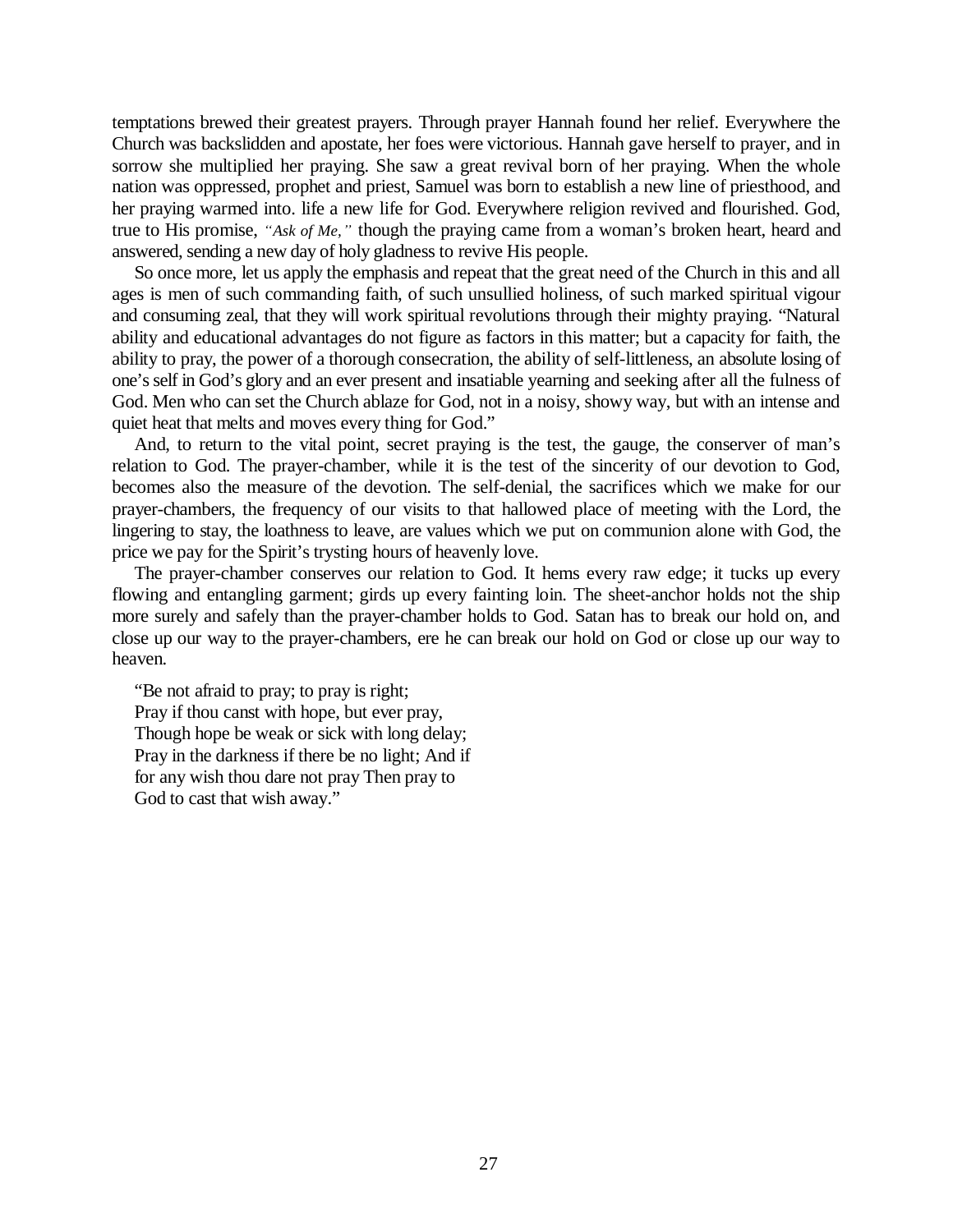temptations brewed their greatest prayers. Through prayer Hannah found her relief. Everywhere the Church was backslidden and apostate, her foes were victorious. Hannah gave herself to prayer, and in sorrow she multiplied her praying. She saw a great revival born of her praying. When the whole nation was oppressed, prophet and priest, Samuel was born to establish a new line of priesthood, and her praying warmed into. life a new life for God. Everywhere religion revived and flourished. God, true to His promise, *"Ask of Me,"* though the praying came from a woman's broken heart, heard and answered, sending a new day of holy gladness to revive His people.

So once more, let us apply the emphasis and repeat that the great need of the Church in this and all ages is men of such commanding faith, of such unsullied holiness, of such marked spiritual vigour and consuming zeal, that they will work spiritual revolutions through their mighty praying. "Natural ability and educational advantages do not figure as factors in this matter; but a capacity for faith, the ability to pray, the power of a thorough consecration, the ability of self-littleness, an absolute losing of one's self in God's glory and an ever present and insatiable yearning and seeking after all the fulness of God. Men who can set the Church ablaze for God, not in a noisy, showy way, but with an intense and quiet heat that melts and moves every thing for God."

And, to return to the vital point, secret praying is the test, the gauge, the conserver of man's relation to God. The prayer-chamber, while it is the test of the sincerity of our devotion to God, becomes also the measure of the devotion. The self-denial, the sacrifices which we make for our prayer-chambers, the frequency of our visits to that hallowed place of meeting with the Lord, the lingering to stay, the loathness to leave, are values which we put on communion alone with God, the price we pay for the Spirit's trysting hours of heavenly love.

The prayer-chamber conserves our relation to God. It hems every raw edge; it tucks up every flowing and entangling garment; girds up every fainting loin. The sheet-anchor holds not the ship more surely and safely than the prayer-chamber holds to God. Satan has to break our hold on, and close up our way to the prayer-chambers, ere he can break our hold on God or close up our way to heaven.

"Be not afraid to pray; to pray is right;
Pray if thou canst with hope, but ever pray,
Though hope be weak or sick with long delay;
Pray in the darkness if there be no light; And if
for any wish thou dare not pray Then pray to
God to cast that wish away."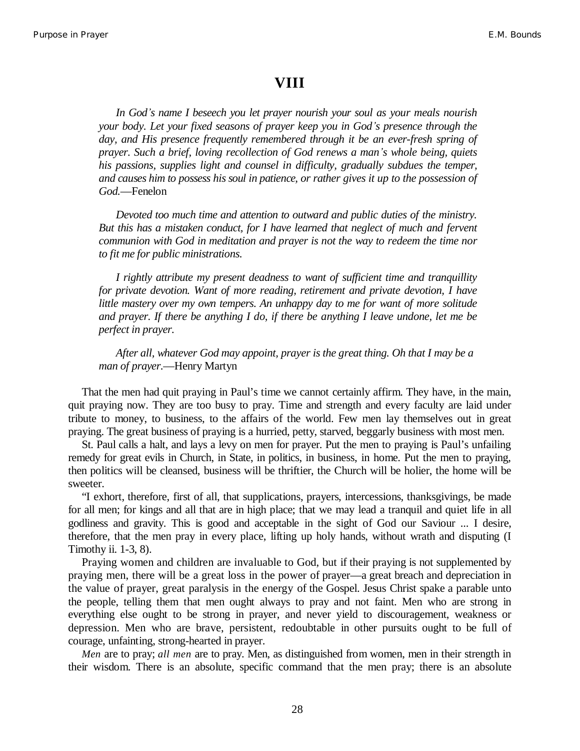# VIII

*In God's name I beseech you let prayer nourish your soul as your meals nourish your body. Let your fixed seasons of prayer keep you in God's presence through the day, and His presence frequently remembered through it be an ever-fresh spring of prayer. Such a brief, loving recollection of God renews a man's whole being, quiets his passions, supplies light and counsel in difficulty, gradually subdues the temper, and causes him to possess his soul in patience, or rather gives it up to the possession of God.*—Fenelon

*Devoted too much time and attention to outward and public duties of the ministry. But this has a mistaken conduct, for I have learned that neglect of much and fervent communion with God in meditation and prayer is not the way to redeem the time nor to fit me for public ministrations.*

*I rightly attribute my present deadness to want of sufficient time and tranquillity for private devotion. Want of more reading, retirement and private devotion, I have little mastery over my own tempers. An unhappy day to me for want of more solitude and prayer. If there be anything I do, if there be anything I leave undone, let me be perfect in prayer.*

*After all, whatever God may appoint, prayer is the great thing. Oh that I may be a man of prayer.*—Henry Martyn

That the men had quit praying in Paul's time we cannot certainly affirm. They have, in the main, quit praying now. They are too busy to pray. Time and strength and every faculty are laid under tribute to money, to business, to the affairs of the world. Few men lay themselves out in great praying. The great business of praying is a hurried, petty, starved, beggarly business with most men.

St. Paul calls a halt, and lays a levy on men for prayer. Put the men to praying is Paul's unfailing remedy for great evils in Church, in State, in politics, in business, in home. Put the men to praying, then politics will be cleansed, business will be thriftier, the Church will be holier, the home will be sweeter.

"I exhort, therefore, first of all, that supplications, prayers, intercessions, thanksgivings, be made for all men; for kings and all that are in high place; that we may lead a tranquil and quiet life in all godliness and gravity. This is good and acceptable in the sight of God our Saviour ... I desire, therefore, that the men pray in every place, lifting up holy hands, without wrath and disputing (I Timothy ii. 1-3, 8).

Praying women and children are invaluable to God, but if their praying is not supplemented by praying men, there will be a great loss in the power of prayer—a great breach and depreciation in the value of prayer, great paralysis in the energy of the Gospel. Jesus Christ spake a parable unto the people, telling them that men ought always to pray and not faint. Men who are strong in everything else ought to be strong in prayer, and never yield to discouragement, weakness or depression. Men who are brave, persistent, redoubtable in other pursuits ought to be full of courage, unfainting, strong-hearted in prayer.

*Men* are to pray; *all men* are to pray. Men, as distinguished from women, men in their strength in their wisdom. There is an absolute, specific command that the men pray; there is an absolute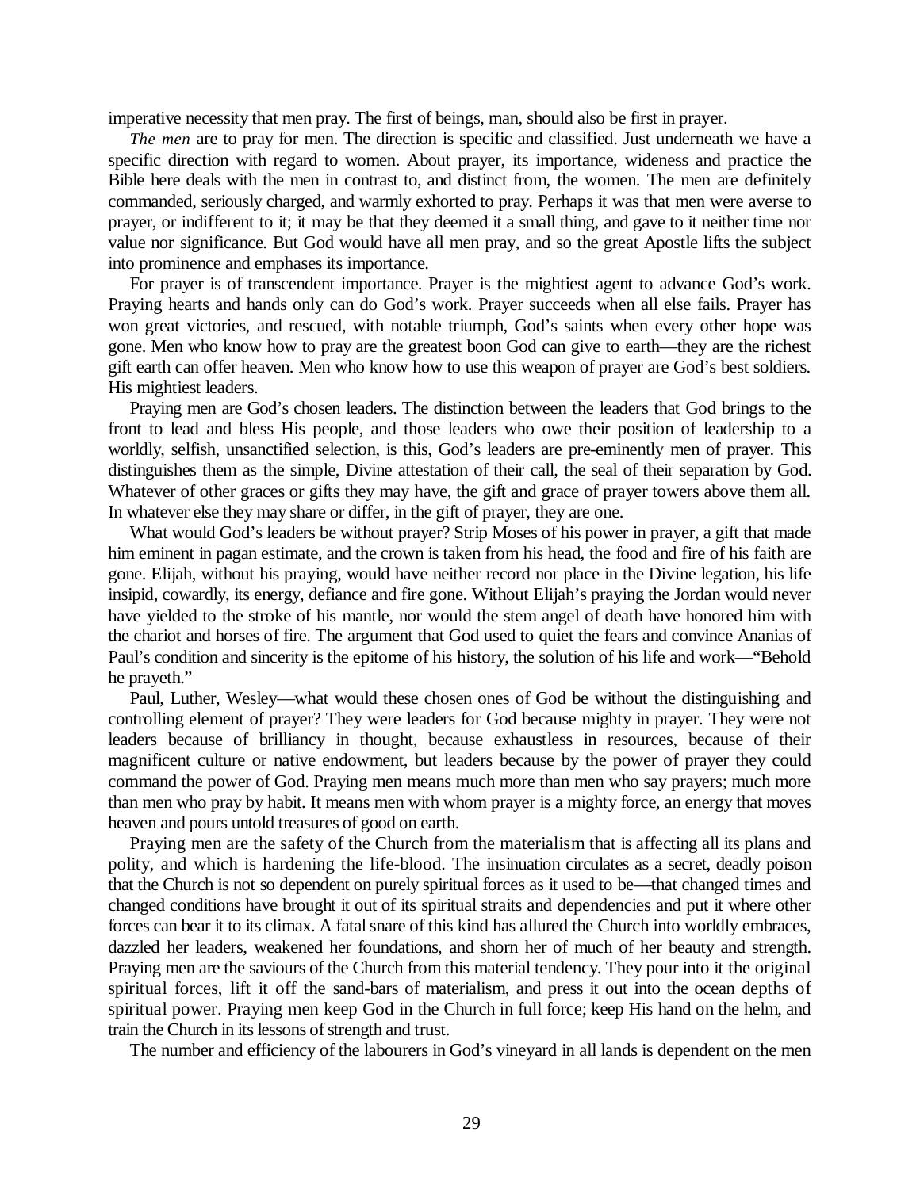imperative necessity that men pray. The first of beings, man, should also be first in prayer.

*The men* are to pray for men. The direction is specific and classified. Just underneath we have a specific direction with regard to women. About prayer, its importance, wideness and practice the Bible here deals with the men in contrast to, and distinct from, the women. The men are definitely commanded, seriously charged, and warmly exhorted to pray. Perhaps it was that men were averse to prayer, or indifferent to it; it may be that they deemed it a small thing, and gave to it neither time nor value nor significance. But God would have all men pray, and so the great Apostle lifts the subject into prominence and emphases its importance.

For prayer is of transcendent importance. Prayer is the mightiest agent to advance God's work. Praying hearts and hands only can do God's work. Prayer succeeds when all else fails. Prayer has won great victories, and rescued, with notable triumph, God's saints when every other hope was gone. Men who know how to pray are the greatest boon God can give to earth—they are the richest gift earth can offer heaven. Men who know how to use this weapon of prayer are God's best soldiers. His mightiest leaders.

Praying men are God's chosen leaders. The distinction between the leaders that God brings to the front to lead and bless His people, and those leaders who owe their position of leadership to a worldly, selfish, unsanctified selection, is this, God's leaders are pre-eminently men of prayer. This distinguishes them as the simple, Divine attestation of their call, the seal of their separation by God. Whatever of other graces or gifts they may have, the gift and grace of prayer towers above them all. In whatever else they may share or differ, in the gift of prayer, they are one.

What would God's leaders be without prayer? Strip Moses of his power in prayer, a gift that made him eminent in pagan estimate, and the crown is taken from his head, the food and fire of his faith are gone. Elijah, without his praying, would have neither record nor place in the Divine legation, his life insipid, cowardly, its energy, defiance and fire gone. Without Elijah's praying the Jordan would never have yielded to the stroke of his mantle, nor would the stern angel of death have honored him with the chariot and horses of fire. The argument that God used to quiet the fears and convince Ananias of Paul's condition and sincerity is the epitome of his history, the solution of his life and work—"Behold he prayeth."

Paul, Luther, Wesley—what would these chosen ones of God be without the distinguishing and controlling element of prayer? They were leaders for God because mighty in prayer. They were not leaders because of brilliancy in thought, because exhaustless in resources, because of their magnificent culture or native endowment, but leaders because by the power of prayer they could command the power of God. Praying men means much more than men who say prayers; much more than men who pray by habit. It means men with whom prayer is a mighty force, an energy that moves heaven and pours untold treasures of good on earth.

Praying men are the safety of the Church from the materialism that is affecting all its plans and polity, and which is hardening the life-blood. The insinuation circulates as a secret, deadly poison that the Church is not so dependent on purely spiritual forces as it used to be—that changed times and changed conditions have brought it out of its spiritual straits and dependencies and put it where other forces can bear it to its climax. A fatal snare of this kind has allured the Church into worldly embraces, dazzled her leaders, weakened her foundations, and shorn her of much of her beauty and strength. Praying men are the saviours of the Church from this material tendency. They pour into it the original spiritual forces, lift it off the sand-bars of materialism, and press it out into the ocean depths of spiritual power. Praying men keep God in the Church in full force; keep His hand on the helm, and train the Church in its lessons of strength and trust.

The number and efficiency of the labourers in God's vineyard in all lands is dependent on the men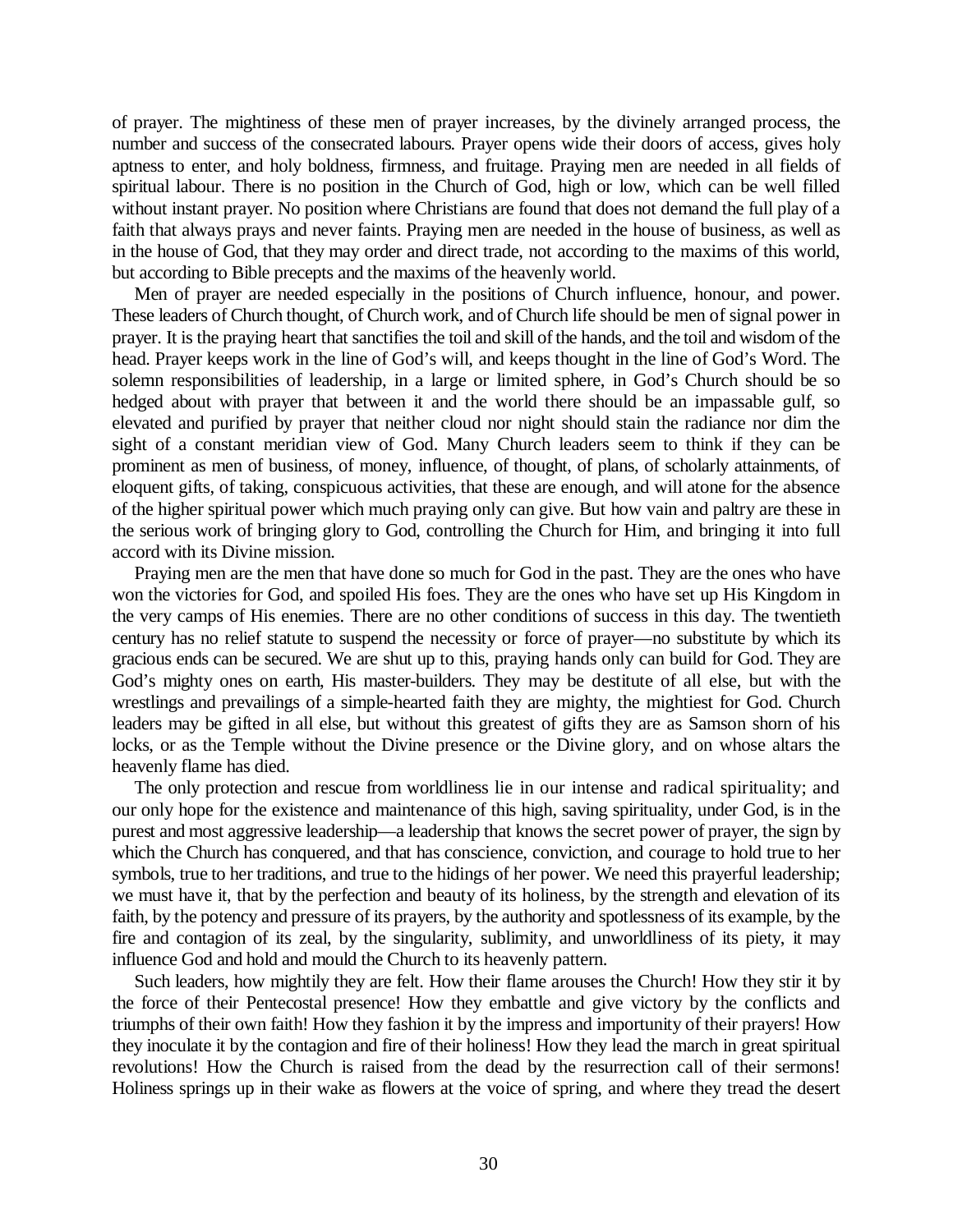of prayer. The mightiness of these men of prayer increases, by the divinely arranged process, the number and success of the consecrated labours. Prayer opens wide their doors of access, gives holy aptness to enter, and holy boldness, firmness, and fruitage. Praying men are needed in all fields of spiritual labour. There is no position in the Church of God, high or low, which can be well filled without instant prayer. No position where Christians are found that does not demand the full play of a faith that always prays and never faints. Praying men are needed in the house of business, as well as in the house of God, that they may order and direct trade, not according to the maxims of this world, but according to Bible precepts and the maxims of the heavenly world.

Men of prayer are needed especially in the positions of Church influence, honour, and power. These leaders of Church thought, of Church work, and of Church life should be men of signal power in prayer. It is the praying heart that sanctifies the toil and skill of the hands, and the toil and wisdom of the head. Prayer keeps work in the line of God's will, and keeps thought in the line of God's Word. The solemn responsibilities of leadership, in a large or limited sphere, in God's Church should be so hedged about with prayer that between it and the world there should be an impassable gulf, so elevated and purified by prayer that neither cloud nor night should stain the radiance nor dim the sight of a constant meridian view of God. Many Church leaders seem to think if they can be prominent as men of business, of money, influence, of thought, of plans, of scholarly attainments, of eloquent gifts, of taking, conspicuous activities, that these are enough, and will atone for the absence of the higher spiritual power which much praying only can give. But how vain and paltry are these in the serious work of bringing glory to God, controlling the Church for Him, and bringing it into full accord with its Divine mission.

Praying men are the men that have done so much for God in the past. They are the ones who have won the victories for God, and spoiled His foes. They are the ones who have set up His Kingdom in the very camps of His enemies. There are no other conditions of success in this day. The twentieth century has no relief statute to suspend the necessity or force of prayer—no substitute by which its gracious ends can be secured. We are shut up to this, praying hands only can build for God. They are God's mighty ones on earth, His master-builders. They may be destitute of all else, but with the wrestlings and prevailings of a simple-hearted faith they are mighty, the mightiest for God. Church leaders may be gifted in all else, but without this greatest of gifts they are as Samson shorn of his locks, or as the Temple without the Divine presence or the Divine glory, and on whose altars the heavenly flame has died.

The only protection and rescue from worldliness lie in our intense and radical spirituality; and our only hope for the existence and maintenance of this high, saving spirituality, under God, is in the purest and most aggressive leadership—a leadership that knows the secret power of prayer, the sign by which the Church has conquered, and that has conscience, conviction, and courage to hold true to her symbols, true to her traditions, and true to the hidings of her power. We need this prayerful leadership; we must have it, that by the perfection and beauty of its holiness, by the strength and elevation of its faith, by the potency and pressure of its prayers, by the authority and spotlessness of its example, by the fire and contagion of its zeal, by the singularity, sublimity, and unworldliness of its piety, it may influence God and hold and mould the Church to its heavenly pattern.

Such leaders, how mightily they are felt. How their flame arouses the Church! How they stir it by the force of their Pentecostal presence! How they embattle and give victory by the conflicts and triumphs of their own faith! How they fashion it by the impress and importunity of their prayers! How they inoculate it by the contagion and fire of their holiness! How they lead the march in great spiritual revolutions! How the Church is raised from the dead by the resurrection call of their sermons! Holiness springs up in their wake as flowers at the voice of spring, and where they tread the desert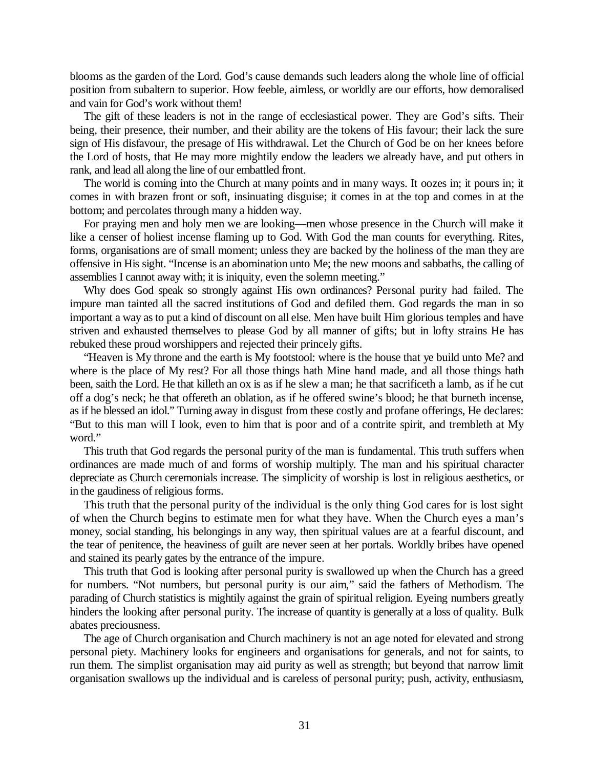blooms as the garden of the Lord. God's cause demands such leaders along the whole line of official position from subaltern to superior. How feeble, aimless, or worldly are our efforts, how demoralised and vain for God's work without them!

The gift of these leaders is not in the range of ecclesiastical power. They are God's sifts. Their being, their presence, their number, and their ability are the tokens of His favour; their lack the sure sign of His disfavour, the presage of His withdrawal. Let the Church of God be on her knees before the Lord of hosts, that He may more mightily endow the leaders we already have, and put others in rank, and lead all along the line of our embattled front.

The world is coming into the Church at many points and in many ways. It oozes in; it pours in; it comes in with brazen front or soft, insinuating disguise; it comes in at the top and comes in at the bottom; and percolates through many a hidden way.

For praying men and holy men we are looking—men whose presence in the Church will make it like a censer of holiest incense flaming up to God. With God the man counts for everything. Rites, forms, organisations are of small moment; unless they are backed by the holiness of the man they are offensive in His sight. "Incense is an abomination unto Me; the new moons and sabbaths, the calling of assemblies I cannot away with; it is iniquity, even the solemn meeting."

Why does God speak so strongly against His own ordinances? Personal purity had failed. The impure man tainted all the sacred institutions of God and defiled them. God regards the man in so important a way as to put a kind of discount on all else. Men have built Him glorious temples and have striven and exhausted themselves to please God by all manner of gifts; but in lofty strains He has rebuked these proud worshippers and rejected their princely gifts.

"Heaven is My throne and the earth is My footstool: where is the house that ye build unto Me? and where is the place of My rest? For all those things hath Mine hand made, and all those things hath been, saith the Lord. He that killeth an ox is as if he slew a man; he that sacrificeth a lamb, as if he cut off a dog's neck; he that offereth an oblation, as if he offered swine's blood; he that burneth incense, as if he blessed an idol." Turning away in disgust from these costly and profane offerings, He declares: "But to this man will I look, even to him that is poor and of a contrite spirit, and trembleth at My word."

This truth that God regards the personal purity of the man is fundamental. This truth suffers when ordinances are made much of and forms of worship multiply. The man and his spiritual character depreciate as Church ceremonials increase. The simplicity of worship is lost in religious aesthetics, or in the gaudiness of religious forms.

This truth that the personal purity of the individual is the only thing God cares for is lost sight of when the Church begins to estimate men for what they have. When the Church eyes a man's money, social standing, his belongings in any way, then spiritual values are at a fearful discount, and the tear of penitence, the heaviness of guilt are never seen at her portals. Worldly bribes have opened and stained its pearly gates by the entrance of the impure.

This truth that God is looking after personal purity is swallowed up when the Church has a greed for numbers. "Not numbers, but personal purity is our aim," said the fathers of Methodism. The parading of Church statistics is mightily against the grain of spiritual religion. Eyeing numbers greatly hinders the looking after personal purity. The increase of quantity is generally at a loss of quality. Bulk abates preciousness.

The age of Church organisation and Church machinery is not an age noted for elevated and strong personal piety. Machinery looks for engineers and organisations for generals, and not for saints, to run them. The simplist organisation may aid purity as well as strength; but beyond that narrow limit organisation swallows up the individual and is careless of personal purity; push, activity, enthusiasm,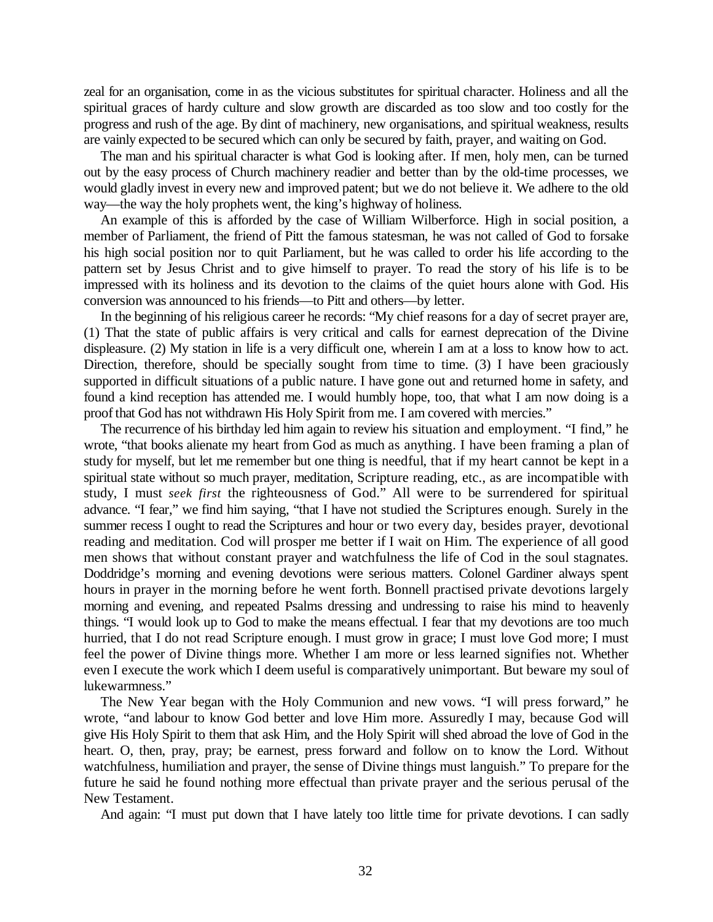zeal for an organisation, come in as the vicious substitutes for spiritual character. Holiness and all the spiritual graces of hardy culture and slow growth are discarded as too slow and too costly for the progress and rush of the age. By dint of machinery, new organisations, and spiritual weakness, results are vainly expected to be secured which can only be secured by faith, prayer, and waiting on God.

The man and his spiritual character is what God is looking after. If men, holy men, can be turned out by the easy process of Church machinery readier and better than by the old-time processes, we would gladly invest in every new and improved patent; but we do not believe it. We adhere to the old way—the way the holy prophets went, the king's highway of holiness.

An example of this is afforded by the case of William Wilberforce. High in social position, a member of Parliament, the friend of Pitt the famous statesman, he was not called of God to forsake his high social position nor to quit Parliament, but he was called to order his life according to the pattern set by Jesus Christ and to give himself to prayer. To read the story of his life is to be impressed with its holiness and its devotion to the claims of the quiet hours alone with God. His conversion was announced to his friends—to Pitt and others—by letter.

In the beginning of his religious career he records: "My chief reasons for a day of secret prayer are, (1) That the state of public affairs is very critical and calls for earnest deprecation of the Divine displeasure. (2) My station in life is a very difficult one, wherein I am at a loss to know how to act. Direction, therefore, should be specially sought from time to time. (3) I have been graciously supported in difficult situations of a public nature. I have gone out and returned home in safety, and found a kind reception has attended me. I would humbly hope, too, that what I am now doing is a proof that God has not withdrawn His Holy Spirit from me. I am covered with mercies."

The recurrence of his birthday led him again to review his situation and employment. "I find," he wrote, "that books alienate my heart from God as much as anything. I have been framing a plan of study for myself, but let me remember but one thing is needful, that if my heart cannot be kept in a spiritual state without so much prayer, meditation, Scripture reading, etc., as are incompatible with study, I must *seek first* the righteousness of God." All were to be surrendered for spiritual advance. "I fear," we find him saying, "that I have not studied the Scriptures enough. Surely in the summer recess I ought to read the Scriptures and hour or two every day, besides prayer, devotional reading and meditation. Cod will prosper me better if I wait on Him. The experience of all good men shows that without constant prayer and watchfulness the life of Cod in the soul stagnates. Doddridge's morning and evening devotions were serious matters. Colonel Gardiner always spent hours in prayer in the morning before he went forth. Bonnell practised private devotions largely morning and evening, and repeated Psalms dressing and undressing to raise his mind to heavenly things. "I would look up to God to make the means effectual. I fear that my devotions are too much hurried, that I do not read Scripture enough. I must grow in grace; I must love God more; I must feel the power of Divine things more. Whether I am more or less learned signifies not. Whether even I execute the work which I deem useful is comparatively unimportant. But beware my soul of lukewarmness."

The New Year began with the Holy Communion and new vows. "I will press forward," he wrote, "and labour to know God better and love Him more. Assuredly I may, because God will give His Holy Spirit to them that ask Him, and the Holy Spirit will shed abroad the love of God in the heart. O, then, pray, pray; be earnest, press forward and follow on to know the Lord. Without watchfulness, humiliation and prayer, the sense of Divine things must languish." To prepare for the future he said he found nothing more effectual than private prayer and the serious perusal of the New Testament.

And again: "I must put down that I have lately too little time for private devotions. I can sadly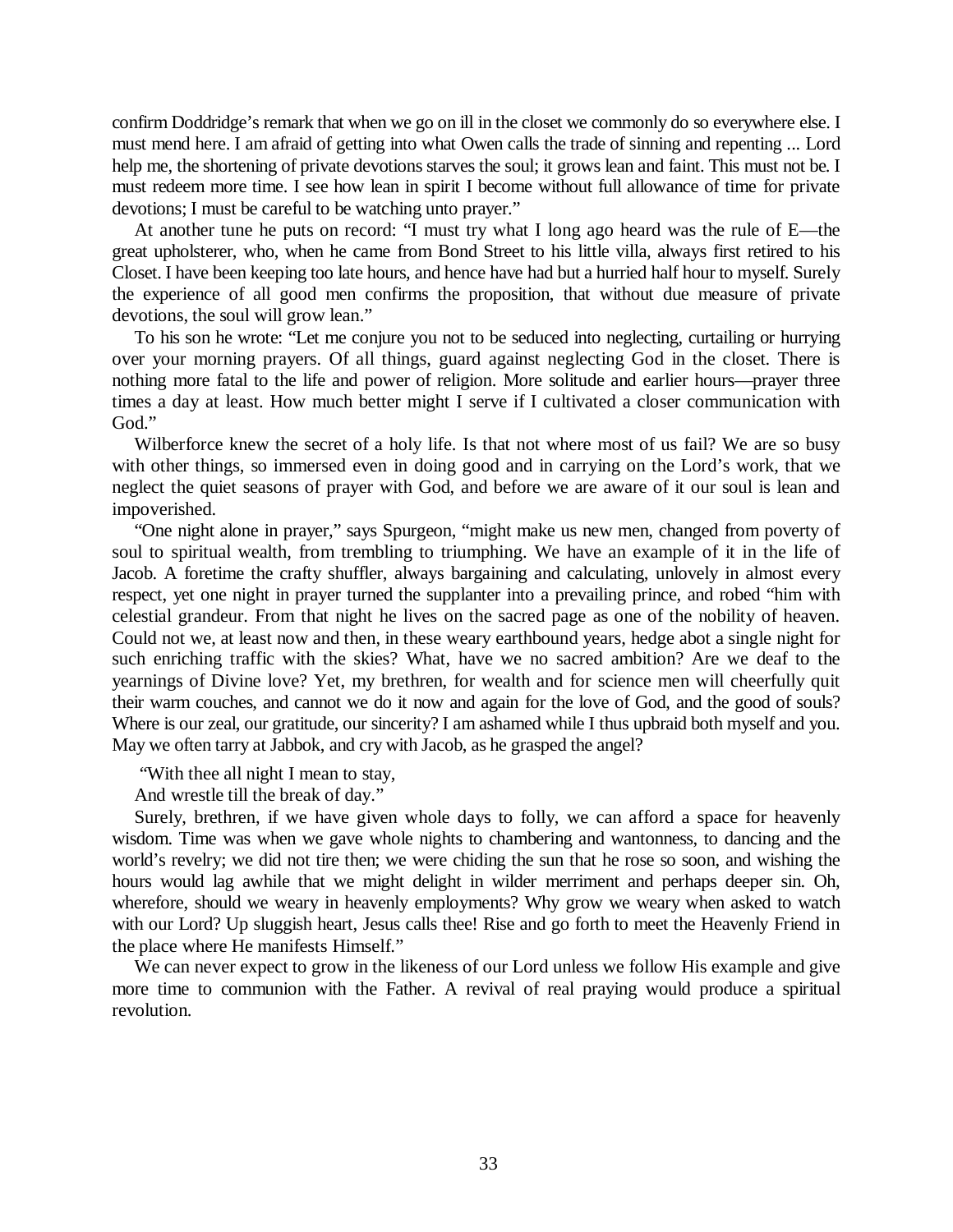confirm Doddridge's remark that when we go on ill in the closet we commonly do so everywhere else. I must mend here. I am afraid of getting into what Owen calls the trade of sinning and repenting ... Lord help me, the shortening of private devotions starves the soul; it grows lean and faint. This must not be. I must redeem more time. I see how lean in spirit I become without full allowance of time for private devotions; I must be careful to be watching unto prayer."

At another tune he puts on record: "I must try what I long ago heard was the rule of E—the great upholsterer, who, when he came from Bond Street to his little villa, always first retired to his Closet. I have been keeping too late hours, and hence have had but a hurried half hour to myself. Surely the experience of all good men confirms the proposition, that without due measure of private devotions, the soul will grow lean."

To his son he wrote: "Let me conjure you not to be seduced into neglecting, curtailing or hurrying over your morning prayers. Of all things, guard against neglecting God in the closet. There is nothing more fatal to the life and power of religion. More solitude and earlier hours—prayer three times a day at least. How much better might I serve if I cultivated a closer communication with God."

Wilberforce knew the secret of a holy life. Is that not where most of us fail? We are so busy with other things, so immersed even in doing good and in carrying on the Lord's work, that we neglect the quiet seasons of prayer with God, and before we are aware of it our soul is lean and impoverished.

"One night alone in prayer," says Spurgeon, "might make us new men, changed from poverty of soul to spiritual wealth, from trembling to triumphing. We have an example of it in the life of Jacob. A foretime the crafty shuffler, always bargaining and calculating, unlovely in almost every respect, yet one night in prayer turned the supplanter into a prevailing prince, and robed "him with celestial grandeur. From that night he lives on the sacred page as one of the nobility of heaven. Could not we, at least now and then, in these weary earthbound years, hedge abot a single night for such enriching traffic with the skies? What, have we no sacred ambition? Are we deaf to the yearnings of Divine love? Yet, my brethren, for wealth and for science men will cheerfully quit their warm couches, and cannot we do it now and again for the love of God, and the good of souls? Where is our zeal, our gratitude, our sincerity? I am ashamed while I thus upbraid both myself and you. May we often tarry at Jabbok, and cry with Jacob, as he grasped the angel?

"With thee all night I mean to stay,  
And wrestle till the break of day."

Surely, brethren, if we have given whole days to folly, we can afford a space for heavenly wisdom. Time was when we gave whole nights to chambering and wantonness, to dancing and the world's revelry; we did not tire then; we were chiding the sun that he rose so soon, and wishing the hours would lag awhile that we might delight in wilder merriment and perhaps deeper sin. Oh, wherefore, should we weary in heavenly employments? Why grow we weary when asked to watch with our Lord? Up sluggish heart, Jesus calls thee! Rise and go forth to meet the Heavenly Friend in the place where He manifests Himself."

We can never expect to grow in the likeness of our Lord unless we follow His example and give more time to communion with the Father. A revival of real praying would produce a spiritual revolution.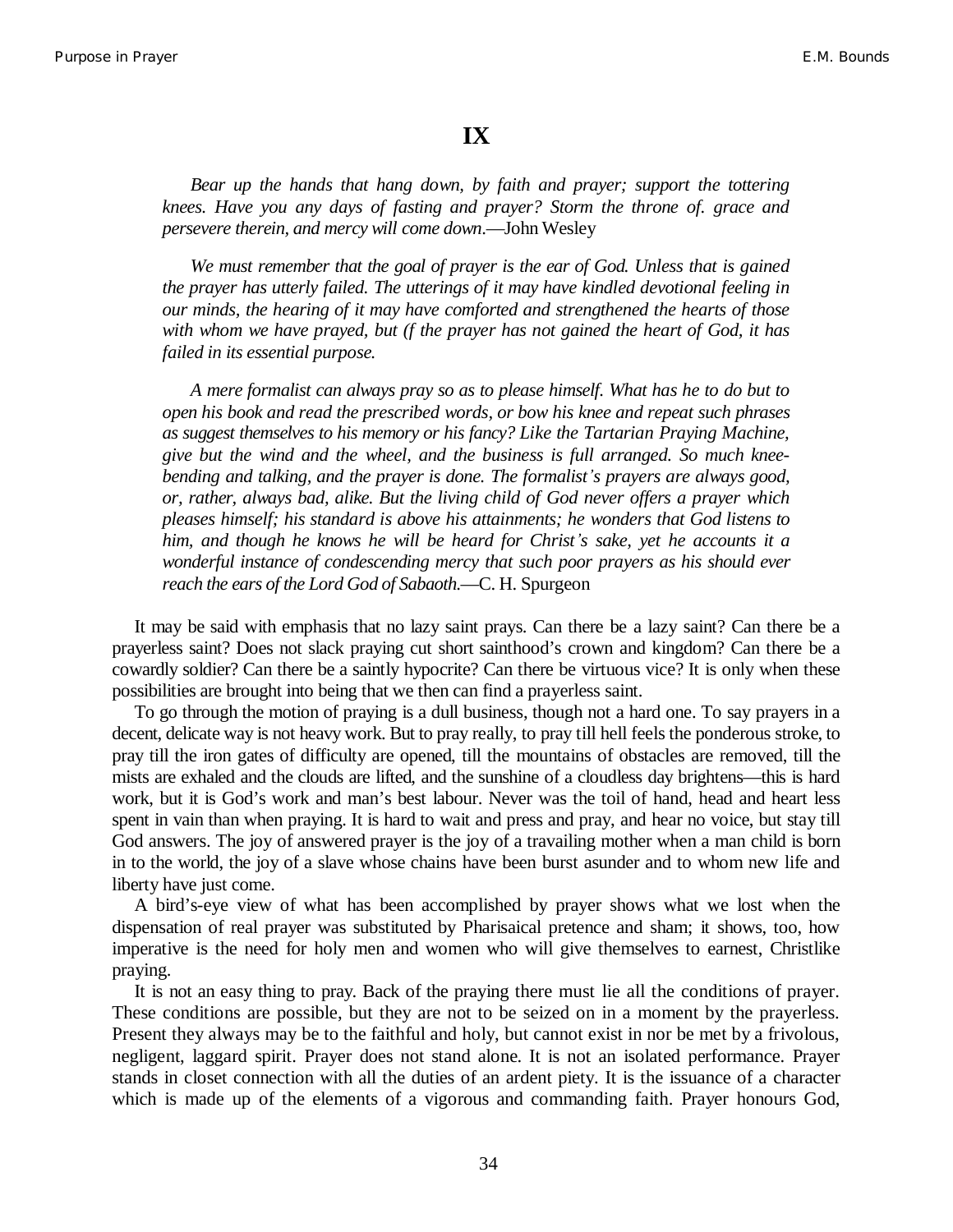## IX

*Bear up the hands that hang down, by faith and prayer; support the tottering knees. Have you any days of fasting and prayer? Storm the throne of. grace and persevere therein, and mercy will come down*.—John Wesley

*We must remember that the goal of prayer is the ear of God. Unless that is gained the prayer has utterly failed. The utterings of it may have kindled devotional feeling in our minds, the hearing of it may have comforted and strengthened the hearts of those with whom we have prayed, but (f the prayer has not gained the heart of God, it has failed in its essential purpose.*

*A mere formalist can always pray so as to please himself. What has he to do but to open his book and read the prescribed words, or bow his knee and repeat such phrases as suggest themselves to his memory or his fancy? Like the Tartarian Praying Machine, give but the wind and the wheel, and the business is full arranged. So much knee-bending and talking, and the prayer is done. The formalist's prayers are always good, or, rather, always bad, alike. But the living child of God never offers a prayer which pleases himself; his standard is above his attainments; he wonders that God listens to him, and though he knows he will be heard for Christ's sake, yet he accounts it a wonderful instance of condescending mercy that such poor prayers as his should ever reach the ears of the Lord God of Sabaoth.*—C. H. Spurgeon

It may be said with emphasis that no lazy saint prays. Can there be a lazy saint? Can there be a prayerless saint? Does not slack praying cut short sainthood's crown and kingdom? Can there be a cowardly soldier? Can there be a saintly hypocrite? Can there be virtuous vice? It is only when these possibilities are brought into being that we then can find a prayerless saint.

To go through the motion of praying is a dull business, though not a hard one. To say prayers in a decent, delicate way is not heavy work. But to pray really, to pray till hell feels the ponderous stroke, to pray till the iron gates of difficulty are opened, till the mountains of obstacles are removed, till the mists are exhaled and the clouds are lifted, and the sunshine of a cloudless day brightens—this is hard work, but it is God's work and man's best labour. Never was the toil of hand, head and heart less spent in vain than when praying. It is hard to wait and press and pray, and hear no voice, but stay till God answers. The joy of answered prayer is the joy of a travailing mother when a man child is born in to the world, the joy of a slave whose chains have been burst asunder and to whom new life and liberty have just come.

A bird's-eye view of what has been accomplished by prayer shows what we lost when the dispensation of real prayer was substituted by Pharisaical pretence and sham; it shows, too, how imperative is the need for holy men and women who will give themselves to earnest, Christlike praying.

It is not an easy thing to pray. Back of the praying there must lie all the conditions of prayer. These conditions are possible, but they are not to be seized on in a moment by the prayerless. Present they always may be to the faithful and holy, but cannot exist in nor be met by a frivolous, negligent, laggard spirit. Prayer does not stand alone. It is not an isolated performance. Prayer stands in closet connection with all the duties of an ardent piety. It is the issuance of a character which is made up of the elements of a vigorous and commanding faith. Prayer honours God,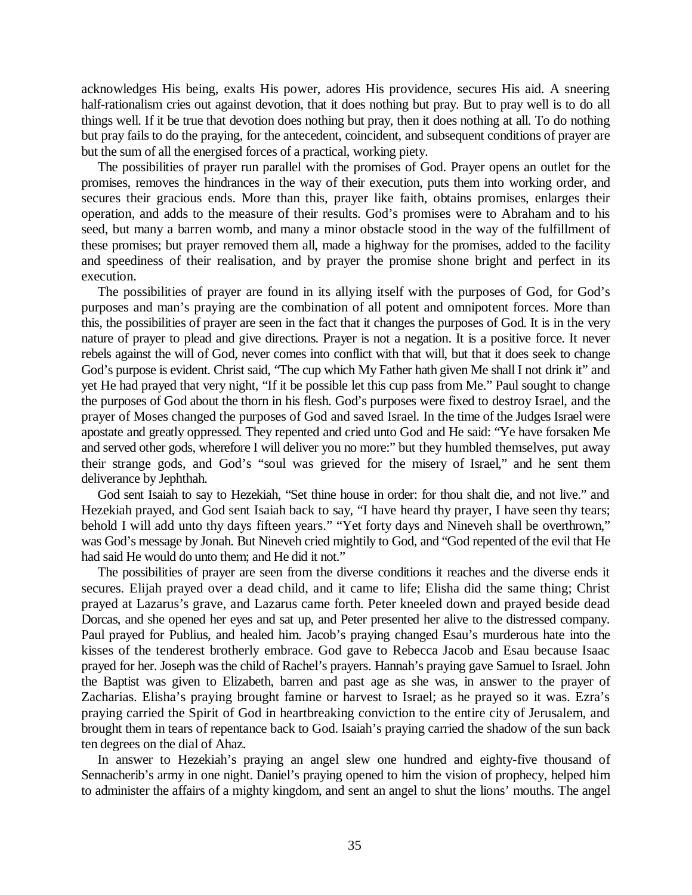acknowledges His being, exalts His power, adores His providence, secures His aid. A sneering half-rationalism cries out against devotion, that it does nothing but pray. But to pray well is to do all things well. If it be true that devotion does nothing but pray, then it does nothing at all. To do nothing but pray fails to do the praying, for the antecedent, coincident, and subsequent conditions of prayer are but the sum of all the energised forces of a practical, working piety.

The possibilities of prayer run parallel with the promises of God. Prayer opens an outlet for the promises, removes the hindrances in the way of their execution, puts them into working order, and secures their gracious ends. More than this, prayer like faith, obtains promises, enlarges their operation, and adds to the measure of their results. God's promises were to Abraham and to his seed, but many a barren womb, and many a minor obstacle stood in the way of the fulfillment of these promises; but prayer removed them all, made a highway for the promises, added to the facility and speediness of their realisation, and by prayer the promise shone bright and perfect in its execution.

The possibilities of prayer are found in its allying itself with the purposes of God, for God's purposes and man's praying are the combination of all potent and omnipotent forces. More than this, the possibilities of prayer are seen in the fact that it changes the purposes of God. It is in the very nature of prayer to plead and give directions. Prayer is not a negation. It is a positive force. It never rebels against the will of God, never comes into conflict with that will, but that it does seek to change God's purpose is evident. Christ said, "The cup which My Father hath given Me shall I not drink it" and yet He had prayed that very night, "If it be possible let this cup pass from Me." Paul sought to change the purposes of God about the thorn in his flesh. God's purposes were fixed to destroy Israel, and the prayer of Moses changed the purposes of God and saved Israel. In the time of the Judges Israel were apostate and greatly oppressed. They repented and cried unto God and He said: "Ye have forsaken Me and served other gods, wherefore I will deliver you no more:" but they humbled themselves, put away their strange gods, and God's "soul was grieved for the misery of Israel," and he sent them deliverance by Jephthah.

God sent Isaiah to say to Hezekiah, "Set thine house in order: for thou shalt die, and not live." and Hezekiah prayed, and God sent Isaiah back to say, "I have heard thy prayer, I have seen thy tears; behold I will add unto thy days fifteen years." "Yet forty days and Nineveh shall be overthrown," was God's message by Jonah. But Nineveh cried mightily to God, and "God repented of the evil that He had said He would do unto them; and He did it not."

The possibilities of prayer are seen from the diverse conditions it reaches and the diverse ends it secures. Elijah prayed over a dead child, and it came to life; Elisha did the same thing; Christ prayed at Lazarus's grave, and Lazarus came forth. Peter kneeled down and prayed beside dead Dorcas, and she opened her eyes and sat up, and Peter presented her alive to the distressed company. Paul prayed for Publius, and healed him. Jacob's praying changed Esau's murderous hate into the kisses of the tenderest brotherly embrace. God gave to Rebecca Jacob and Esau because Isaac prayed for her. Joseph was the child of Rachel's prayers. Hannah's praying gave Samuel to Israel. John the Baptist was given to Elizabeth, barren and past age as she was, in answer to the prayer of Zacharias. Elisha's praying brought famine or harvest to Israel; as he prayed so it was. Ezra's praying carried the Spirit of God in heartbreaking conviction to the entire city of Jerusalem, and brought them in tears of repentance back to God. Isaiah's praying carried the shadow of the sun back ten degrees on the dial of Ahaz.

In answer to Hezekiah's praying an angel slew one hundred and eighty-five thousand of Sennacherib's army in one night. Daniel's praying opened to him the vision of prophecy, helped him to administer the affairs of a mighty kingdom, and sent an angel to shut the lions' mouths. The angel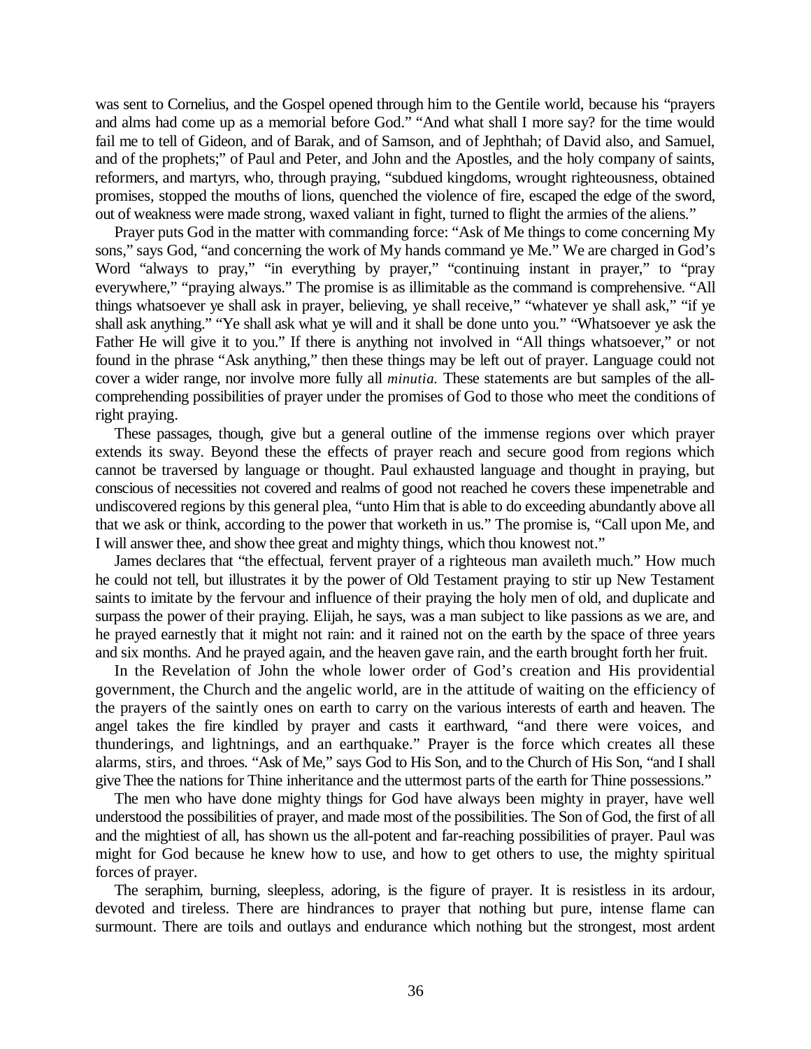was sent to Cornelius, and the Gospel opened through him to the Gentile world, because his "prayers and alms had come up as a memorial before God." "And what shall I more say? for the time would fail me to tell of Gideon, and of Barak, and of Samson, and of Jephthah; of David also, and Samuel, and of the prophets;" of Paul and Peter, and John and the Apostles, and the holy company of saints, reformers, and martyrs, who, through praying, "subdued kingdoms, wrought righteousness, obtained promises, stopped the mouths of lions, quenched the violence of fire, escaped the edge of the sword, out of weakness were made strong, waxed valiant in fight, turned to flight the armies of the aliens."

Prayer puts God in the matter with commanding force: "Ask of Me things to come concerning My sons," says God, "and concerning the work of My hands command ye Me." We are charged in God's Word "always to pray," "in everything by prayer," "continuing instant in prayer," to "pray everywhere," "praying always." The promise is as illimitable as the command is comprehensive. "All things whatsoever ye shall ask in prayer, believing, ye shall receive," "whatever ye shall ask," "if ye shall ask anything." "Ye shall ask what ye will and it shall be done unto you." "Whatsoever ye ask the Father He will give it to you." If there is anything not involved in "All things whatsoever," or not found in the phrase "Ask anything," then these things may be left out of prayer. Language could not cover a wider range, nor involve more fully all *minutia.* These statements are but samples of the all-comprehending possibilities of prayer under the promises of God to those who meet the conditions of right praying.

These passages, though, give but a general outline of the immense regions over which prayer extends its sway. Beyond these the effects of prayer reach and secure good from regions which cannot be traversed by language or thought. Paul exhausted language and thought in praying, but conscious of necessities not covered and realms of good not reached he covers these impenetrable and undiscovered regions by this general plea, "unto Him that is able to do exceeding abundantly above all that we ask or think, according to the power that worketh in us." The promise is, "Call upon Me, and I will answer thee, and show thee great and mighty things, which thou knowest not."

James declares that "the effectual, fervent prayer of a righteous man availeth much." How much he could not tell, but illustrates it by the power of Old Testament praying to stir up New Testament saints to imitate by the fervour and influence of their praying the holy men of old, and duplicate and surpass the power of their praying. Elijah, he says, was a man subject to like passions as we are, and he prayed earnestly that it might not rain: and it rained not on the earth by the space of three years and six months. And he prayed again, and the heaven gave rain, and the earth brought forth her fruit.

In the Revelation of John the whole lower order of God's creation and His providential government, the Church and the angelic world, are in the attitude of waiting on the efficiency of the prayers of the saintly ones on earth to carry on the various interests of earth and heaven. The angel takes the fire kindled by prayer and casts it earthward, "and there were voices, and thunderings, and lightnings, and an earthquake." Prayer is the force which creates all these alarms, stirs, and throes. "Ask of Me," says God to His Son, and to the Church of His Son, "and I shall give Thee the nations for Thine inheritance and the uttermost parts of the earth for Thine possessions."

The men who have done mighty things for God have always been mighty in prayer, have well understood the possibilities of prayer, and made most of the possibilities. The Son of God, the first of all and the mightiest of all, has shown us the all-potent and far-reaching possibilities of prayer. Paul was might for God because he knew how to use, and how to get others to use, the mighty spiritual forces of prayer.

The seraphim, burning, sleepless, adoring, is the figure of prayer. It is resistless in its ardour, devoted and tireless. There are hindrances to prayer that nothing but pure, intense flame can surmount. There are toils and outlays and endurance which nothing but the strongest, most ardent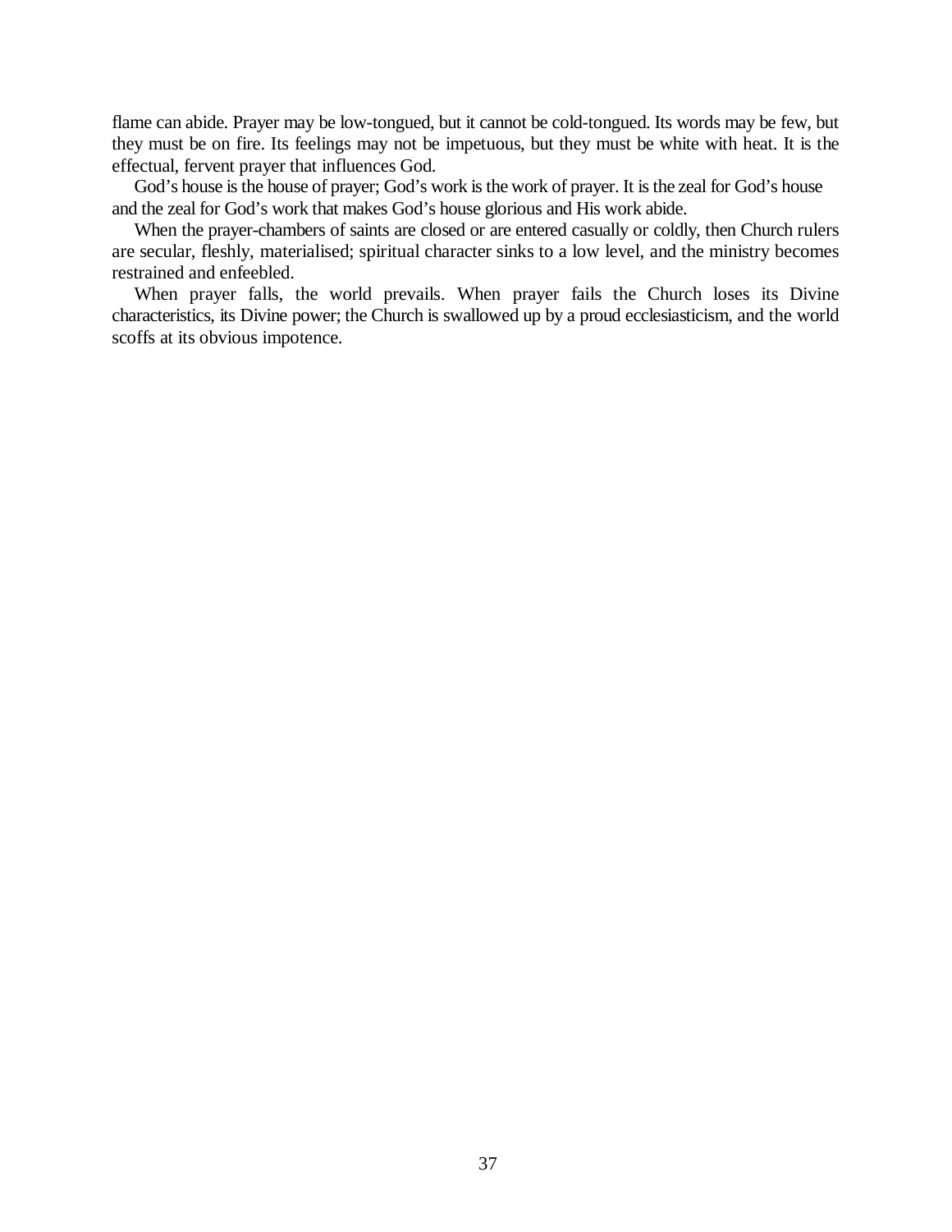flame can abide. Prayer may be low-tongued, but it cannot be cold-tongued. Its words may be few, but they must be on fire. Its feelings may not be impetuous, but they must be white with heat. It is the effectual, fervent prayer that influences God.

God's house is the house of prayer; God's work is the work of prayer. It is the zeal for God's house and the zeal for God's work that makes God's house glorious and His work abide.

When the prayer-chambers of saints are closed or are entered casually or coldly, then Church rulers are secular, fleshly, materialised; spiritual character sinks to a low level, and the ministry becomes restrained and enfeebled.

When prayer falls, the world prevails. When prayer fails the Church loses its Divine characteristics, its Divine power; the Church is swallowed up by a proud ecclesiasticism, and the world scoffs at its obvious impotence.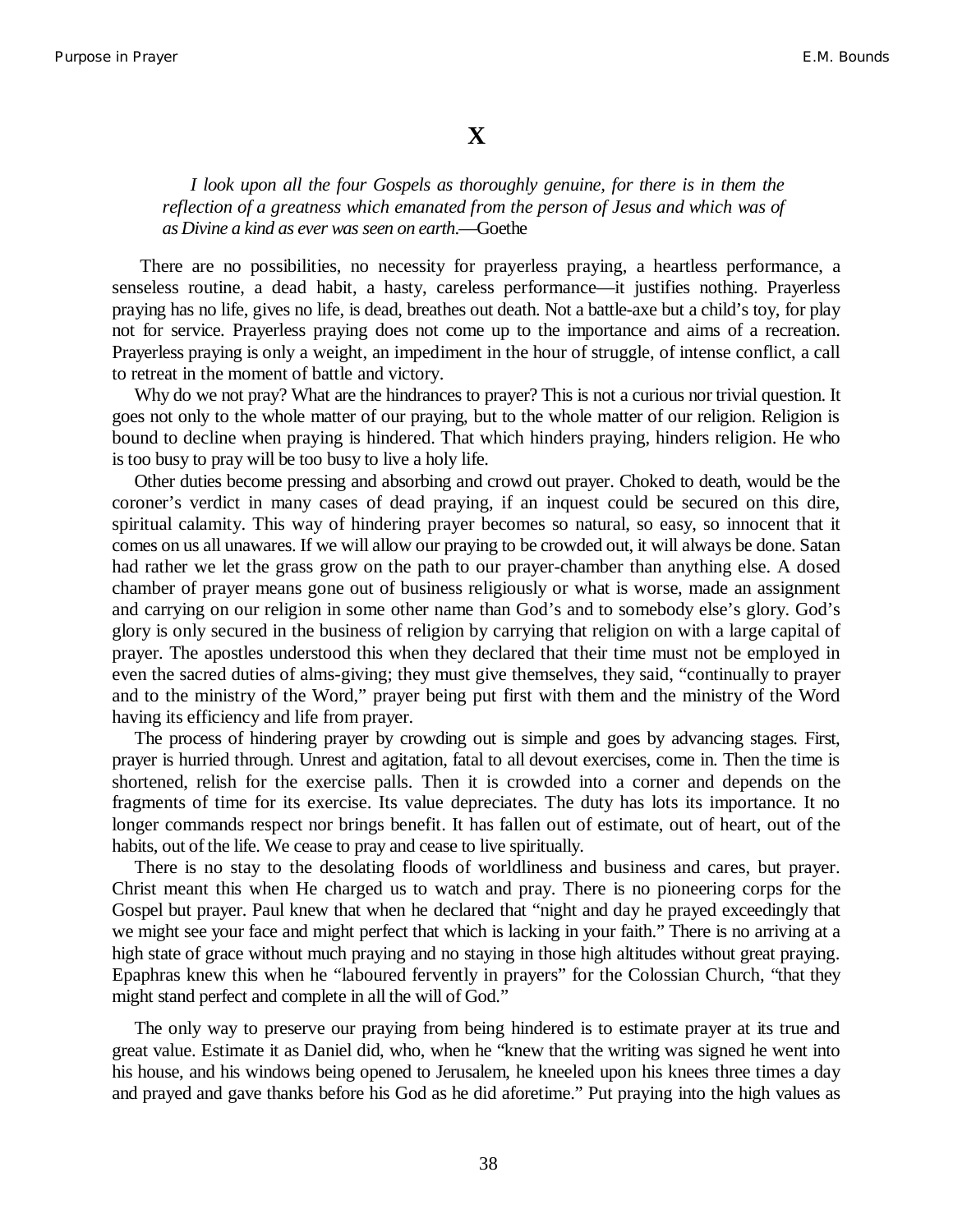# X

*I look upon all the four Gospels as thoroughly genuine, for there is in them the reflection of a greatness which emanated from the person of Jesus and which was of as Divine a kind as ever was seen on earth.*—Goethe

There are no possibilities, no necessity for prayerless praying, a heartless performance, a senseless routine, a dead habit, a hasty, careless performance—it justifies nothing. Prayerless praying has no life, gives no life, is dead, breathes out death. Not a battle-axe but a child's toy, for play not for service. Prayerless praying does not come up to the importance and aims of a recreation. Prayerless praying is only a weight, an impediment in the hour of struggle, of intense conflict, a call to retreat in the moment of battle and victory.

Why do we not pray? What are the hindrances to prayer? This is not a curious nor trivial question. It goes not only to the whole matter of our praying, but to the whole matter of our religion. Religion is bound to decline when praying is hindered. That which hinders praying, hinders religion. He who is too busy to pray will be too busy to live a holy life.

Other duties become pressing and absorbing and crowd out prayer. Choked to death, would be the coroner's verdict in many cases of dead praying, if an inquest could be secured on this dire, spiritual calamity. This way of hindering prayer becomes so natural, so easy, so innocent that it comes on us all unawares. If we will allow our praying to be crowded out, it will always be done. Satan had rather we let the grass grow on the path to our prayer-chamber than anything else. A dosed chamber of prayer means gone out of business religiously or what is worse, made an assignment and carrying on our religion in some other name than God's and to somebody else's glory. God's glory is only secured in the business of religion by carrying that religion on with a large capital of prayer. The apostles understood this when they declared that their time must not be employed in even the sacred duties of alms-giving; they must give themselves, they said, "continually to prayer and to the ministry of the Word," prayer being put first with them and the ministry of the Word having its efficiency and life from prayer.

The process of hindering prayer by crowding out is simple and goes by advancing stages. First, prayer is hurried through. Unrest and agitation, fatal to all devout exercises, come in. Then the time is shortened, relish for the exercise palls. Then it is crowded into a corner and depends on the fragments of time for its exercise. Its value depreciates. The duty has lots its importance. It no longer commands respect nor brings benefit. It has fallen out of estimate, out of heart, out of the habits, out of the life. We cease to pray and cease to live spiritually.

There is no stay to the desolating floods of worldliness and business and cares, but prayer. Christ meant this when He charged us to watch and pray. There is no pioneering corps for the Gospel but prayer. Paul knew that when he declared that "night and day he prayed exceedingly that we might see your face and might perfect that which is lacking in your faith." There is no arriving at a high state of grace without much praying and no staying in those high altitudes without great praying. Epaphras knew this when he "laboured fervently in prayers" for the Colossian Church, "that they might stand perfect and complete in all the will of God."

The only way to preserve our praying from being hindered is to estimate prayer at its true and great value. Estimate it as Daniel did, who, when he "knew that the writing was signed he went into his house, and his windows being opened to Jerusalem, he kneeled upon his knees three times a day and prayed and gave thanks before his God as he did aforetime." Put praying into the high values as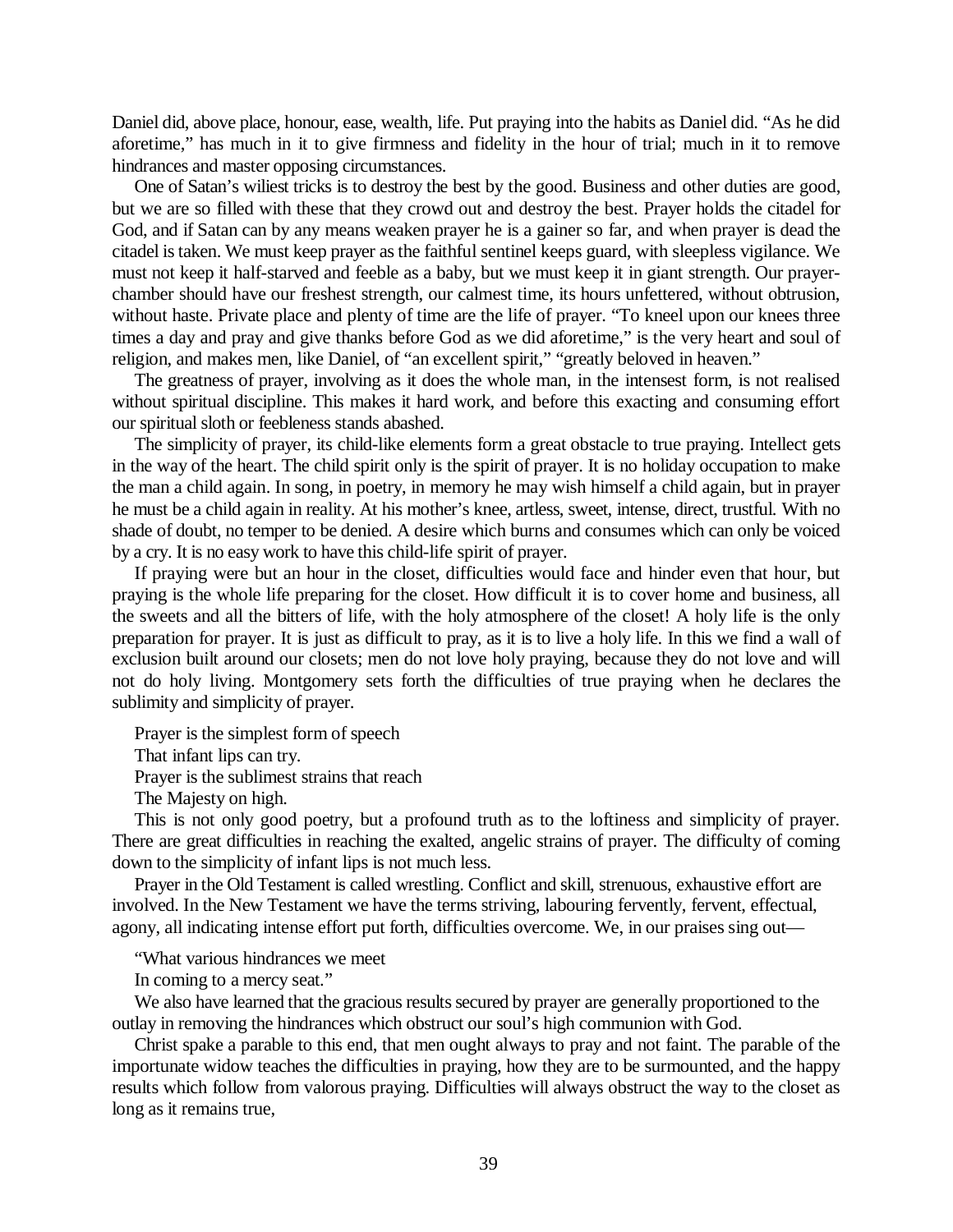Daniel did, above place, honour, ease, wealth, life. Put praying into the habits as Daniel did. "As he did aforetime," has much in it to give firmness and fidelity in the hour of trial; much in it to remove hindrances and master opposing circumstances.

One of Satan's wiliest tricks is to destroy the best by the good. Business and other duties are good, but we are so filled with these that they crowd out and destroy the best. Prayer holds the citadel for God, and if Satan can by any means weaken prayer he is a gainer so far, and when prayer is dead the citadel is taken. We must keep prayer as the faithful sentinel keeps guard, with sleepless vigilance. We must not keep it half-starved and feeble as a baby, but we must keep it in giant strength. Our prayer-chamber should have our freshest strength, our calmest time, its hours unfettered, without obtrusion, without haste. Private place and plenty of time are the life of prayer. "To kneel upon our knees three times a day and pray and give thanks before God as we did aforetime," is the very heart and soul of religion, and makes men, like Daniel, of "an excellent spirit," "greatly beloved in heaven."

The greatness of prayer, involving as it does the whole man, in the intensest form, is not realised without spiritual discipline. This makes it hard work, and before this exacting and consuming effort our spiritual sloth or feebleness stands abashed.

The simplicity of prayer, its child-like elements form a great obstacle to true praying. Intellect gets in the way of the heart. The child spirit only is the spirit of prayer. It is no holiday occupation to make the man a child again. In song, in poetry, in memory he may wish himself a child again, but in prayer he must be a child again in reality. At his mother's knee, artless, sweet, intense, direct, trustful. With no shade of doubt, no temper to be denied. A desire which burns and consumes which can only be voiced by a cry. It is no easy work to have this child-life spirit of prayer.

If praying were but an hour in the closet, difficulties would face and hinder even that hour, but praying is the whole life preparing for the closet. How difficult it is to cover home and business, all the sweets and all the bitters of life, with the holy atmosphere of the closet! A holy life is the only preparation for prayer. It is just as difficult to pray, as it is to live a holy life. In this we find a wall of exclusion built around our closets; men do not love holy praying, because they do not love and will not do holy living. Montgomery sets forth the difficulties of true praying when he declares the sublimity and simplicity of prayer.

Prayer is the simplest form of speech
That infant lips can try.
Prayer is the sublimest strains that reach
The Majesty on high.

This is not only good poetry, but a profound truth as to the loftiness and simplicity of prayer. There are great difficulties in reaching the exalted, angelic strains of prayer. The difficulty of coming down to the simplicity of infant lips is not much less.

Prayer in the Old Testament is called wrestling. Conflict and skill, strenuous, exhaustive effort are involved. In the New Testament we have the terms striving, labouring fervently, fervent, effectual, agony, all indicating intense effort put forth, difficulties overcome. We, in our praises sing out—

"What various hindrances we meet
In coming to a mercy seat."

We also have learned that the gracious results secured by prayer are generally proportioned to the outlay in removing the hindrances which obstruct our soul's high communion with God.

Christ spake a parable to this end, that men ought always to pray and not faint. The parable of the importunate widow teaches the difficulties in praying, how they are to be surmounted, and the happy results which follow from valorous praying. Difficulties will always obstruct the way to the closet as long as it remains true,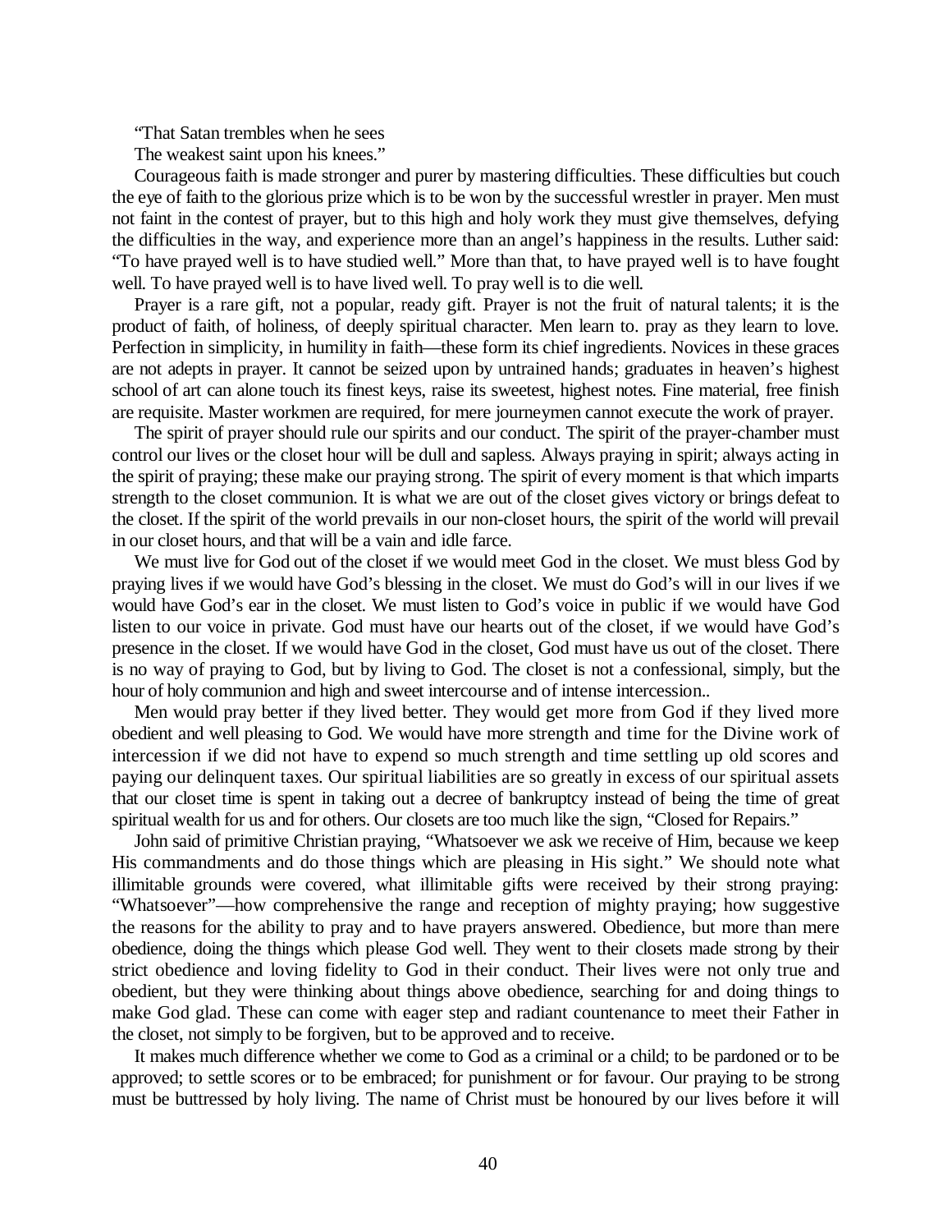"That Satan trembles when he sees
The weakest saint upon his knees."

Courageous faith is made stronger and purer by mastering difficulties. These difficulties but couch the eye of faith to the glorious prize which is to be won by the successful wrestler in prayer. Men must not faint in the contest of prayer, but to this high and holy work they must give themselves, defying the difficulties in the way, and experience more than an angel's happiness in the results. Luther said: "To have prayed well is to have studied well." More than that, to have prayed well is to have fought well. To have prayed well is to have lived well. To pray well is to die well.

Prayer is a rare gift, not a popular, ready gift. Prayer is not the fruit of natural talents; it is the product of faith, of holiness, of deeply spiritual character. Men learn to. pray as they learn to love. Perfection in simplicity, in humility in faith—these form its chief ingredients. Novices in these graces are not adepts in prayer. It cannot be seized upon by untrained hands; graduates in heaven's highest school of art can alone touch its finest keys, raise its sweetest, highest notes. Fine material, free finish are requisite. Master workmen are required, for mere journeymen cannot execute the work of prayer.

The spirit of prayer should rule our spirits and our conduct. The spirit of the prayer-chamber must control our lives or the closet hour will be dull and sapless. Always praying in spirit; always acting in the spirit of praying; these make our praying strong. The spirit of every moment is that which imparts strength to the closet communion. It is what we are out of the closet gives victory or brings defeat to the closet. If the spirit of the world prevails in our non-closet hours, the spirit of the world will prevail in our closet hours, and that will be a vain and idle farce.

We must live for God out of the closet if we would meet God in the closet. We must bless God by praying lives if we would have God's blessing in the closet. We must do God's will in our lives if we would have God's ear in the closet. We must listen to God's voice in public if we would have God listen to our voice in private. God must have our hearts out of the closet, if we would have God's presence in the closet. If we would have God in the closet, God must have us out of the closet. There is no way of praying to God, but by living to God. The closet is not a confessional, simply, but the hour of holy communion and high and sweet intercourse and of intense intercession..

Men would pray better if they lived better. They would get more from God if they lived more obedient and well pleasing to God. We would have more strength and time for the Divine work of intercession if we did not have to expend so much strength and time settling up old scores and paying our delinquent taxes. Our spiritual liabilities are so greatly in excess of our spiritual assets that our closet time is spent in taking out a decree of bankruptcy instead of being the time of great spiritual wealth for us and for others. Our closets are too much like the sign, "Closed for Repairs."

John said of primitive Christian praying, "Whatsoever we ask we receive of Him, because we keep His commandments and do those things which are pleasing in His sight." We should note what illimitable grounds were covered, what illimitable gifts were received by their strong praying: "Whatsoever"—how comprehensive the range and reception of mighty praying; how suggestive the reasons for the ability to pray and to have prayers answered. Obedience, but more than mere obedience, doing the things which please God well. They went to their closets made strong by their strict obedience and loving fidelity to God in their conduct. Their lives were not only true and obedient, but they were thinking about things above obedience, searching for and doing things to make God glad. These can come with eager step and radiant countenance to meet their Father in the closet, not simply to be forgiven, but to be approved and to receive.

It makes much difference whether we come to God as a criminal or a child; to be pardoned or to be approved; to settle scores or to be embraced; for punishment or for favour. Our praying to be strong must be buttressed by holy living. The name of Christ must be honoured by our lives before it will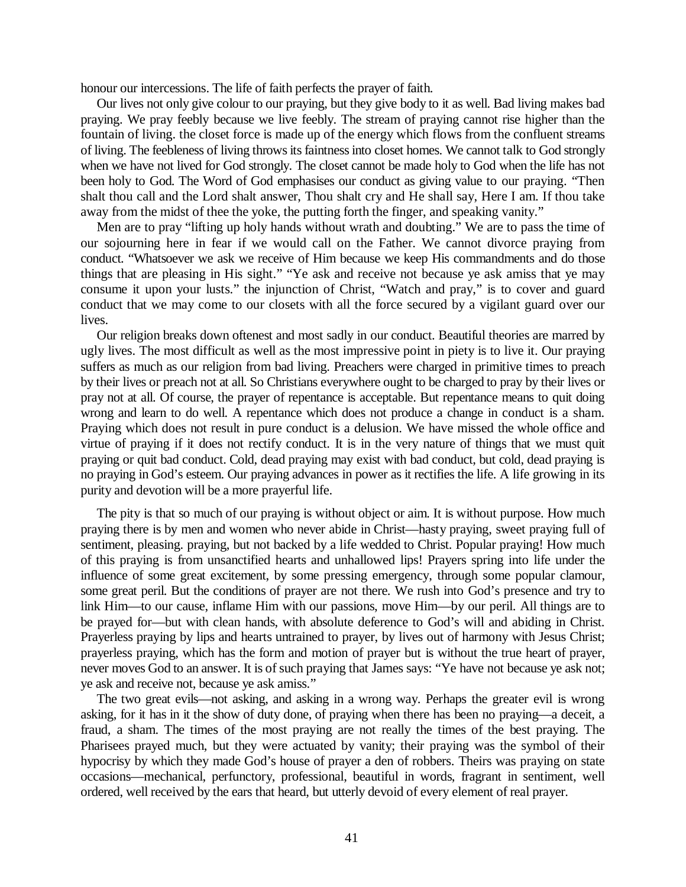honour our intercessions. The life of faith perfects the prayer of faith.

Our lives not only give colour to our praying, but they give body to it as well. Bad living makes bad praying. We pray feebly because we live feebly. The stream of praying cannot rise higher than the fountain of living. the closet force is made up of the energy which flows from the confluent streams of living. The feebleness of living throws its faintness into closet homes. We cannot talk to God strongly when we have not lived for God strongly. The closet cannot be made holy to God when the life has not been holy to God. The Word of God emphasises our conduct as giving value to our praying. "Then shalt thou call and the Lord shalt answer, Thou shalt cry and He shall say, Here I am. If thou take away from the midst of thee the yoke, the putting forth the finger, and speaking vanity."

Men are to pray "lifting up holy hands without wrath and doubting." We are to pass the time of our sojourning here in fear if we would call on the Father. We cannot divorce praying from conduct. "Whatsoever we ask we receive of Him because we keep His commandments and do those things that are pleasing in His sight." "Ye ask and receive not because ye ask amiss that ye may consume it upon your lusts." the injunction of Christ, "Watch and pray," is to cover and guard conduct that we may come to our closets with all the force secured by a vigilant guard over our lives.

Our religion breaks down oftenest and most sadly in our conduct. Beautiful theories are marred by ugly lives. The most difficult as well as the most impressive point in piety is to live it. Our praying suffers as much as our religion from bad living. Preachers were charged in primitive times to preach by their lives or preach not at all. So Christians everywhere ought to be charged to pray by their lives or pray not at all. Of course, the prayer of repentance is acceptable. But repentance means to quit doing wrong and learn to do well. A repentance which does not produce a change in conduct is a sham. Praying which does not result in pure conduct is a delusion. We have missed the whole office and virtue of praying if it does not rectify conduct. It is in the very nature of things that we must quit praying or quit bad conduct. Cold, dead praying may exist with bad conduct, but cold, dead praying is no praying in God's esteem. Our praying advances in power as it rectifies the life. A life growing in its purity and devotion will be a more prayerful life.

The pity is that so much of our praying is without object or aim. It is without purpose. How much praying there is by men and women who never abide in Christ—hasty praying, sweet praying full of sentiment, pleasing. praying, but not backed by a life wedded to Christ. Popular praying! How much of this praying is from unsanctified hearts and unhallowed lips! Prayers spring into life under the influence of some great excitement, by some pressing emergency, through some popular clamour, some great peril. But the conditions of prayer are not there. We rush into God's presence and try to link Him—to our cause, inflame Him with our passions, move Him—by our peril. All things are to be prayed for—but with clean hands, with absolute deference to God's will and abiding in Christ. Prayerless praying by lips and hearts untrained to prayer, by lives out of harmony with Jesus Christ; prayerless praying, which has the form and motion of prayer but is without the true heart of prayer, never moves God to an answer. It is of such praying that James says: "Ye have not because ye ask not; ye ask and receive not, because ye ask amiss."

The two great evils—not asking, and asking in a wrong way. Perhaps the greater evil is wrong asking, for it has in it the show of duty done, of praying when there has been no praying—a deceit, a fraud, a sham. The times of the most praying are not really the times of the best praying. The Pharisees prayed much, but they were actuated by vanity; their praying was the symbol of their hypocrisy by which they made God's house of prayer a den of robbers. Theirs was praying on state occasions—mechanical, perfunctory, professional, beautiful in words, fragrant in sentiment, well ordered, well received by the ears that heard, but utterly devoid of every element of real prayer.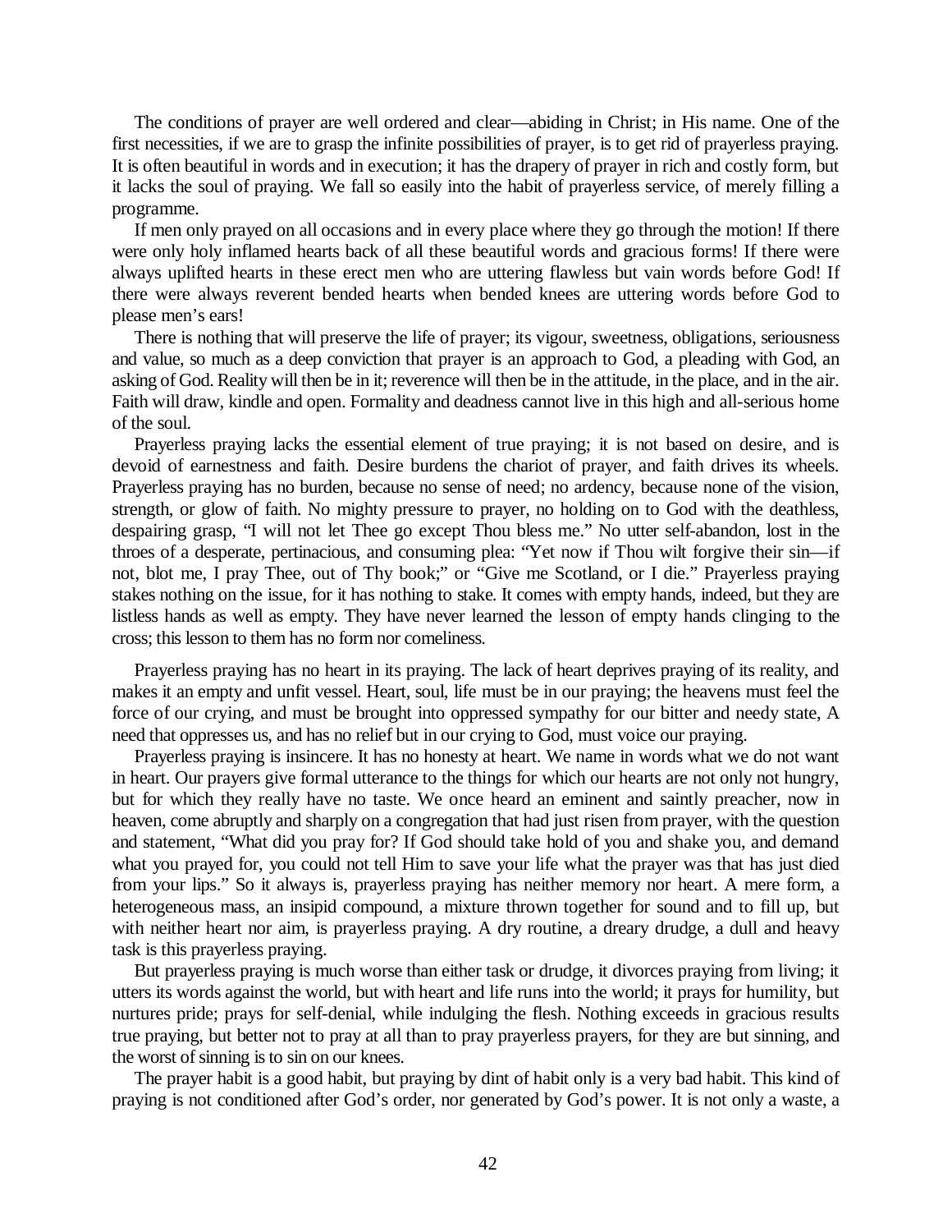The conditions of prayer are well ordered and clear—abiding in Christ; in His name. One of the first necessities, if we are to grasp the infinite possibilities of prayer, is to get rid of prayerless praying. It is often beautiful in words and in execution; it has the drapery of prayer in rich and costly form, but it lacks the soul of praying. We fall so easily into the habit of prayerless service, of merely filling a programme.

If men only prayed on all occasions and in every place where they go through the motion! If there were only holy inflamed hearts back of all these beautiful words and gracious forms! If there were always uplifted hearts in these erect men who are uttering flawless but vain words before God! If there were always reverent bended hearts when bended knees are uttering words before God to please men's ears!

There is nothing that will preserve the life of prayer; its vigour, sweetness, obligations, seriousness and value, so much as a deep conviction that prayer is an approach to God, a pleading with God, an asking of God. Reality will then be in it; reverence will then be in the attitude, in the place, and in the air. Faith will draw, kindle and open. Formality and deadness cannot live in this high and all-serious home of the soul.

Prayerless praying lacks the essential element of true praying; it is not based on desire, and is devoid of earnestness and faith. Desire burdens the chariot of prayer, and faith drives its wheels. Prayerless praying has no burden, because no sense of need; no ardency, because none of the vision, strength, or glow of faith. No mighty pressure to prayer, no holding on to God with the deathless, despairing grasp, "I will not let Thee go except Thou bless me." No utter self-abandon, lost in the throes of a desperate, pertinacious, and consuming plea: "Yet now if Thou wilt forgive their sin—if not, blot me, I pray Thee, out of Thy book;" or "Give me Scotland, or I die." Prayerless praying stakes nothing on the issue, for it has nothing to stake. It comes with empty hands, indeed, but they are listless hands as well as empty. They have never learned the lesson of empty hands clinging to the cross; this lesson to them has no form nor comeliness.

Prayerless praying has no heart in its praying. The lack of heart deprives praying of its reality, and makes it an empty and unfit vessel. Heart, soul, life must be in our praying; the heavens must feel the force of our crying, and must be brought into oppressed sympathy for our bitter and needy state, A need that oppresses us, and has no relief but in our crying to God, must voice our praying.

Prayerless praying is insincere. It has no honesty at heart. We name in words what we do not want in heart. Our prayers give formal utterance to the things for which our hearts are not only not hungry, but for which they really have no taste. We once heard an eminent and saintly preacher, now in heaven, come abruptly and sharply on a congregation that had just risen from prayer, with the question and statement, "What did you pray for? If God should take hold of you and shake you, and demand what you prayed for, you could not tell Him to save your life what the prayer was that has just died from your lips." So it always is, prayerless praying has neither memory nor heart. A mere form, a heterogeneous mass, an insipid compound, a mixture thrown together for sound and to fill up, but with neither heart nor aim, is prayerless praying. A dry routine, a dreary drudge, a dull and heavy task is this prayerless praying.

But prayerless praying is much worse than either task or drudge, it divorces praying from living; it utters its words against the world, but with heart and life runs into the world; it prays for humility, but nurtures pride; prays for self-denial, while indulging the flesh. Nothing exceeds in gracious results true praying, but better not to pray at all than to pray prayerless prayers, for they are but sinning, and the worst of sinning is to sin on our knees.

The prayer habit is a good habit, but praying by dint of habit only is a very bad habit. This kind of praying is not conditioned after God's order, nor generated by God's power. It is not only a waste, a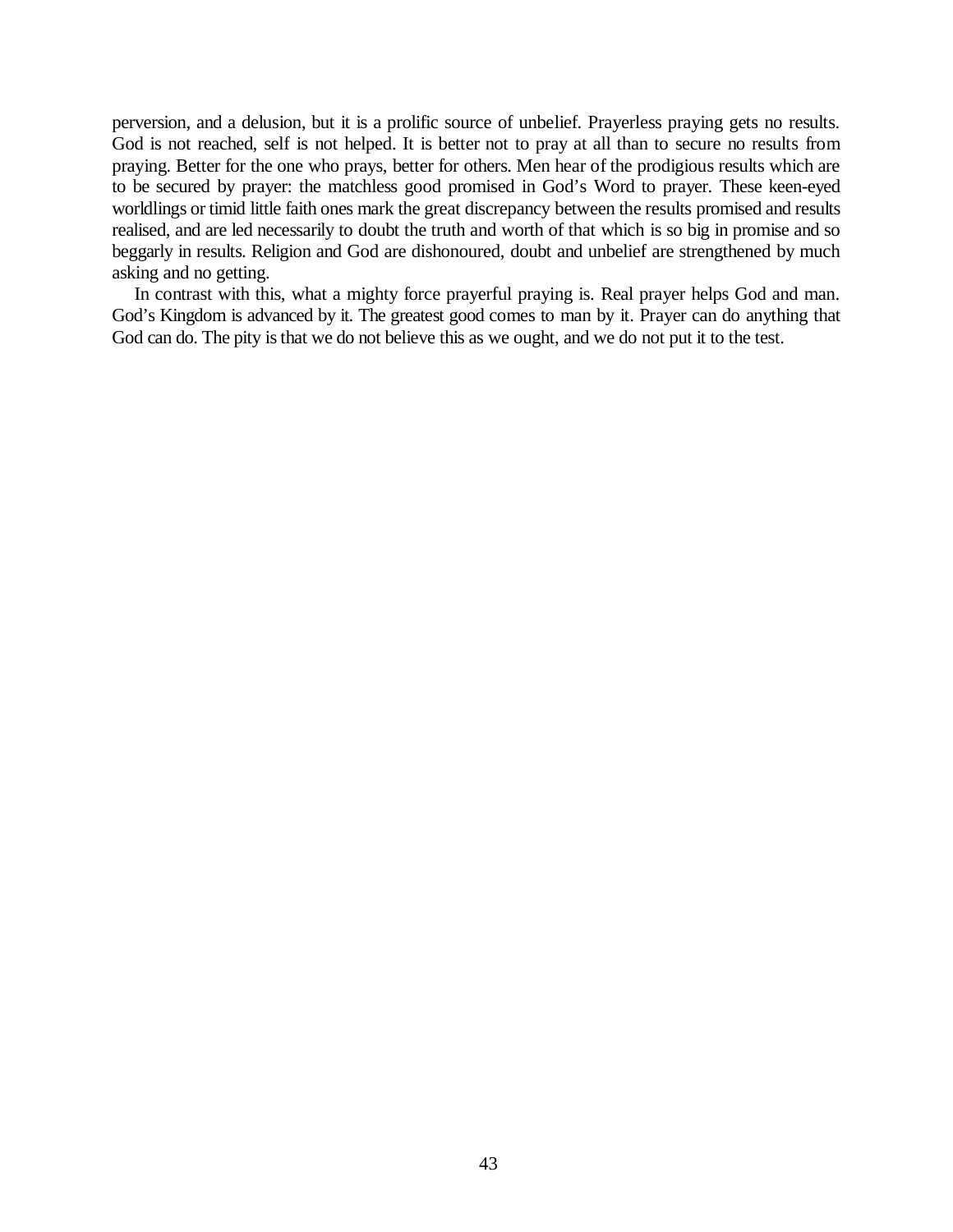perversion, and a delusion, but it is a prolific source of unbelief. Prayerless praying gets no results. God is not reached, self is not helped. It is better not to pray at all than to secure no results from praying. Better for the one who prays, better for others. Men hear of the prodigious results which are to be secured by prayer: the matchless good promised in God's Word to prayer. These keen-eyed worldlings or timid little faith ones mark the great discrepancy between the results promised and results realised, and are led necessarily to doubt the truth and worth of that which is so big in promise and so beggarly in results. Religion and God are dishonoured, doubt and unbelief are strengthened by much asking and no getting.

In contrast with this, what a mighty force prayerful praying is. Real prayer helps God and man. God's Kingdom is advanced by it. The greatest good comes to man by it. Prayer can do anything that God can do. The pity is that we do not believe this as we ought, and we do not put it to the test.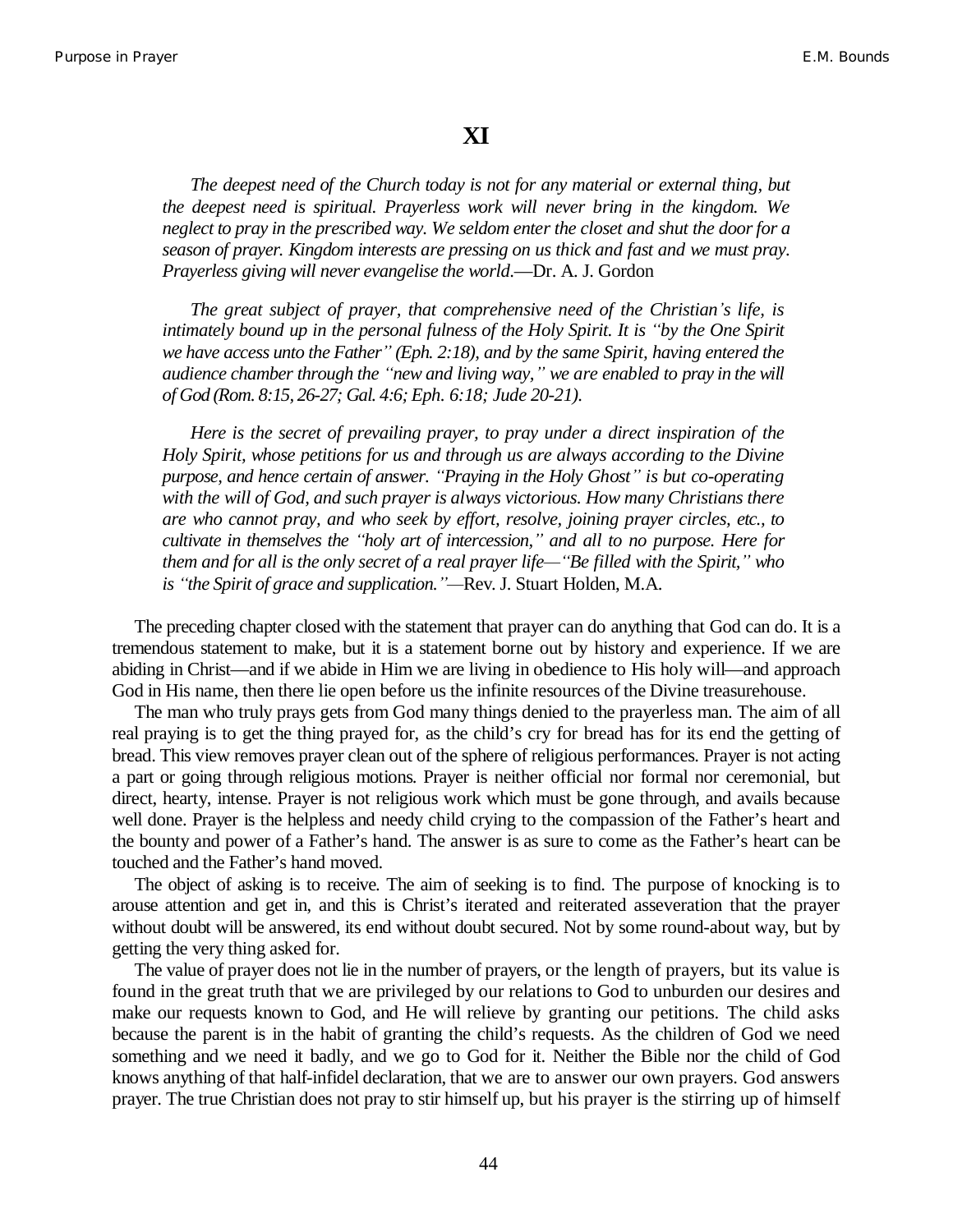# XI

*The deepest need of the Church today is not for any material or external thing, but the deepest need is spiritual. Prayerless work will never bring in the kingdom. We neglect to pray in the prescribed way. We seldom enter the closet and shut the door for a season of prayer. Kingdom interests are pressing on us thick and fast and we must pray. Prayerless giving will never evangelise the world.*—Dr. A. J. Gordon

*The great subject of prayer, that comprehensive need of the Christian's life, is intimately bound up in the personal fulness of the Holy Spirit. It is "by the One Spirit we have access unto the Father" (Eph. 2:18), and by the same Spirit, having entered the audience chamber through the "new and living way," we are enabled to pray in the will of God (Rom. 8:15, 26-27; Gal. 4:6; Eph. 6:18; Jude 20-21).*

*Here is the secret of prevailing prayer, to pray under a direct inspiration of the Holy Spirit, whose petitions for us and through us are always according to the Divine purpose, and hence certain of answer. "Praying in the Holy Ghost" is but co-operating with the will of God, and such prayer is always victorious. How many Christians there are who cannot pray, and who seek by effort, resolve, joining prayer circles, etc., to cultivate in themselves the "holy art of intercession," and all to no purpose. Here for them and for all is the only secret of a real prayer life—"Be filled with the Spirit," who is "the Spirit of grace and supplication."*—Rev. J. Stuart Holden, M.A.

The preceding chapter closed with the statement that prayer can do anything that God can do. It is a tremendous statement to make, but it is a statement borne out by history and experience. If we are abiding in Christ—and if we abide in Him we are living in obedience to His holy will—and approach God in His name, then there lie open before us the infinite resources of the Divine treasurehouse.

The man who truly prays gets from God many things denied to the prayerless man. The aim of all real praying is to get the thing prayed for, as the child's cry for bread has for its end the getting of bread. This view removes prayer clean out of the sphere of religious performances. Prayer is not acting a part or going through religious motions. Prayer is neither official nor formal nor ceremonial, but direct, hearty, intense. Prayer is not religious work which must be gone through, and avails because well done. Prayer is the helpless and needy child crying to the compassion of the Father's heart and the bounty and power of a Father's hand. The answer is as sure to come as the Father's heart can be touched and the Father's hand moved.

The object of asking is to receive. The aim of seeking is to find. The purpose of knocking is to arouse attention and get in, and this is Christ's iterated and reiterated asseveration that the prayer without doubt will be answered, its end without doubt secured. Not by some round-about way, but by getting the very thing asked for.

The value of prayer does not lie in the number of prayers, or the length of prayers, but its value is found in the great truth that we are privileged by our relations to God to unburden our desires and make our requests known to God, and He will relieve by granting our petitions. The child asks because the parent is in the habit of granting the child's requests. As the children of God we need something and we need it badly, and we go to God for it. Neither the Bible nor the child of God knows anything of that half-infidel declaration, that we are to answer our own prayers. God answers prayer. The true Christian does not pray to stir himself up, but his prayer is the stirring up of himself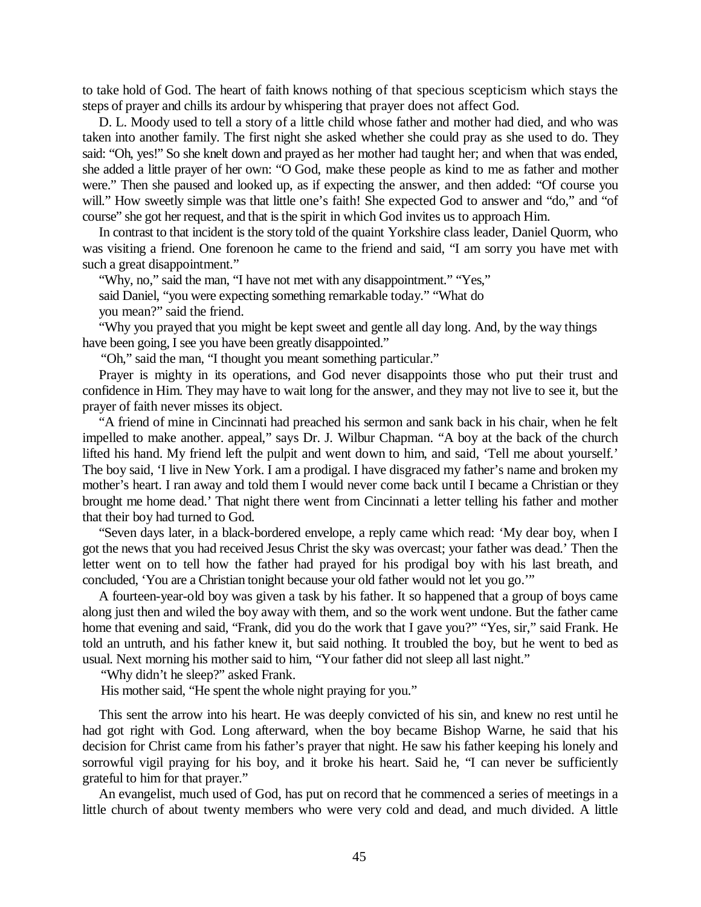to take hold of God. The heart of faith knows nothing of that specious scepticism which stays the steps of prayer and chills its ardour by whispering that prayer does not affect God.

D. L. Moody used to tell a story of a little child whose father and mother had died, and who was taken into another family. The first night she asked whether she could pray as she used to do. They said: "Oh, yes!" So she knelt down and prayed as her mother had taught her; and when that was ended, she added a little prayer of her own: "O God, make these people as kind to me as father and mother were." Then she paused and looked up, as if expecting the answer, and then added: "Of course you will." How sweetly simple was that little one's faith! She expected God to answer and "do," and "of course" she got her request, and that is the spirit in which God invites us to approach Him.

In contrast to that incident is the story told of the quaint Yorkshire class leader, Daniel Quorm, who was visiting a friend. One forenoon he came to the friend and said, "I am sorry you have met with such a great disappointment."

"Why, no," said the man, "I have not met with any disappointment." "Yes," said Daniel, "you were expecting something remarkable today." "What do you mean?" said the friend.

"Why you prayed that you might be kept sweet and gentle all day long. And, by the way things have been going, I see you have been greatly disappointed."

"Oh," said the man, "I thought you meant something particular."

Prayer is mighty in its operations, and God never disappoints those who put their trust and confidence in Him. They may have to wait long for the answer, and they may not live to see it, but the prayer of faith never misses its object.

"A friend of mine in Cincinnati had preached his sermon and sank back in his chair, when he felt impelled to make another. appeal," says Dr. J. Wilbur Chapman. "A boy at the back of the church lifted his hand. My friend left the pulpit and went down to him, and said, 'Tell me about yourself.' The boy said, 'I live in New York. I am a prodigal. I have disgraced my father's name and broken my mother's heart. I ran away and told them I would never come back until I became a Christian or they brought me home dead.' That night there went from Cincinnati a letter telling his father and mother that their boy had turned to God.

"Seven days later, in a black-bordered envelope, a reply came which read: 'My dear boy, when I got the news that you had received Jesus Christ the sky was overcast; your father was dead.' Then the letter went on to tell how the father had prayed for his prodigal boy with his last breath, and concluded, 'You are a Christian tonight because your old father would not let you go.'"

A fourteen-year-old boy was given a task by his father. It so happened that a group of boys came along just then and wiled the boy away with them, and so the work went undone. But the father came home that evening and said, "Frank, did you do the work that I gave you?" "Yes, sir," said Frank. He told an untruth, and his father knew it, but said nothing. It troubled the boy, but he went to bed as usual. Next morning his mother said to him, "Your father did not sleep all last night."

"Why didn't he sleep?" asked Frank.

His mother said, "He spent the whole night praying for you."

This sent the arrow into his heart. He was deeply convicted of his sin, and knew no rest until he had got right with God. Long afterward, when the boy became Bishop Warne, he said that his decision for Christ came from his father's prayer that night. He saw his father keeping his lonely and sorrowful vigil praying for his boy, and it broke his heart. Said he, "I can never be sufficiently grateful to him for that prayer."

An evangelist, much used of God, has put on record that he commenced a series of meetings in a little church of about twenty members who were very cold and dead, and much divided. A little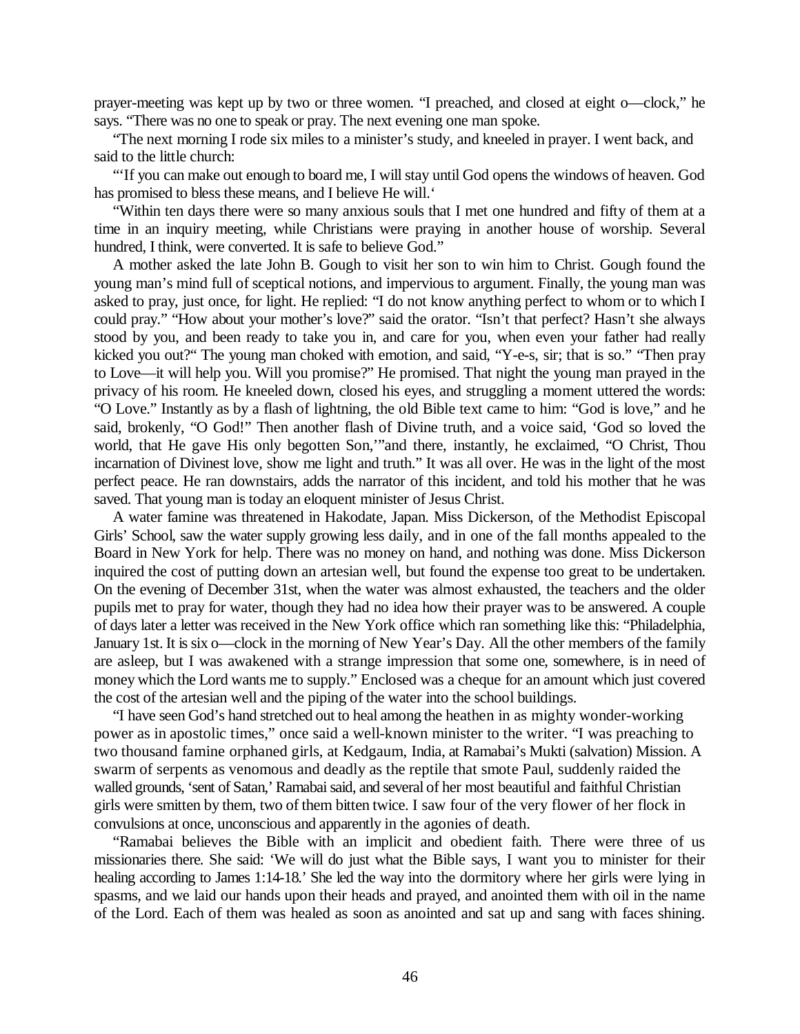prayer-meeting was kept up by two or three women. “I preached, and closed at eight o—clock,” he says. “There was no one to speak or pray. The next evening one man spoke.

“The next morning I rode six miles to a minister’s study, and kneeled in prayer. I went back, and said to the little church:

“‘If you can make out enough to board me, I will stay until God opens the windows of heaven. God has promised to bless these means, and I believe He will.‘

“Within ten days there were so many anxious souls that I met one hundred and fifty of them at a time in an inquiry meeting, while Christians were praying in another house of worship. Several hundred, I think, were converted. It is safe to believe God.”

A mother asked the late John B. Gough to visit her son to win him to Christ. Gough found the young man’s mind full of sceptical notions, and impervious to argument. Finally, the young man was asked to pray, just once, for light. He replied: “I do not know anything perfect to whom or to which I could pray.” “How about your mother’s love?” said the orator. “Isn’t that perfect? Hasn’t she always stood by you, and been ready to take you in, and care for you, when even your father had really kicked you out?“ The young man choked with emotion, and said, “Y-e-s, sir; that is so.” “Then pray to Love—it will help you. Will you promise?” He promised. That night the young man prayed in the privacy of his room. He kneeled down, closed his eyes, and struggling a moment uttered the words: “O Love.” Instantly as by a flash of lightning, the old Bible text came to him: “God is love,” and he said, brokenly, “O God!” Then another flash of Divine truth, and a voice said, ‘God so loved the world, that He gave His only begotten Son,’”and there, instantly, he exclaimed, “O Christ, Thou incarnation of Divinest love, show me light and truth.” It was all over. He was in the light of the most perfect peace. He ran downstairs, adds the narrator of this incident, and told his mother that he was saved. That young man is today an eloquent minister of Jesus Christ.

A water famine was threatened in Hakodate, Japan. Miss Dickerson, of the Methodist Episcopal Girls’ School, saw the water supply growing less daily, and in one of the fall months appealed to the Board in New York for help. There was no money on hand, and nothing was done. Miss Dickerson inquired the cost of putting down an artesian well, but found the expense too great to be undertaken. On the evening of December 31st, when the water was almost exhausted, the teachers and the older pupils met to pray for water, though they had no idea how their prayer was to be answered. A couple of days later a letter was received in the New York office which ran something like this: “Philadelphia, January 1st. It is six o—clock in the morning of New Year’s Day. All the other members of the family are asleep, but I was awakened with a strange impression that some one, somewhere, is in need of money which the Lord wants me to supply.” Enclosed was a cheque for an amount which just covered the cost of the artesian well and the piping of the water into the school buildings.

“I have seen God’s hand stretched out to heal among the heathen in as mighty wonder-working power as in apostolic times,” once said a well-known minister to the writer. “I was preaching to two thousand famine orphaned girls, at Kedgaum, India, at Ramabai’s Mukti (salvation) Mission. A swarm of serpents as venomous and deadly as the reptile that smote Paul, suddenly raided the walled grounds, ‘sent of Satan,’ Ramabai said, and several of her most beautiful and faithful Christian girls were smitten by them, two of them bitten twice. I saw four of the very flower of her flock in convulsions at once, unconscious and apparently in the agonies of death.

“Ramabai believes the Bible with an implicit and obedient faith. There were three of us missionaries there. She said: ‘We will do just what the Bible says, I want you to minister for their healing according to James 1:14-18.’ She led the way into the dormitory where her girls were lying in spasms, and we laid our hands upon their heads and prayed, and anointed them with oil in the name of the Lord. Each of them was healed as soon as anointed and sat up and sang with faces shining.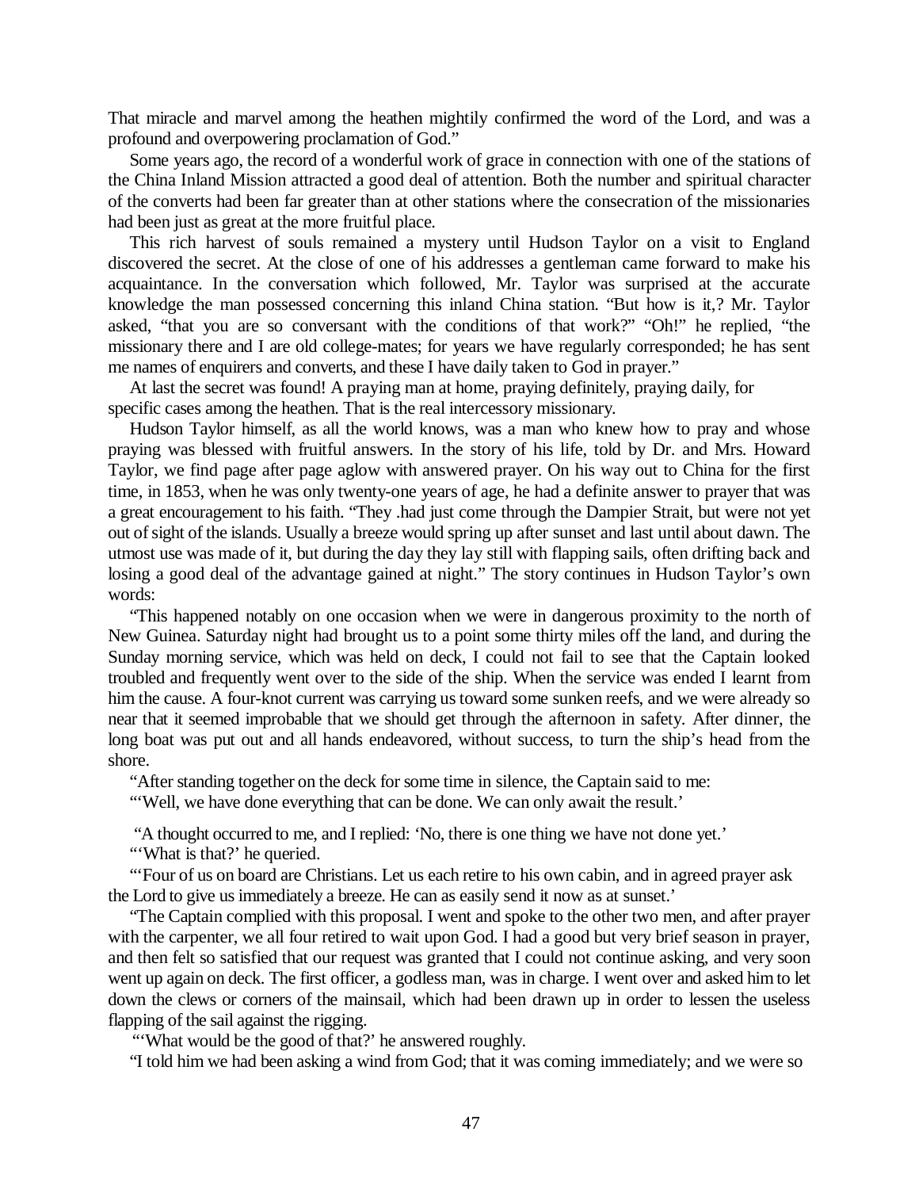That miracle and marvel among the heathen mightily confirmed the word of the Lord, and was a profound and overpowering proclamation of God."

Some years ago, the record of a wonderful work of grace in connection with one of the stations of the China Inland Mission attracted a good deal of attention. Both the number and spiritual character of the converts had been far greater than at other stations where the consecration of the missionaries had been just as great at the more fruitful place.

This rich harvest of souls remained a mystery until Hudson Taylor on a visit to England discovered the secret. At the close of one of his addresses a gentleman came forward to make his acquaintance. In the conversation which followed, Mr. Taylor was surprised at the accurate knowledge the man possessed concerning this inland China station. "But how is it,? Mr. Taylor asked, "that you are so conversant with the conditions of that work?" "Oh!" he replied, "the missionary there and I are old college-mates; for years we have regularly corresponded; he has sent me names of enquirers and converts, and these I have daily taken to God in prayer."

At last the secret was found! A praying man at home, praying definitely, praying daily, for specific cases among the heathen. That is the real intercessory missionary.

Hudson Taylor himself, as all the world knows, was a man who knew how to pray and whose praying was blessed with fruitful answers. In the story of his life, told by Dr. and Mrs. Howard Taylor, we find page after page aglow with answered prayer. On his way out to China for the first time, in 1853, when he was only twenty-one years of age, he had a definite answer to prayer that was a great encouragement to his faith. "They .had just come through the Dampier Strait, but were not yet out of sight of the islands. Usually a breeze would spring up after sunset and last until about dawn. The utmost use was made of it, but during the day they lay still with flapping sails, often drifting back and losing a good deal of the advantage gained at night." The story continues in Hudson Taylor's own words:

"This happened notably on one occasion when we were in dangerous proximity to the north of New Guinea. Saturday night had brought us to a point some thirty miles off the land, and during the Sunday morning service, which was held on deck, I could not fail to see that the Captain looked troubled and frequently went over to the side of the ship. When the service was ended I learnt from him the cause. A four-knot current was carrying us toward some sunken reefs, and we were already so near that it seemed improbable that we should get through the afternoon in safety. After dinner, the long boat was put out and all hands endeavored, without success, to turn the ship's head from the shore.

"After standing together on the deck for some time in silence, the Captain said to me:

"'Well, we have done everything that can be done. We can only await the result.'

"A thought occurred to me, and I replied: 'No, there is one thing we have not done yet.'

"'What is that?' he queried.

"'Four of us on board are Christians. Let us each retire to his own cabin, and in agreed prayer ask the Lord to give us immediately a breeze. He can as easily send it now as at sunset.'

"The Captain complied with this proposal. I went and spoke to the other two men, and after prayer with the carpenter, we all four retired to wait upon God. I had a good but very brief season in prayer, and then felt so satisfied that our request was granted that I could not continue asking, and very soon went up again on deck. The first officer, a godless man, was in charge. I went over and asked him to let down the clews or corners of the mainsail, which had been drawn up in order to lessen the useless flapping of the sail against the rigging.

"'What would be the good of that?' he answered roughly.

"I told him we had been asking a wind from God; that it was coming immediately; and we were so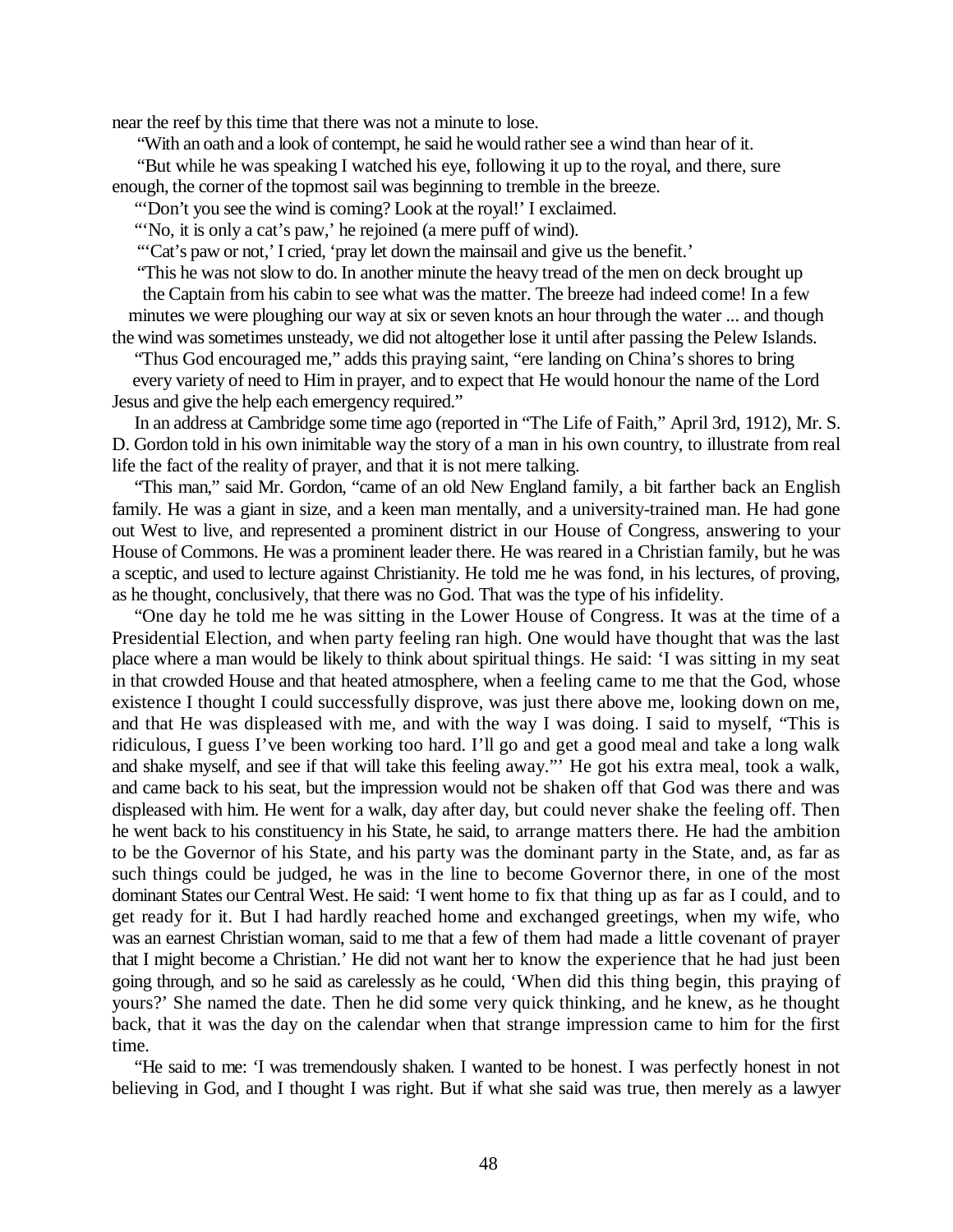near the reef by this time that there was not a minute to lose.

"With an oath and a look of contempt, he said he would rather see a wind than hear of it.

"But while he was speaking I watched his eye, following it up to the royal, and there, sure enough, the corner of the topmost sail was beginning to tremble in the breeze.

"'Don't you see the wind is coming? Look at the royal!' I exclaimed.

"'No, it is only a cat's paw,' he rejoined (a mere puff of wind).

"'Cat's paw or not,' I cried, 'pray let down the mainsail and give us the benefit.'

"This he was not slow to do. In another minute the heavy tread of the men on deck brought up the Captain from his cabin to see what was the matter. The breeze had indeed come! In a few minutes we were ploughing our way at six or seven knots an hour through the water ... and though the wind was sometimes unsteady, we did not altogether lose it until after passing the Pelew Islands.

"Thus God encouraged me," adds this praying saint, "ere landing on China's shores to bring every variety of need to Him in prayer, and to expect that He would honour the name of the Lord Jesus and give the help each emergency required."

In an address at Cambridge some time ago (reported in "The Life of Faith," April 3rd, 1912), Mr. S. D. Gordon told in his own inimitable way the story of a man in his own country, to illustrate from real life the fact of the reality of prayer, and that it is not mere talking.

"This man," said Mr. Gordon, "came of an old New England family, a bit farther back an English family. He was a giant in size, and a keen man mentally, and a university-trained man. He had gone out West to live, and represented a prominent district in our House of Congress, answering to your House of Commons. He was a prominent leader there. He was reared in a Christian family, but he was a sceptic, and used to lecture against Christianity. He told me he was fond, in his lectures, of proving, as he thought, conclusively, that there was no God. That was the type of his infidelity.

"One day he told me he was sitting in the Lower House of Congress. It was at the time of a Presidential Election, and when party feeling ran high. One would have thought that was the last place where a man would be likely to think about spiritual things. He said: 'I was sitting in my seat in that crowded House and that heated atmosphere, when a feeling came to me that the God, whose existence I thought I could successfully disprove, was just there above me, looking down on me, and that He was displeased with me, and with the way I was doing. I said to myself, "This is ridiculous, I guess I've been working too hard. I'll go and get a good meal and take a long walk and shake myself, and see if that will take this feeling away."' He got his extra meal, took a walk, and came back to his seat, but the impression would not be shaken off that God was there and was displeased with him. He went for a walk, day after day, but could never shake the feeling off. Then he went back to his constituency in his State, he said, to arrange matters there. He had the ambition to be the Governor of his State, and his party was the dominant party in the State, and, as far as such things could be judged, he was in the line to become Governor there, in one of the most dominant States our Central West. He said: 'I went home to fix that thing up as far as I could, and to get ready for it. But I had hardly reached home and exchanged greetings, when my wife, who was an earnest Christian woman, said to me that a few of them had made a little covenant of prayer that I might become a Christian.' He did not want her to know the experience that he had just been going through, and so he said as carelessly as he could, 'When did this thing begin, this praying of yours?' She named the date. Then he did some very quick thinking, and he knew, as he thought back, that it was the day on the calendar when that strange impression came to him for the first time.

"He said to me: 'I was tremendously shaken. I wanted to be honest. I was perfectly honest in not believing in God, and I thought I was right. But if what she said was true, then merely as a lawyer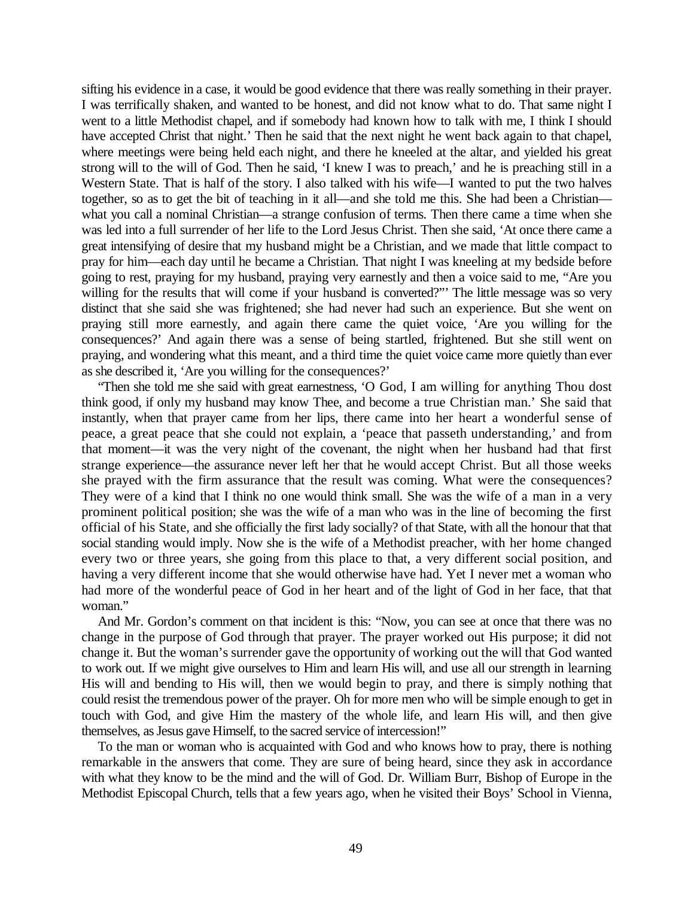sifting his evidence in a case, it would be good evidence that there was really something in their prayer. I was terrifically shaken, and wanted to be honest, and did not know what to do. That same night I went to a little Methodist chapel, and if somebody had known how to talk with me, I think I should have accepted Christ that night.' Then he said that the next night he went back again to that chapel, where meetings were being held each night, and there he kneeled at the altar, and yielded his great strong will to the will of God. Then he said, 'I knew I was to preach,' and he is preaching still in a Western State. That is half of the story. I also talked with his wife—I wanted to put the two halves together, so as to get the bit of teaching in it all—and she told me this. She had been a Christian—what you call a nominal Christian—a strange confusion of terms. Then there came a time when she was led into a full surrender of her life to the Lord Jesus Christ. Then she said, 'At once there came a great intensifying of desire that my husband might be a Christian, and we made that little compact to pray for him—each day until he became a Christian. That night I was kneeling at my bedside before going to rest, praying for my husband, praying very earnestly and then a voice said to me, "Are you willing for the results that will come if your husband is converted?"' The little message was so very distinct that she said she was frightened; she had never had such an experience. But she went on praying still more earnestly, and again there came the quiet voice, 'Are you willing for the consequences?' And again there was a sense of being startled, frightened. But she still went on praying, and wondering what this meant, and a third time the quiet voice came more quietly than ever as she described it, 'Are you willing for the consequences?'

"Then she told me she said with great earnestness, 'O God, I am willing for anything Thou dost think good, if only my husband may know Thee, and become a true Christian man.' She said that instantly, when that prayer came from her lips, there came into her heart a wonderful sense of peace, a great peace that she could not explain, a 'peace that passeth understanding,' and from that moment—it was the very night of the covenant, the night when her husband had that first strange experience—the assurance never left her that he would accept Christ. But all those weeks she prayed with the firm assurance that the result was coming. What were the consequences? They were of a kind that I think no one would think small. She was the wife of a man in a very prominent political position; she was the wife of a man who was in the line of becoming the first official of his State, and she officially the first lady socially? of that State, with all the honour that that social standing would imply. Now she is the wife of a Methodist preacher, with her home changed every two or three years, she going from this place to that, a very different social position, and having a very different income that she would otherwise have had. Yet I never met a woman who had more of the wonderful peace of God in her heart and of the light of God in her face, that that woman."

And Mr. Gordon's comment on that incident is this: "Now, you can see at once that there was no change in the purpose of God through that prayer. The prayer worked out His purpose; it did not change it. But the woman's surrender gave the opportunity of working out the will that God wanted to work out. If we might give ourselves to Him and learn His will, and use all our strength in learning His will and bending to His will, then we would begin to pray, and there is simply nothing that could resist the tremendous power of the prayer. Oh for more men who will be simple enough to get in touch with God, and give Him the mastery of the whole life, and learn His will, and then give themselves, as Jesus gave Himself, to the sacred service of intercession!"

To the man or woman who is acquainted with God and who knows how to pray, there is nothing remarkable in the answers that come. They are sure of being heard, since they ask in accordance with what they know to be the mind and the will of God. Dr. William Burr, Bishop of Europe in the Methodist Episcopal Church, tells that a few years ago, when he visited their Boys' School in Vienna,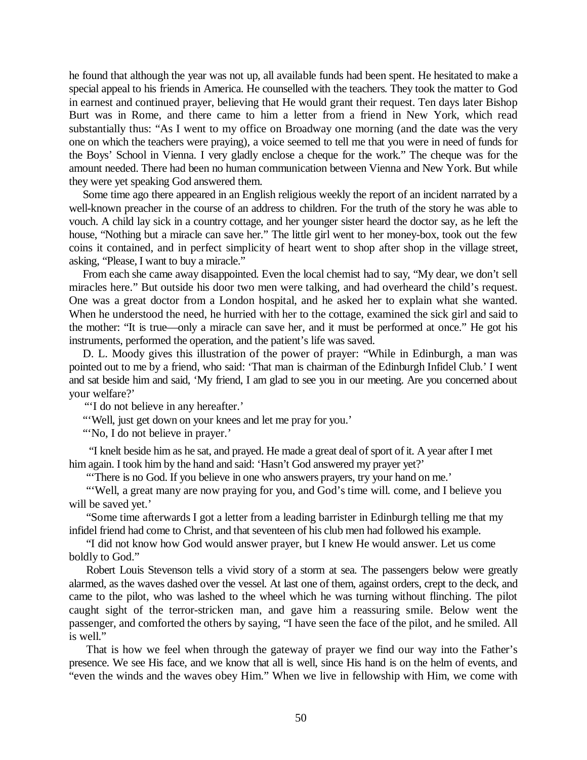he found that although the year was not up, all available funds had been spent. He hesitated to make a special appeal to his friends in America. He counselled with the teachers. They took the matter to God in earnest and continued prayer, believing that He would grant their request. Ten days later Bishop Burt was in Rome, and there came to him a letter from a friend in New York, which read substantially thus: "As I went to my office on Broadway one morning (and the date was the very one on which the teachers were praying), a voice seemed to tell me that you were in need of funds for the Boys' School in Vienna. I very gladly enclose a cheque for the work." The cheque was for the amount needed. There had been no human communication between Vienna and New York. But while they were yet speaking God answered them.

Some time ago there appeared in an English religious weekly the report of an incident narrated by a well-known preacher in the course of an address to children. For the truth of the story he was able to vouch. A child lay sick in a country cottage, and her younger sister heard the doctor say, as he left the house, "Nothing but a miracle can save her." The little girl went to her money-box, took out the few coins it contained, and in perfect simplicity of heart went to shop after shop in the village street, asking, "Please, I want to buy a miracle."

From each she came away disappointed. Even the local chemist had to say, "My dear, we don't sell miracles here." But outside his door two men were talking, and had overheard the child's request. One was a great doctor from a London hospital, and he asked her to explain what she wanted. When he understood the need, he hurried with her to the cottage, examined the sick girl and said to the mother: "It is true—only a miracle can save her, and it must be performed at once." He got his instruments, performed the operation, and the patient's life was saved.

D. L. Moody gives this illustration of the power of prayer: "While in Edinburgh, a man was pointed out to me by a friend, who said: 'That man is chairman of the Edinburgh Infidel Club.' I went and sat beside him and said, 'My friend, I am glad to see you in our meeting. Are you concerned about your welfare?'

"'I do not believe in any hereafter.'

"'Well, just get down on your knees and let me pray for you.'

"'No, I do not believe in prayer.'

"I knelt beside him as he sat, and prayed. He made a great deal of sport of it. A year after I met him again. I took him by the hand and said: 'Hasn't God answered my prayer yet?'

"'There is no God. If you believe in one who answers prayers, try your hand on me.'

"'Well, a great many are now praying for you, and God's time will. come, and I believe you will be saved yet.'

"Some time afterwards I got a letter from a leading barrister in Edinburgh telling me that my infidel friend had come to Christ, and that seventeen of his club men had followed his example.

"I did not know how God would answer prayer, but I knew He would answer. Let us come boldly to God."

Robert Louis Stevenson tells a vivid story of a storm at sea. The passengers below were greatly alarmed, as the waves dashed over the vessel. At last one of them, against orders, crept to the deck, and came to the pilot, who was lashed to the wheel which he was turning without flinching. The pilot caught sight of the terror-stricken man, and gave him a reassuring smile. Below went the passenger, and comforted the others by saying, "I have seen the face of the pilot, and he smiled. All is well."

That is how we feel when through the gateway of prayer we find our way into the Father's presence. We see His face, and we know that all is well, since His hand is on the helm of events, and "even the winds and the waves obey Him." When we live in fellowship with Him, we come with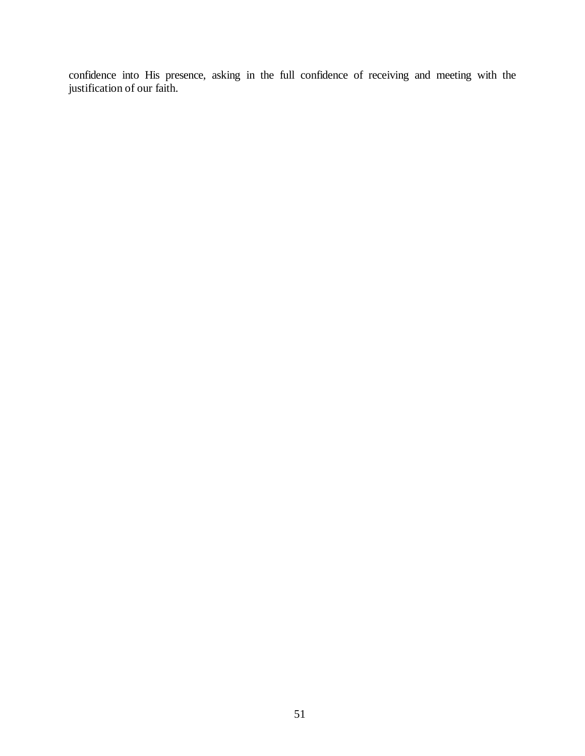confidence into His presence, asking in the full confidence of receiving and meeting with the justification of our faith.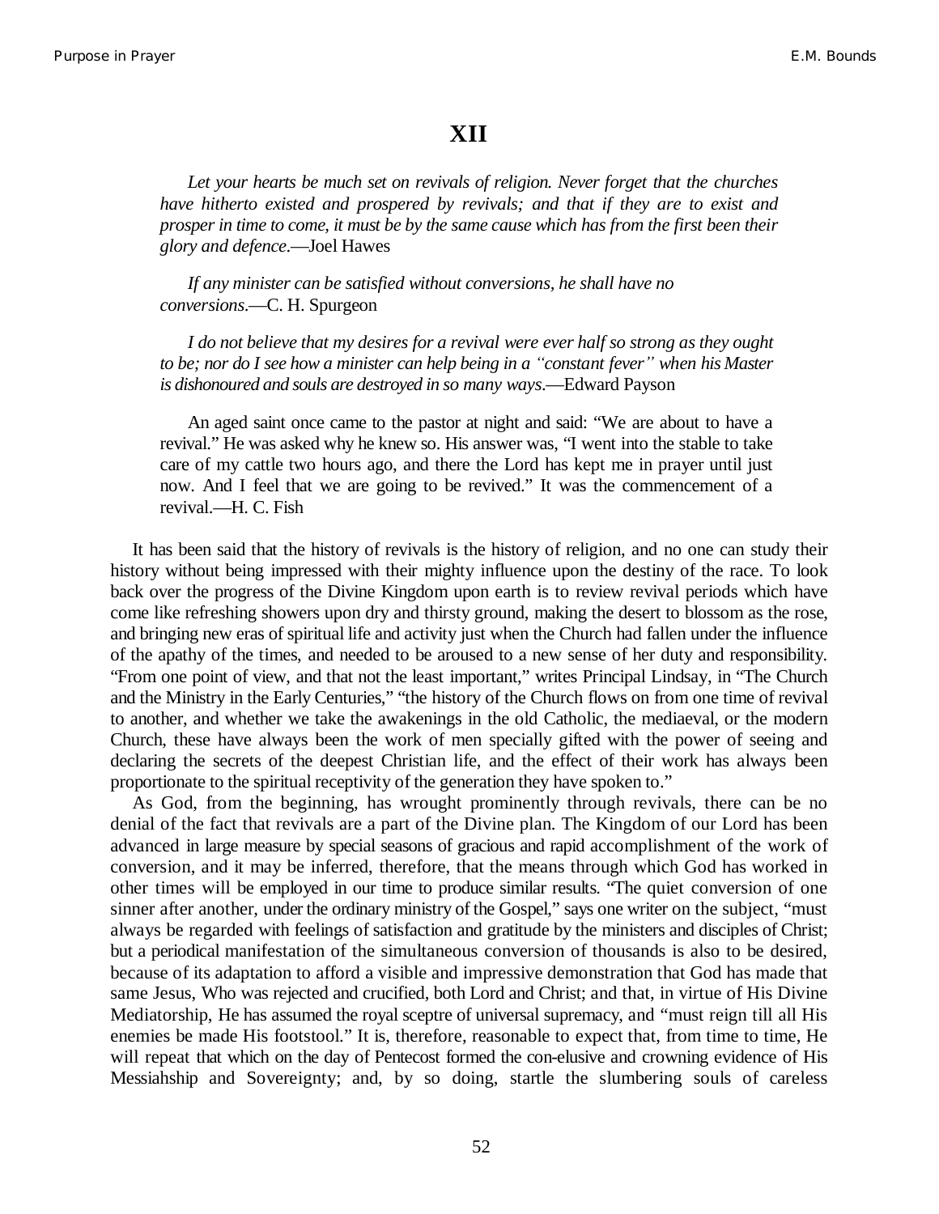# XII

*Let your hearts be much set on revivals of religion. Never forget that the churches have hitherto existed and prospered by revivals; and that if they are to exist and prosper in time to come, it must be by the same cause which has from the first been their glory and defence*.—Joel Hawes

*If any minister can be satisfied without conversions, he shall have no conversions*.—C. H. Spurgeon

*I do not believe that my desires for a revival were ever half so strong as they ought to be; nor do I see how a minister can help being in a "constant fever" when his Master is dishonoured and souls are destroyed in so many ways*.—Edward Payson

An aged saint once came to the pastor at night and said: "We are about to have a revival." He was asked why he knew so. His answer was, "I went into the stable to take care of my cattle two hours ago, and there the Lord has kept me in prayer until just now. And I feel that we are going to be revived." It was the commencement of a revival.—H. C. Fish

It has been said that the history of revivals is the history of religion, and no one can study their history without being impressed with their mighty influence upon the destiny of the race. To look back over the progress of the Divine Kingdom upon earth is to review revival periods which have come like refreshing showers upon dry and thirsty ground, making the desert to blossom as the rose, and bringing new eras of spiritual life and activity just when the Church had fallen under the influence of the apathy of the times, and needed to be aroused to a new sense of her duty and responsibility. "From one point of view, and that not the least important," writes Principal Lindsay, in "The Church and the Ministry in the Early Centuries," "the history of the Church flows on from one time of revival to another, and whether we take the awakenings in the old Catholic, the mediaeval, or the modern Church, these have always been the work of men specially gifted with the power of seeing and declaring the secrets of the deepest Christian life, and the effect of their work has always been proportionate to the spiritual receptivity of the generation they have spoken to."

As God, from the beginning, has wrought prominently through revivals, there can be no denial of the fact that revivals are a part of the Divine plan. The Kingdom of our Lord has been advanced in large measure by special seasons of gracious and rapid accomplishment of the work of conversion, and it may be inferred, therefore, that the means through which God has worked in other times will be employed in our time to produce similar results. "The quiet conversion of one sinner after another, under the ordinary ministry of the Gospel," says one writer on the subject, "must always be regarded with feelings of satisfaction and gratitude by the ministers and disciples of Christ; but a periodical manifestation of the simultaneous conversion of thousands is also to be desired, because of its adaptation to afford a visible and impressive demonstration that God has made that same Jesus, Who was rejected and crucified, both Lord and Christ; and that, in virtue of His Divine Mediatorship, He has assumed the royal sceptre of universal supremacy, and "must reign till all His enemies be made His footstool." It is, therefore, reasonable to expect that, from time to time, He will repeat that which on the day of Pentecost formed the con-elusive and crowning evidence of His Messiahship and Sovereignty; and, by so doing, startle the slumbering souls of careless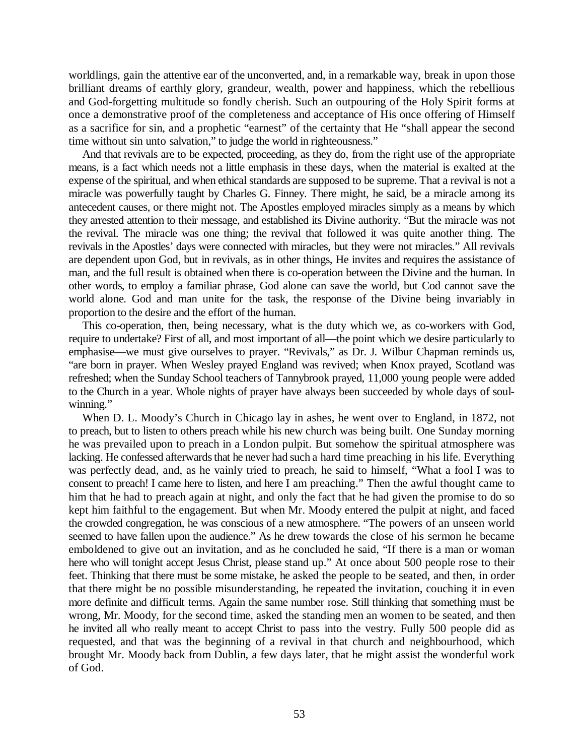worldlings, gain the attentive ear of the unconverted, and, in a remarkable way, break in upon those brilliant dreams of earthly glory, grandeur, wealth, power and happiness, which the rebellious and God-forgetting multitude so fondly cherish. Such an outpouring of the Holy Spirit forms at once a demonstrative proof of the completeness and acceptance of His once offering of Himself as a sacrifice for sin, and a prophetic "earnest" of the certainty that He "shall appear the second time without sin unto salvation," to judge the world in righteousness."

And that revivals are to be expected, proceeding, as they do, from the right use of the appropriate means, is a fact which needs not a little emphasis in these days, when the material is exalted at the expense of the spiritual, and when ethical standards are supposed to be supreme. That a revival is not a miracle was powerfully taught by Charles G. Finney. There might, he said, be a miracle among its antecedent causes, or there might not. The Apostles employed miracles simply as a means by which they arrested attention to their message, and established its Divine authority. "But the miracle was not the revival. The miracle was one thing; the revival that followed it was quite another thing. The revivals in the Apostles' days were connected with miracles, but they were not miracles." All revivals are dependent upon God, but in revivals, as in other things, He invites and requires the assistance of man, and the full result is obtained when there is co-operation between the Divine and the human. In other words, to employ a familiar phrase, God alone can save the world, but Cod cannot save the world alone. God and man unite for the task, the response of the Divine being invariably in proportion to the desire and the effort of the human.

This co-operation, then, being necessary, what is the duty which we, as co-workers with God, require to undertake? First of all, and most important of all—the point which we desire particularly to emphasise—we must give ourselves to prayer. "Revivals," as Dr. J. Wilbur Chapman reminds us, "are born in prayer. When Wesley prayed England was revived; when Knox prayed, Scotland was refreshed; when the Sunday School teachers of Tannybrook prayed, 11,000 young people were added to the Church in a year. Whole nights of prayer have always been succeeded by whole days of soul-winning."

When D. L. Moody's Church in Chicago lay in ashes, he went over to England, in 1872, not to preach, but to listen to others preach while his new church was being built. One Sunday morning he was prevailed upon to preach in a London pulpit. But somehow the spiritual atmosphere was lacking. He confessed afterwards that he never had such a hard time preaching in his life. Everything was perfectly dead, and, as he vainly tried to preach, he said to himself, "What a fool I was to consent to preach! I came here to listen, and here I am preaching." Then the awful thought came to him that he had to preach again at night, and only the fact that he had given the promise to do so kept him faithful to the engagement. But when Mr. Moody entered the pulpit at night, and faced the crowded congregation, he was conscious of a new atmosphere. "The powers of an unseen world seemed to have fallen upon the audience." As he drew towards the close of his sermon he became emboldened to give out an invitation, and as he concluded he said, "If there is a man or woman here who will tonight accept Jesus Christ, please stand up." At once about 500 people rose to their feet. Thinking that there must be some mistake, he asked the people to be seated, and then, in order that there might be no possible misunderstanding, he repeated the invitation, couching it in even more definite and difficult terms. Again the same number rose. Still thinking that something must be wrong, Mr. Moody, for the second time, asked the standing men an women to be seated, and then he invited all who really meant to accept Christ to pass into the vestry. Fully 500 people did as requested, and that was the beginning of a revival in that church and neighbourhood, which brought Mr. Moody back from Dublin, a few days later, that he might assist the wonderful work of God.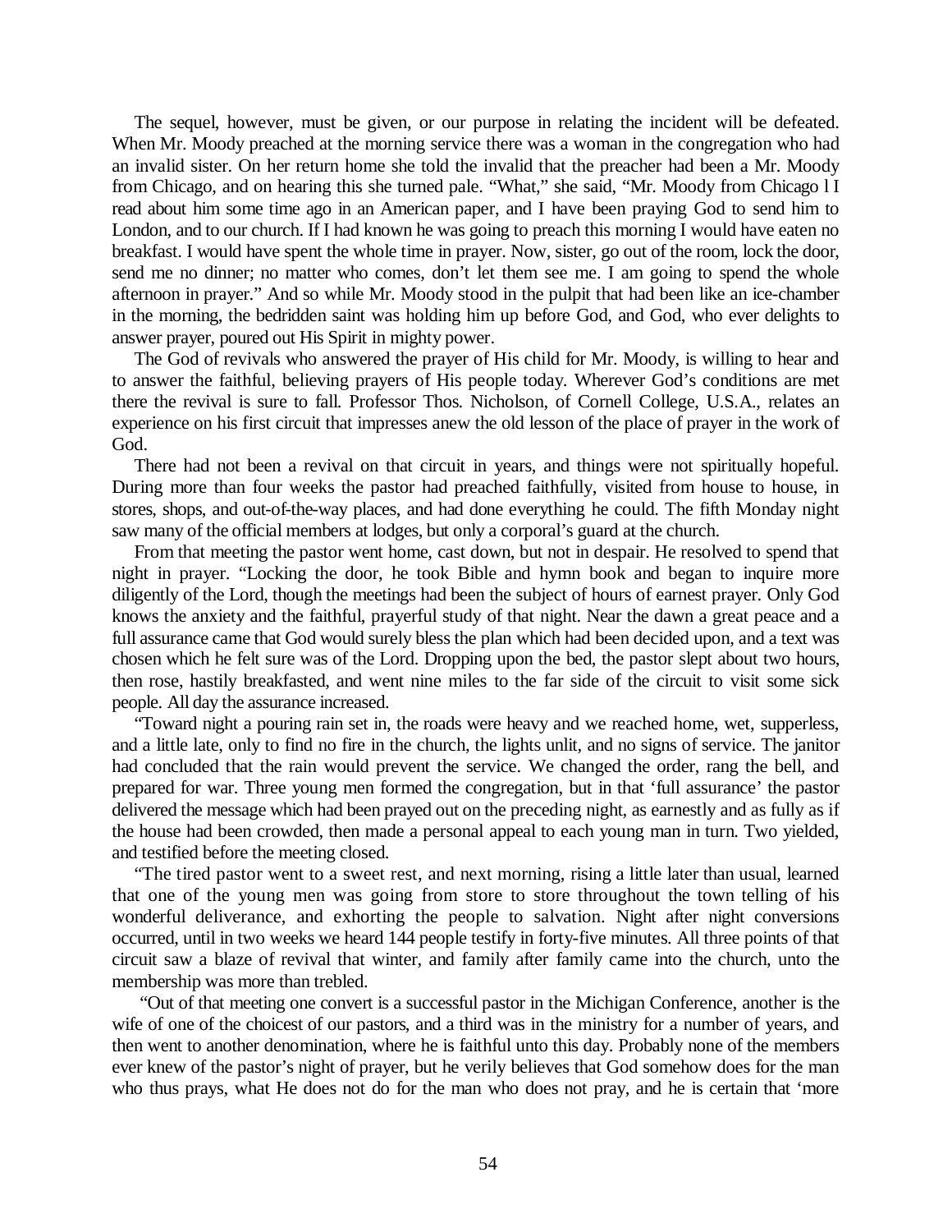The sequel, however, must be given, or our purpose in relating the incident will be defeated. When Mr. Moody preached at the morning service there was a woman in the congregation who had an invalid sister. On her return home she told the invalid that the preacher had been a Mr. Moody from Chicago, and on hearing this she turned pale. "What," she said, "Mr. Moody from Chicago l I read about him some time ago in an American paper, and I have been praying God to send him to London, and to our church. If I had known he was going to preach this morning I would have eaten no breakfast. I would have spent the whole time in prayer. Now, sister, go out of the room, lock the door, send me no dinner; no matter who comes, don't let them see me. I am going to spend the whole afternoon in prayer." And so while Mr. Moody stood in the pulpit that had been like an ice-chamber in the morning, the bedridden saint was holding him up before God, and God, who ever delights to answer prayer, poured out His Spirit in mighty power.

The God of revivals who answered the prayer of His child for Mr. Moody, is willing to hear and to answer the faithful, believing prayers of His people today. Wherever God's conditions are met there the revival is sure to fall. Professor Thos. Nicholson, of Cornell College, U.S.A., relates an experience on his first circuit that impresses anew the old lesson of the place of prayer in the work of God.

There had not been a revival on that circuit in years, and things were not spiritually hopeful. During more than four weeks the pastor had preached faithfully, visited from house to house, in stores, shops, and out-of-the-way places, and had done everything he could. The fifth Monday night saw many of the official members at lodges, but only a corporal's guard at the church.

From that meeting the pastor went home, cast down, but not in despair. He resolved to spend that night in prayer. "Locking the door, he took Bible and hymn book and began to inquire more diligently of the Lord, though the meetings had been the subject of hours of earnest prayer. Only God knows the anxiety and the faithful, prayerful study of that night. Near the dawn a great peace and a full assurance came that God would surely bless the plan which had been decided upon, and a text was chosen which he felt sure was of the Lord. Dropping upon the bed, the pastor slept about two hours, then rose, hastily breakfasted, and went nine miles to the far side of the circuit to visit some sick people. All day the assurance increased.

"Toward night a pouring rain set in, the roads were heavy and we reached home, wet, supperless, and a little late, only to find no fire in the church, the lights unlit, and no signs of service. The janitor had concluded that the rain would prevent the service. We changed the order, rang the bell, and prepared for war. Three young men formed the congregation, but in that 'full assurance' the pastor delivered the message which had been prayed out on the preceding night, as earnestly and as fully as if the house had been crowded, then made a personal appeal to each young man in turn. Two yielded, and testified before the meeting closed.

"The tired pastor went to a sweet rest, and next morning, rising a little later than usual, learned that one of the young men was going from store to store throughout the town telling of his wonderful deliverance, and exhorting the people to salvation. Night after night conversions occurred, until in two weeks we heard 144 people testify in forty-five minutes. All three points of that circuit saw a blaze of revival that winter, and family after family came into the church, unto the membership was more than trebled.

"Out of that meeting one convert is a successful pastor in the Michigan Conference, another is the wife of one of the choicest of our pastors, and a third was in the ministry for a number of years, and then went to another denomination, where he is faithful unto this day. Probably none of the members ever knew of the pastor's night of prayer, but he verily believes that God somehow does for the man who thus prays, what He does not do for the man who does not pray, and he is certain that 'more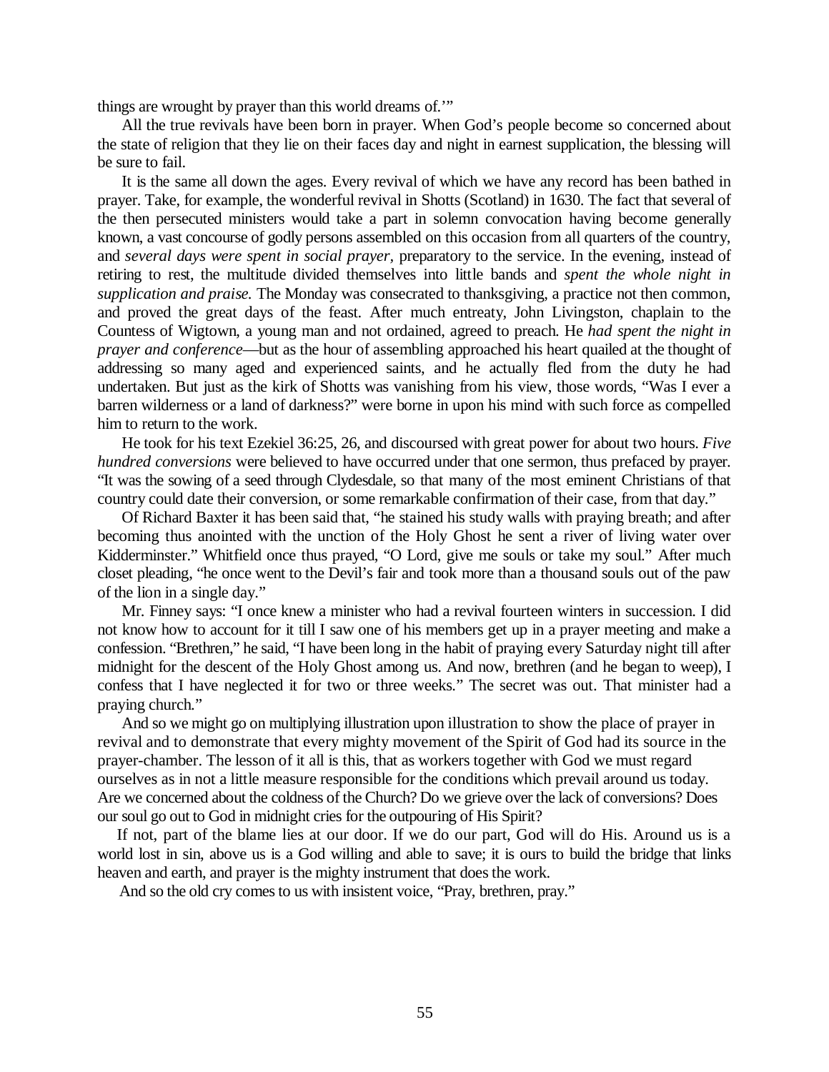things are wrought by prayer than this world dreams of.'"

All the true revivals have been born in prayer. When God's people become so concerned about the state of religion that they lie on their faces day and night in earnest supplication, the blessing will be sure to fail.

It is the same all down the ages. Every revival of which we have any record has been bathed in prayer. Take, for example, the wonderful revival in Shotts (Scotland) in 1630. The fact that several of the then persecuted ministers would take a part in solemn convocation having become generally known, a vast concourse of godly persons assembled on this occasion from all quarters of the country, and *several days were spent in social prayer,* preparatory to the service. In the evening, instead of retiring to rest, the multitude divided themselves into little bands and *spent the whole night in supplication and praise.* The Monday was consecrated to thanksgiving, a practice not then common, and proved the great days of the feast. After much entreaty, John Livingston, chaplain to the Countess of Wigtown, a young man and not ordained, agreed to preach. He *had spent the night in prayer and conference*—but as the hour of assembling approached his heart quailed at the thought of addressing so many aged and experienced saints, and he actually fled from the duty he had undertaken. But just as the kirk of Shotts was vanishing from his view, those words, "Was I ever a barren wilderness or a land of darkness?" were borne in upon his mind with such force as compelled him to return to the work.

He took for his text Ezekiel 36:25, 26, and discoursed with great power for about two hours. *Five hundred conversions* were believed to have occurred under that one sermon, thus prefaced by prayer. "It was the sowing of a seed through Clydesdale, so that many of the most eminent Christians of that country could date their conversion, or some remarkable confirmation of their case, from that day."

Of Richard Baxter it has been said that, "he stained his study walls with praying breath; and after becoming thus anointed with the unction of the Holy Ghost he sent a river of living water over Kidderminster." Whitfield once thus prayed, "O Lord, give me souls or take my soul." After much closet pleading, "he once went to the Devil's fair and took more than a thousand souls out of the paw of the lion in a single day."

Mr. Finney says: "I once knew a minister who had a revival fourteen winters in succession. I did not know how to account for it till I saw one of his members get up in a prayer meeting and make a confession. "Brethren," he said, "I have been long in the habit of praying every Saturday night till after midnight for the descent of the Holy Ghost among us. And now, brethren (and he began to weep), I confess that I have neglected it for two or three weeks." The secret was out. That minister had a praying church."

And so we might go on multiplying illustration upon illustration to show the place of prayer in revival and to demonstrate that every mighty movement of the Spirit of God had its source in the prayer-chamber. The lesson of it all is this, that as workers together with God we must regard ourselves as in not a little measure responsible for the conditions which prevail around us today. Are we concerned about the coldness of the Church? Do we grieve over the lack of conversions? Does our soul go out to God in midnight cries for the outpouring of His Spirit?

If not, part of the blame lies at our door. If we do our part, God will do His. Around us is a world lost in sin, above us is a God willing and able to save; it is ours to build the bridge that links heaven and earth, and prayer is the mighty instrument that does the work.

And so the old cry comes to us with insistent voice, "Pray, brethren, pray."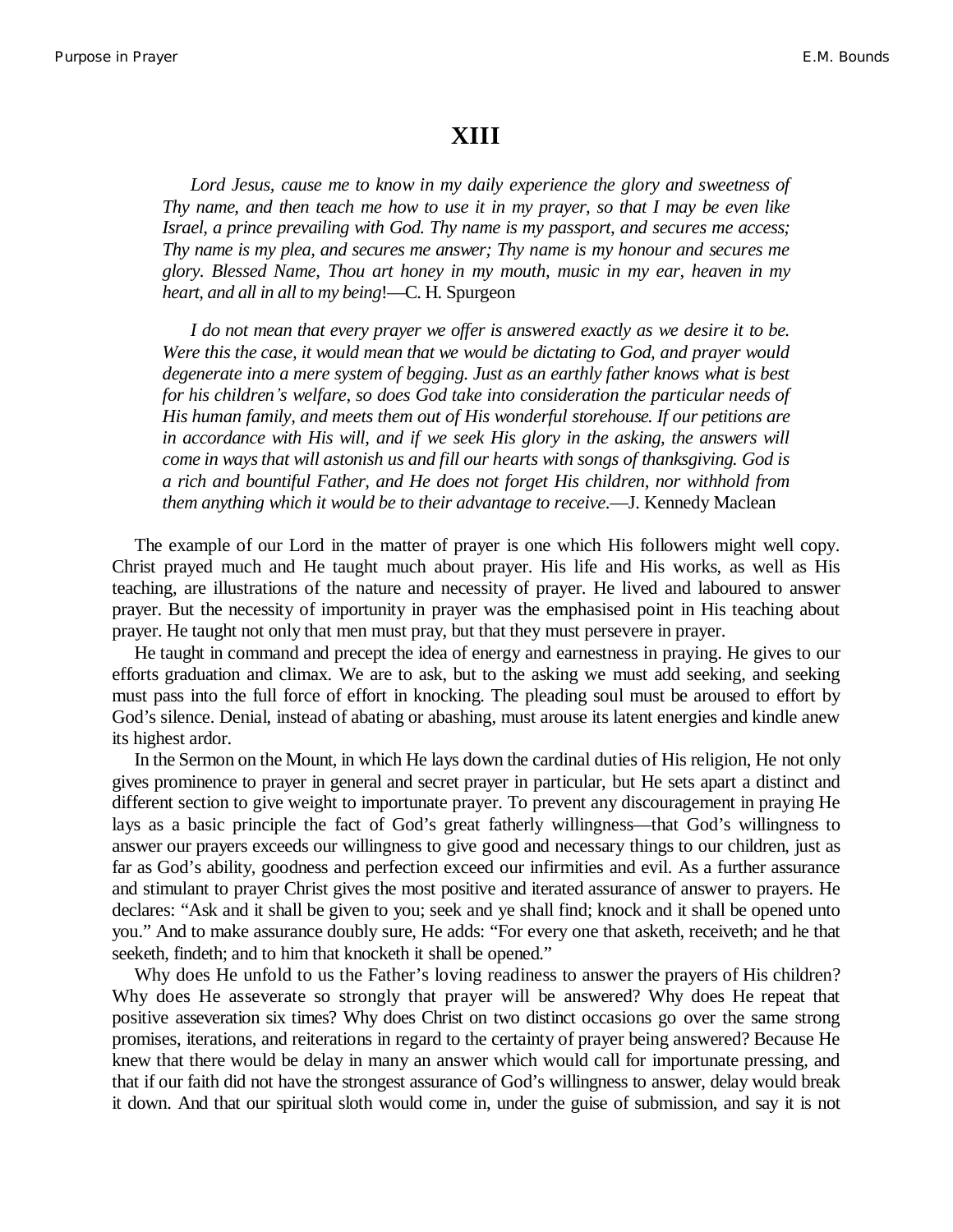# XIII

*Lord Jesus, cause me to know in my daily experience the glory and sweetness of Thy name, and then teach me how to use it in my prayer, so that I may be even like Israel, a prince prevailing with God. Thy name is my passport, and secures me access; Thy name is my plea, and secures me answer; Thy name is my honour and secures me glory. Blessed Name, Thou art honey in my mouth, music in my ear, heaven in my heart, and all in all to my being*!—C. H. Spurgeon

*I do not mean that every prayer we offer is answered exactly as we desire it to be. Were this the case, it would mean that we would be dictating to God, and prayer would degenerate into a mere system of begging. Just as an earthly father knows what is best for his children's welfare, so does God take into consideration the particular needs of His human family, and meets them out of His wonderful storehouse. If our petitions are in accordance with His will, and if we seek His glory in the asking, the answers will come in ways that will astonish us and fill our hearts with songs of thanksgiving. God is a rich and bountiful Father, and He does not forget His children, nor withhold from them anything which it would be to their advantage to receive*.—J. Kennedy Maclean

The example of our Lord in the matter of prayer is one which His followers might well copy. Christ prayed much and He taught much about prayer. His life and His works, as well as His teaching, are illustrations of the nature and necessity of prayer. He lived and laboured to answer prayer. But the necessity of importunity in prayer was the emphasised point in His teaching about prayer. He taught not only that men must pray, but that they must persevere in prayer.

He taught in command and precept the idea of energy and earnestness in praying. He gives to our efforts graduation and climax. We are to ask, but to the asking we must add seeking, and seeking must pass into the full force of effort in knocking. The pleading soul must be aroused to effort by God's silence. Denial, instead of abating or abashing, must arouse its latent energies and kindle anew its highest ardor.

In the Sermon on the Mount, in which He lays down the cardinal duties of His religion, He not only gives prominence to prayer in general and secret prayer in particular, but He sets apart a distinct and different section to give weight to importunate prayer. To prevent any discouragement in praying He lays as a basic principle the fact of God's great fatherly willingness—that God's willingness to answer our prayers exceeds our willingness to give good and necessary things to our children, just as far as God's ability, goodness and perfection exceed our infirmities and evil. As a further assurance and stimulant to prayer Christ gives the most positive and iterated assurance of answer to prayers. He declares: "Ask and it shall be given to you; seek and ye shall find; knock and it shall be opened unto you." And to make assurance doubly sure, He adds: "For every one that asketh, receiveth; and he that seeketh, findeth; and to him that knocketh it shall be opened."

Why does He unfold to us the Father's loving readiness to answer the prayers of His children? Why does He asseverate so strongly that prayer will be answered? Why does He repeat that positive asseveration six times? Why does Christ on two distinct occasions go over the same strong promises, iterations, and reiterations in regard to the certainty of prayer being answered? Because He knew that there would be delay in many an answer which would call for importunate pressing, and that if our faith did not have the strongest assurance of God's willingness to answer, delay would break it down. And that our spiritual sloth would come in, under the guise of submission, and say it is not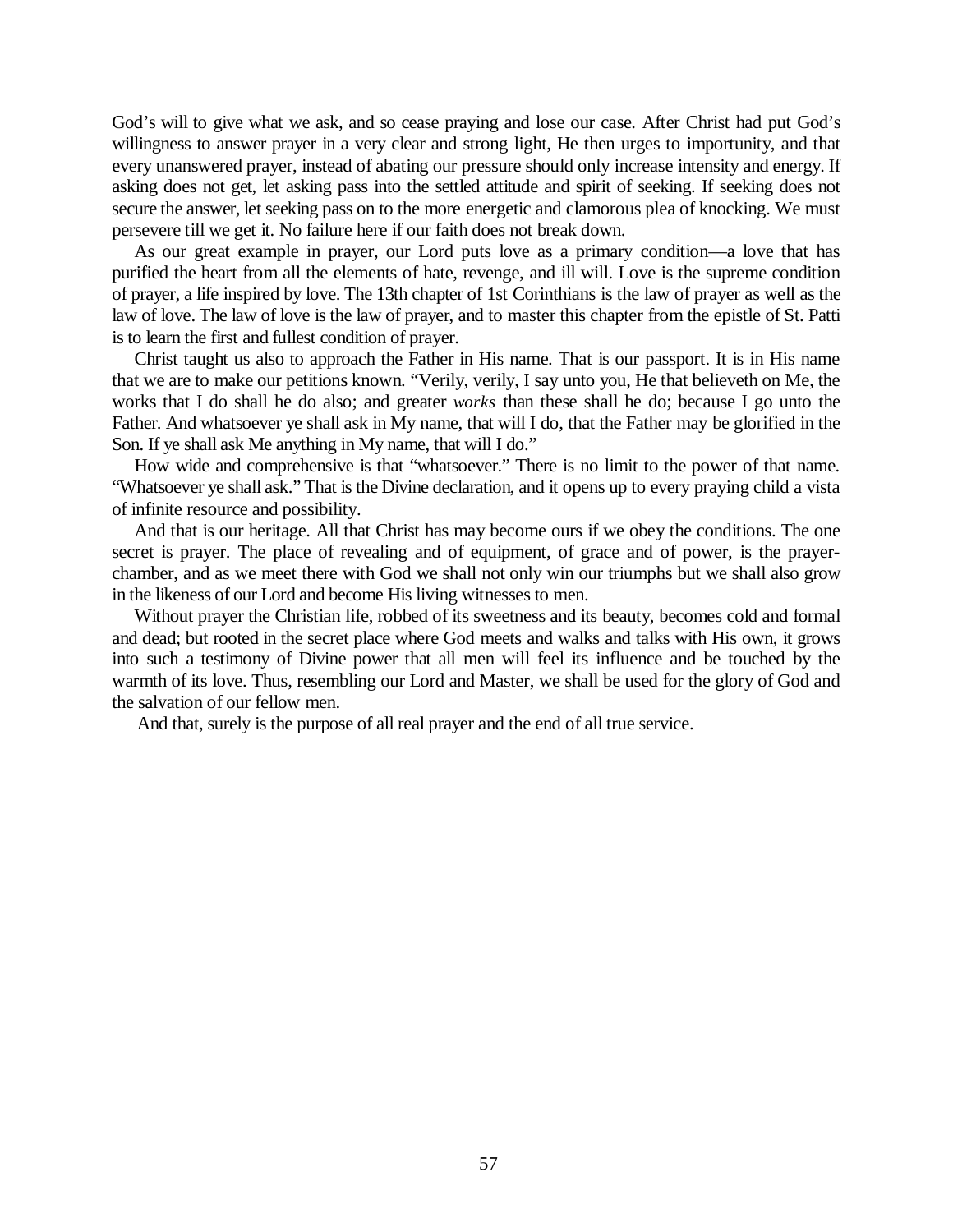God's will to give what we ask, and so cease praying and lose our case. After Christ had put God's willingness to answer prayer in a very clear and strong light, He then urges to importunity, and that every unanswered prayer, instead of abating our pressure should only increase intensity and energy. If asking does not get, let asking pass into the settled attitude and spirit of seeking. If seeking does not secure the answer, let seeking pass on to the more energetic and clamorous plea of knocking. We must persevere till we get it. No failure here if our faith does not break down.

As our great example in prayer, our Lord puts love as a primary condition—a love that has purified the heart from all the elements of hate, revenge, and ill will. Love is the supreme condition of prayer, a life inspired by love. The 13th chapter of 1st Corinthians is the law of prayer as well as the law of love. The law of love is the law of prayer, and to master this chapter from the epistle of St. Patti is to learn the first and fullest condition of prayer.

Christ taught us also to approach the Father in His name. That is our passport. It is in His name that we are to make our petitions known. "Verily, verily, I say unto you, He that believeth on Me, the works that I do shall he do also; and greater *works* than these shall he do; because I go unto the Father. And whatsoever ye shall ask in My name, that will I do, that the Father may be glorified in the Son. If ye shall ask Me anything in My name, that will I do."

How wide and comprehensive is that "whatsoever." There is no limit to the power of that name. "Whatsoever ye shall ask." That is the Divine declaration, and it opens up to every praying child a vista of infinite resource and possibility.

And that is our heritage. All that Christ has may become ours if we obey the conditions. The one secret is prayer. The place of revealing and of equipment, of grace and of power, is the prayer-chamber, and as we meet there with God we shall not only win our triumphs but we shall also grow in the likeness of our Lord and become His living witnesses to men.

Without prayer the Christian life, robbed of its sweetness and its beauty, becomes cold and formal and dead; but rooted in the secret place where God meets and walks and talks with His own, it grows into such a testimony of Divine power that all men will feel its influence and be touched by the warmth of its love. Thus, resembling our Lord and Master, we shall be used for the glory of God and the salvation of our fellow men.

And that, surely is the purpose of all real prayer and the end of all true service.